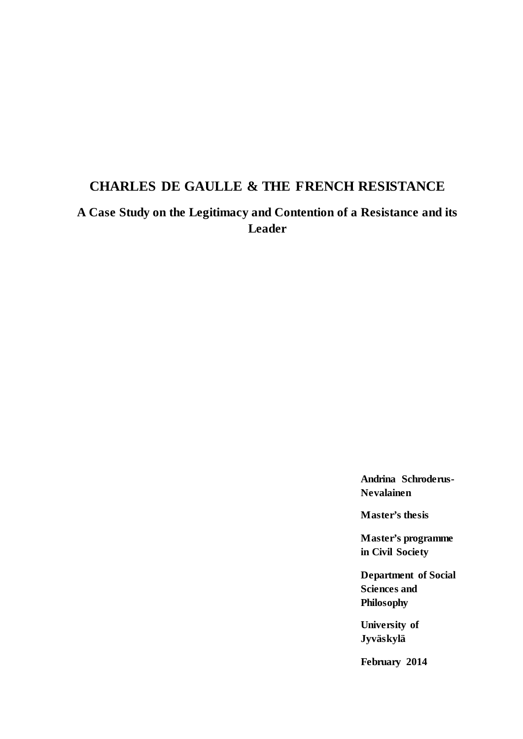# CHARLES DE GAULLE & THE FRENCH RESISTANCE

## A Case Study on the Legitimacy and Contention of a Resistance and its Leader

**Andrina Schroderus-Nevalainen**

**Master's thesis**

**Master's programme in Civil Society**

**Department of Social Sciences and Philosophy**

**University of Jyväskylä**

**February 2014**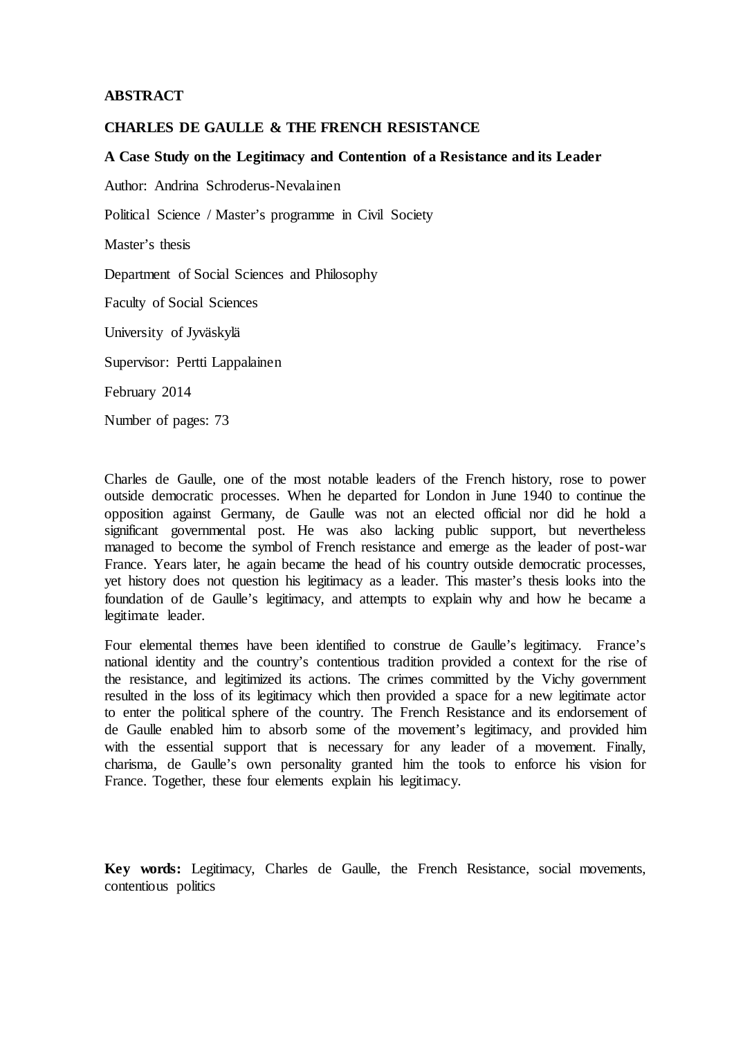**ABSTRACT**

**CHARLES DE GAULLE & THE FRENCH RESISTANCE**

**A Case Study on the Legitimacy and Contention of a Resistance and its Leader**

Author: Andrina Schroderus-Nevalainen

Political Science / Master's programme in Civil Society

Master's thesis

Department of Social Sciences and Philosophy

Faculty of Social Sciences

University of Jyväskylä

Supervisor: Pertti Lappalainen

February 2014

Number of pages: 73

Charles de Gaulle, one of the most notable leaders of the French history, rose to power outside democratic processes. When he departed for London in June 1940 to continue the opposition against Germany, de Gaulle was not an elected official nor did he hold a significant governmental post. He was also lacking public support, but nevertheless managed to become the symbol of French resistance and emerge as the leader of post-war France. Years later, he again became the head of his country outside democratic processes, yet history does not question his legitimacy as a leader. This master's thesis looks into the foundation of de Gaulle's legitimacy, and attempts to explain why and how he became a legitimate leader.

Four elemental themes have been identified to construe de Gaulle's legitimacy. France's national identity and the country's contentious tradition provided a context for the rise of the resistance, and legitimized its actions. The crimes committed by the Vichy government resulted in the loss of its legitimacy which then provided a space for a new legitimate actor to enter the political sphere of the country. The French Resistance and its endorsement of de Gaulle enabled him to absorb some of the movement's legitimacy, and provided him with the essential support that is necessary for any leader of a movement. Finally, charisma, de Gaulle's own personality granted him the tools to enforce his vision for France. Together, these four elements explain his legitimacy.

**Key words:** Legitimacy, Charles de Gaulle, the French Resistance, social movements, contentious politics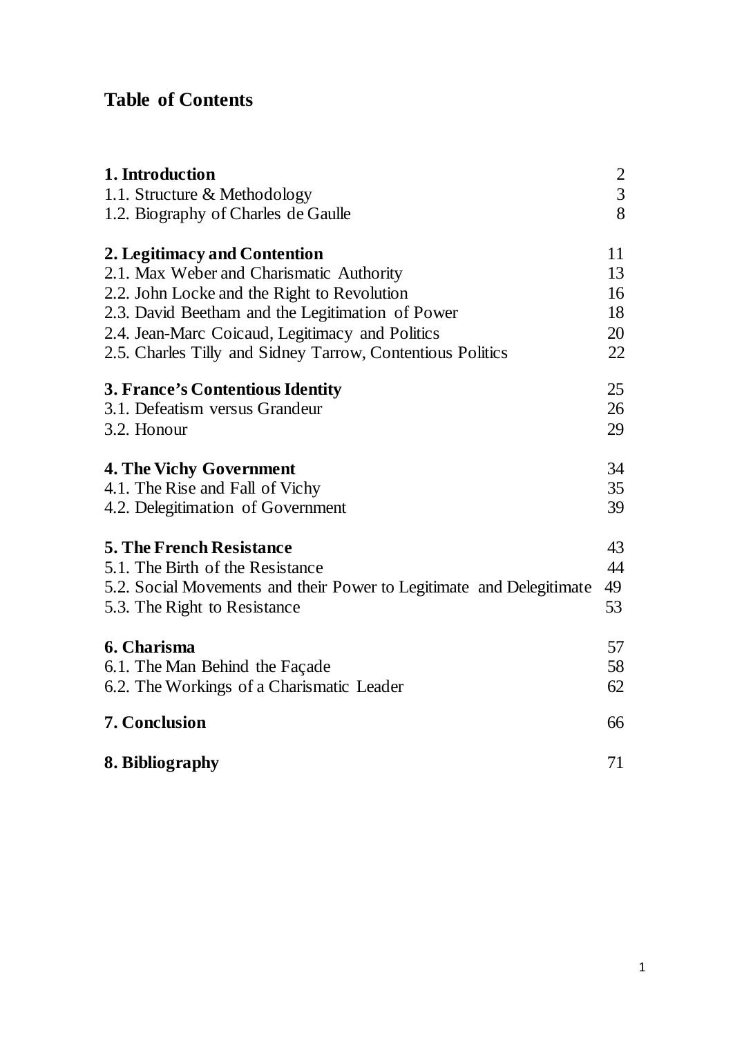# Table of Contents

| | |
|---|---|
| **1. Introduction** | 2 |
| 1.1. Structure & Methodology | 3 |
| 1.2. Biography of Charles de Gaulle | 8 |
| **2. Legitimacy and Contention** | 11 |
| 2.1. Max Weber and Charismatic Authority | 13 |
| 2.2. John Locke and the Right to Revolution | 16 |
| 2.3. David Beetham and the Legitimation of Power | 18 |
| 2.4. Jean-Marc Coicaud, Legitimacy and Politics | 20 |
| 2.5. Charles Tilly and Sidney Tarrow, Contentious Politics | 22 |
| **3. France's Contentious Identity** | 25 |
| 3.1. Defeatism versus Grandeur | 26 |
| 3.2. Honour | 29 |
| **4. The Vichy Government** | 34 |
| 4.1. The Rise and Fall of Vichy | 35 |
| 4.2. Delegitimation of Government | 39 |
| **5. The French Resistance** | 43 |
| 5.1. The Birth of the Resistance | 44 |
| 5.2. Social Movements and their Power to Legitimate and Delegitimate | 49 |
| 5.3. The Right to Resistance | 53 |
| **6. Charisma** | 57 |
| 6.1. The Man Behind the Façade | 58 |
| 6.2. The Workings of a Charismatic Leader | 62 |
| **7. Conclusion** | 66 |
| **8. Bibliography** | 71 |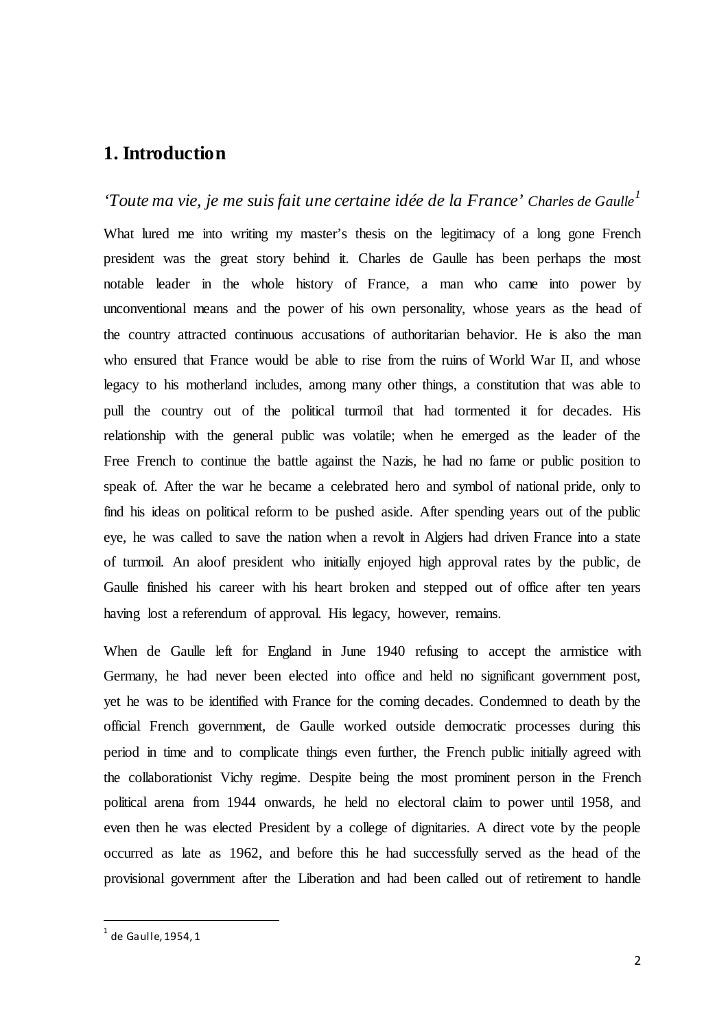## 1. Introduction

*'Toute ma vie, je me suis fait une certaine idée de la France'* Charles de Gaulle[1]

What lured me into writing my master's thesis on the legitimacy of a long gone French president was the great story behind it. Charles de Gaulle has been perhaps the most notable leader in the whole history of France, a man who came into power by unconventional means and the power of his own personality, whose years as the head of the country attracted continuous accusations of authoritarian behavior. He is also the man who ensured that France would be able to rise from the ruins of World War II, and whose legacy to his motherland includes, among many other things, a constitution that was able to pull the country out of the political turmoil that had tormented it for decades. His relationship with the general public was volatile; when he emerged as the leader of the Free French to continue the battle against the Nazis, he had no fame or public position to speak of. After the war he became a celebrated hero and symbol of national pride, only to find his ideas on political reform to be pushed aside. After spending years out of the public eye, he was called to save the nation when a revolt in Algiers had driven France into a state of turmoil. An aloof president who initially enjoyed high approval rates by the public, de Gaulle finished his career with his heart broken and stepped out of office after ten years having lost a referendum of approval. His legacy, however, remains.

When de Gaulle left for England in June 1940 refusing to accept the armistice with Germany, he had never been elected into office and held no significant government post, yet he was to be identified with France for the coming decades. Condemned to death by the official French government, de Gaulle worked outside democratic processes during this period in time and to complicate things even further, the French public initially agreed with the collaborationist Vichy regime. Despite being the most prominent person in the French political arena from 1944 onwards, he held no electoral claim to power until 1958, and even then he was elected President by a college of dignitaries. A direct vote by the people occurred as late as 1962, and before this he had successfully served as the head of the provisional government after the Liberation and had been called out of retirement to handle

[1] de Gaulle, 1954, 1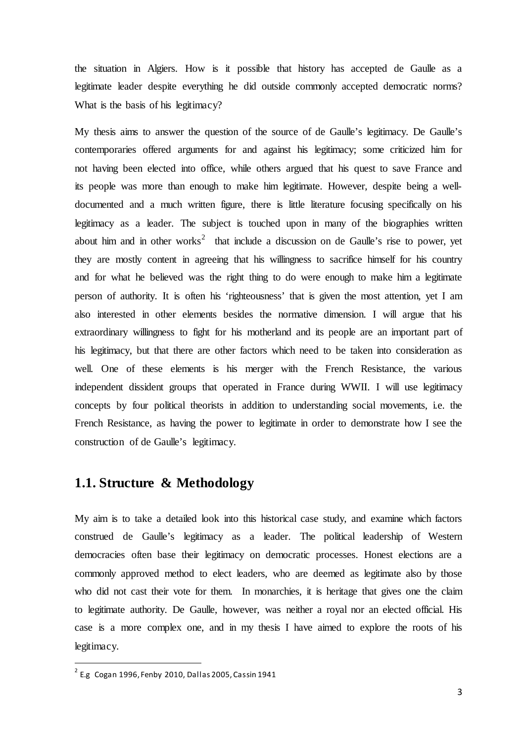the situation in Algiers. How is it possible that history has accepted de Gaulle as a legitimate leader despite everything he did outside commonly accepted democratic norms? What is the basis of his legitimacy?

My thesis aims to answer the question of the source of de Gaulle's legitimacy. De Gaulle's contemporaries offered arguments for and against his legitimacy; some criticized him for not having been elected into office, while others argued that his quest to save France and its people was more than enough to make him legitimate. However, despite being a well-documented and a much written figure, there is little literature focusing specifically on his legitimacy as a leader. The subject is touched upon in many of the biographies written about him and in other works[2] that include a discussion on de Gaulle's rise to power, yet they are mostly content in agreeing that his willingness to sacrifice himself for his country and for what he believed was the right thing to do were enough to make him a legitimate person of authority. It is often his 'righteousness' that is given the most attention, yet I am also interested in other elements besides the normative dimension. I will argue that his extraordinary willingness to fight for his motherland and its people are an important part of his legitimacy, but that there are other factors which need to be taken into consideration as well. One of these elements is his merger with the French Resistance, the various independent dissident groups that operated in France during WWII. I will use legitimacy concepts by four political theorists in addition to understanding social movements, i.e. the French Resistance, as having the power to legitimate in order to demonstrate how I see the construction of de Gaulle's legitimacy.

## 1.1. Structure & Methodology

My aim is to take a detailed look into this historical case study, and examine which factors construed de Gaulle's legitimacy as a leader. The political leadership of Western democracies often base their legitimacy on democratic processes. Honest elections are a commonly approved method to elect leaders, who are deemed as legitimate also by those who did not cast their vote for them. In monarchies, it is heritage that gives one the claim to legitimate authority. De Gaulle, however, was neither a royal nor an elected official. His case is a more complex one, and in my thesis I have aimed to explore the roots of his legitimacy.

[2] E.g Cogan 1996, Fenby 2010, Dallas 2005, Cassin 1941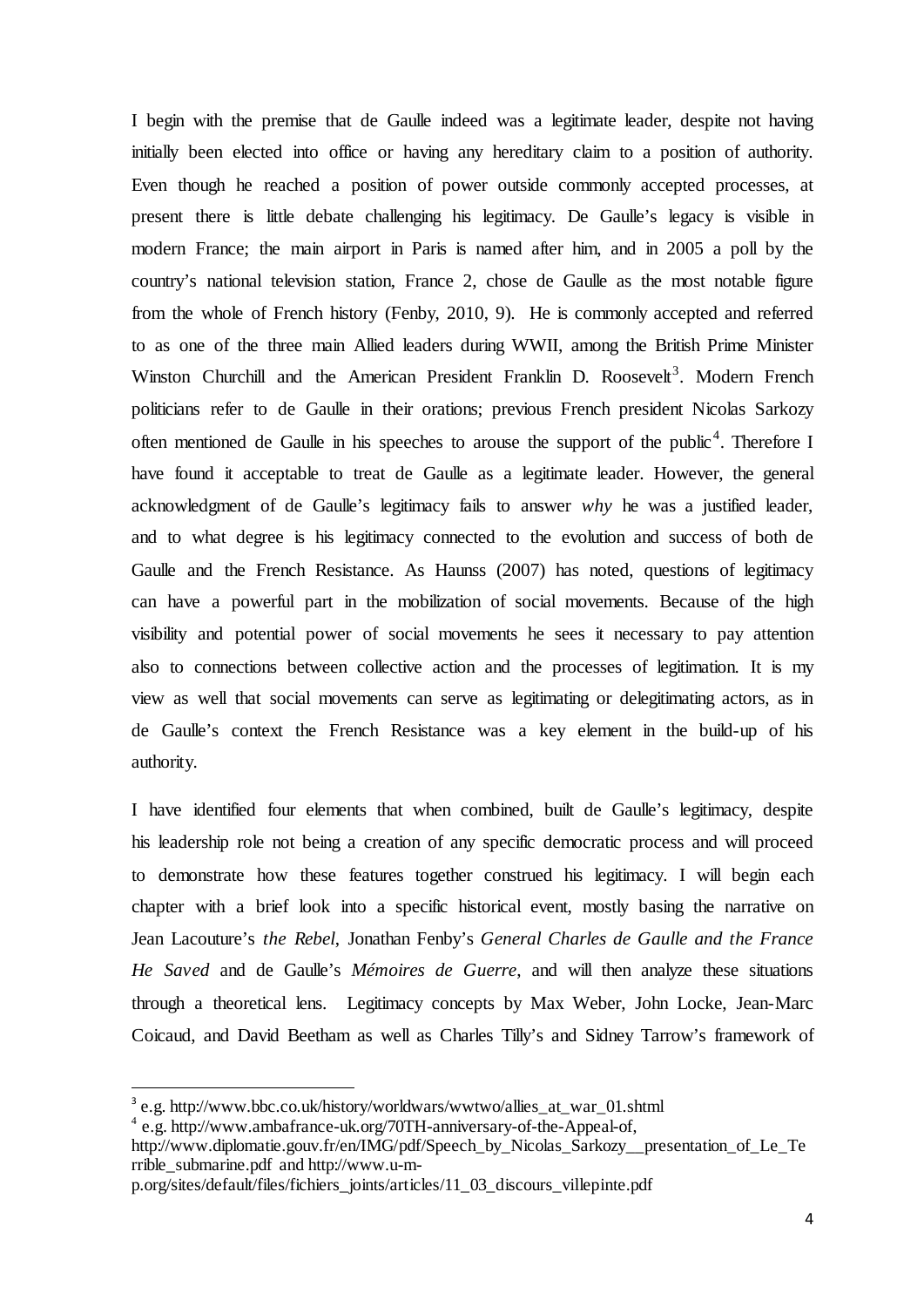I begin with the premise that de Gaulle indeed was a legitimate leader, despite not having initially been elected into office or having any hereditary claim to a position of authority. Even though he reached a position of power outside commonly accepted processes, at present there is little debate challenging his legitimacy. De Gaulle's legacy is visible in modern France; the main airport in Paris is named after him, and in 2005 a poll by the country's national television station, France 2, chose de Gaulle as the most notable figure from the whole of French history (Fenby, 2010, 9). He is commonly accepted and referred to as one of the three main Allied leaders during WWII, among the British Prime Minister Winston Churchill and the American President Franklin D. Roosevelt[3]. Modern French politicians refer to de Gaulle in their orations; previous French president Nicolas Sarkozy often mentioned de Gaulle in his speeches to arouse the support of the public[4]. Therefore I have found it acceptable to treat de Gaulle as a legitimate leader. However, the general acknowledgment of de Gaulle's legitimacy fails to answer *why* he was a justified leader, and to what degree is his legitimacy connected to the evolution and success of both de Gaulle and the French Resistance. As Haunss (2007) has noted, questions of legitimacy can have a powerful part in the mobilization of social movements. Because of the high visibility and potential power of social movements he sees it necessary to pay attention also to connections between collective action and the processes of legitimation. It is my view as well that social movements can serve as legitimating or delegitimating actors, as in de Gaulle's context the French Resistance was a key element in the build-up of his authority.

I have identified four elements that when combined, built de Gaulle's legitimacy, despite his leadership role not being a creation of any specific democratic process and will proceed to demonstrate how these features together construed his legitimacy. I will begin each chapter with a brief look into a specific historical event, mostly basing the narrative on Jean Lacouture's *the Rebel*, Jonathan Fenby's *General Charles de Gaulle and the France He Saved* and de Gaulle's *Mémoires de Guerre*, and will then analyze these situations through a theoretical lens. Legitimacy concepts by Max Weber, John Locke, Jean-Marc Coicaud, and David Beetham as well as Charles Tilly's and Sidney Tarrow's framework of

---

[3] e.g. http://www.bbc.co.uk/history/worldwars/wwtwo/allies_at_war_01.shtml

[4] e.g. http://www.ambafrance-uk.org/70TH-anniversary-of-the-Appeal-of, http://www.diplomatie.gouv.fr/en/IMG/pdf/Speech_by_Nicolas_Sarkozy__presentation_of_Le_Terrible_submarine.pdf and http://www.u-m-p.org/sites/default/files/fichiers_joints/articles/11_03_discours_villepinte.pdf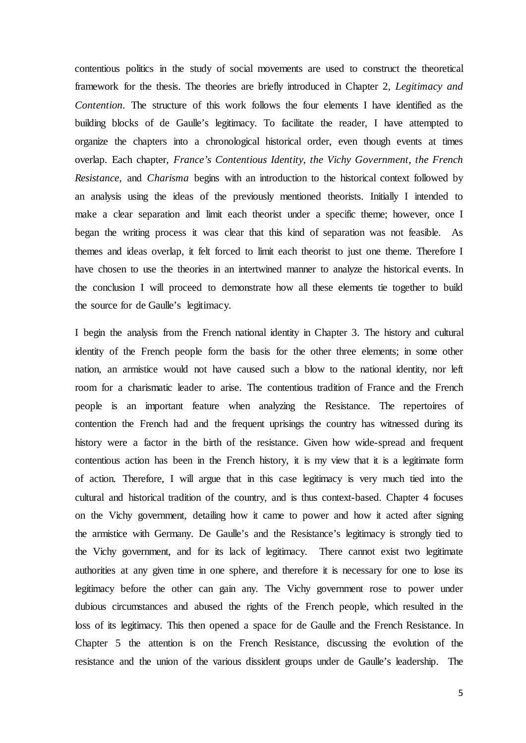contentious politics in the study of social movements are used to construct the theoretical framework for the thesis. The theories are briefly introduced in Chapter 2, *Legitimacy and Contention*. The structure of this work follows the four elements I have identified as the building blocks of de Gaulle's legitimacy. To facilitate the reader, I have attempted to organize the chapters into a chronological historical order, even though events at times overlap. Each chapter, *France's Contentious Identity*, *the Vichy Government*, *the French Resistance*, and *Charisma* begins with an introduction to the historical context followed by an analysis using the ideas of the previously mentioned theorists. Initially I intended to make a clear separation and limit each theorist under a specific theme; however, once I began the writing process it was clear that this kind of separation was not feasible. As themes and ideas overlap, it felt forced to limit each theorist to just one theme. Therefore I have chosen to use the theories in an intertwined manner to analyze the historical events. In the conclusion I will proceed to demonstrate how all these elements tie together to build the source for de Gaulle's legitimacy.

I begin the analysis from the French national identity in Chapter 3. The history and cultural identity of the French people form the basis for the other three elements; in some other nation, an armistice would not have caused such a blow to the national identity, nor left room for a charismatic leader to arise. The contentious tradition of France and the French people is an important feature when analyzing the Resistance. The repertoires of contention the French had and the frequent uprisings the country has witnessed during its history were a factor in the birth of the resistance. Given how wide-spread and frequent contentious action has been in the French history, it is my view that it is a legitimate form of action. Therefore, I will argue that in this case legitimacy is very much tied into the cultural and historical tradition of the country, and is thus context-based. Chapter 4 focuses on the Vichy government, detailing how it came to power and how it acted after signing the armistice with Germany. De Gaulle's and the Resistance's legitimacy is strongly tied to the Vichy government, and for its lack of legitimacy. There cannot exist two legitimate authorities at any given time in one sphere, and therefore it is necessary for one to lose its legitimacy before the other can gain any. The Vichy government rose to power under dubious circumstances and abused the rights of the French people, which resulted in the loss of its legitimacy. This then opened a space for de Gaulle and the French Resistance. In Chapter 5 the attention is on the French Resistance, discussing the evolution of the resistance and the union of the various dissident groups under de Gaulle's leadership. The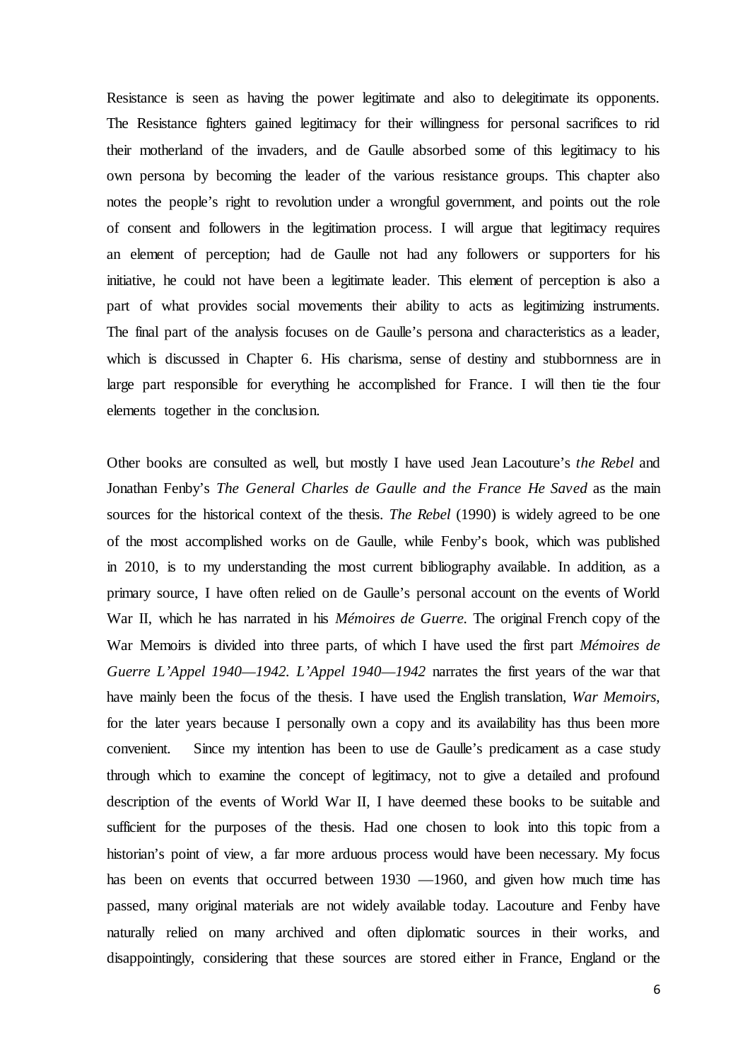Resistance is seen as having the power legitimate and also to delegitimate its opponents. The Resistance fighters gained legitimacy for their willingness for personal sacrifices to rid their motherland of the invaders, and de Gaulle absorbed some of this legitimacy to his own persona by becoming the leader of the various resistance groups. This chapter also notes the people's right to revolution under a wrongful government, and points out the role of consent and followers in the legitimation process. I will argue that legitimacy requires an element of perception; had de Gaulle not had any followers or supporters for his initiative, he could not have been a legitimate leader. This element of perception is also a part of what provides social movements their ability to acts as legitimizing instruments. The final part of the analysis focuses on de Gaulle's persona and characteristics as a leader, which is discussed in Chapter 6. His charisma, sense of destiny and stubbornness are in large part responsible for everything he accomplished for France. I will then tie the four elements together in the conclusion.

Other books are consulted as well, but mostly I have used Jean Lacouture's *the Rebel* and Jonathan Fenby's *The General Charles de Gaulle and the France He Saved* as the main sources for the historical context of the thesis. *The Rebel* (1990) is widely agreed to be one of the most accomplished works on de Gaulle, while Fenby's book, which was published in 2010, is to my understanding the most current bibliography available. In addition, as a primary source, I have often relied on de Gaulle's personal account on the events of World War II, which he has narrated in his *Mémoires de Guerre*. The original French copy of the War Memoirs is divided into three parts, of which I have used the first part *Mémoires de Guerre L'Appel 1940—1942*. *L'Appel 1940—1942* narrates the first years of the war that have mainly been the focus of the thesis. I have used the English translation, *War Memoirs*, for the later years because I personally own a copy and its availability has thus been more convenient. Since my intention has been to use de Gaulle's predicament as a case study through which to examine the concept of legitimacy, not to give a detailed and profound description of the events of World War II, I have deemed these books to be suitable and sufficient for the purposes of the thesis. Had one chosen to look into this topic from a historian's point of view, a far more arduous process would have been necessary. My focus has been on events that occurred between 1930 —1960, and given how much time has passed, many original materials are not widely available today. Lacouture and Fenby have naturally relied on many archived and often diplomatic sources in their works, and disappointingly, considering that these sources are stored either in France, England or the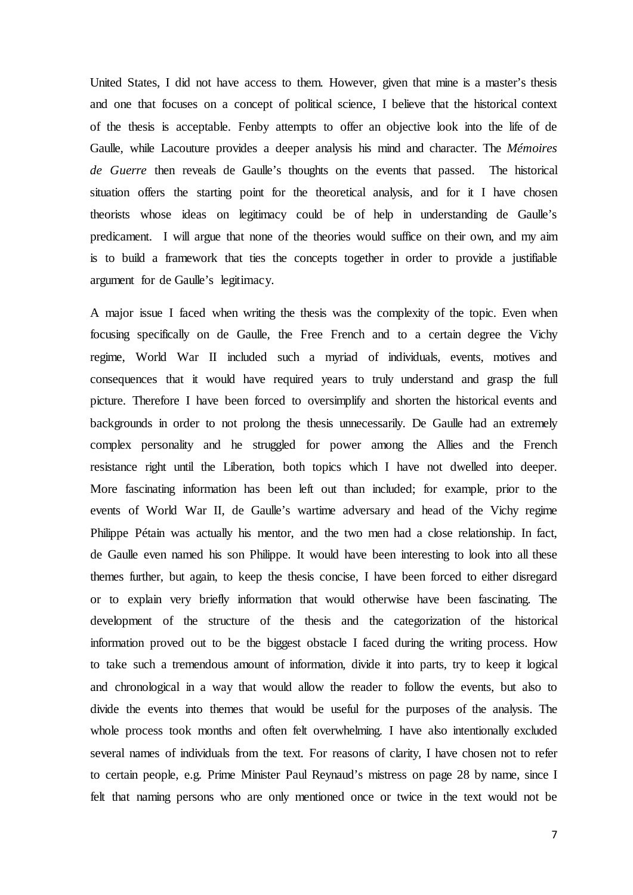United States, I did not have access to them. However, given that mine is a master's thesis and one that focuses on a concept of political science, I believe that the historical context of the thesis is acceptable. Fenby attempts to offer an objective look into the life of de Gaulle, while Lacouture provides a deeper analysis his mind and character. The *Mémoires de Guerre* then reveals de Gaulle's thoughts on the events that passed. The historical situation offers the starting point for the theoretical analysis, and for it I have chosen theorists whose ideas on legitimacy could be of help in understanding de Gaulle's predicament. I will argue that none of the theories would suffice on their own, and my aim is to build a framework that ties the concepts together in order to provide a justifiable argument for de Gaulle's legitimacy.

A major issue I faced when writing the thesis was the complexity of the topic. Even when focusing specifically on de Gaulle, the Free French and to a certain degree the Vichy regime, World War II included such a myriad of individuals, events, motives and consequences that it would have required years to truly understand and grasp the full picture. Therefore I have been forced to oversimplify and shorten the historical events and backgrounds in order to not prolong the thesis unnecessarily. De Gaulle had an extremely complex personality and he struggled for power among the Allies and the French resistance right until the Liberation, both topics which I have not dwelled into deeper. More fascinating information has been left out than included; for example, prior to the events of World War II, de Gaulle's wartime adversary and head of the Vichy regime Philippe Pétain was actually his mentor, and the two men had a close relationship. In fact, de Gaulle even named his son Philippe. It would have been interesting to look into all these themes further, but again, to keep the thesis concise, I have been forced to either disregard or to explain very briefly information that would otherwise have been fascinating. The development of the structure of the thesis and the categorization of the historical information proved out to be the biggest obstacle I faced during the writing process. How to take such a tremendous amount of information, divide it into parts, try to keep it logical and chronological in a way that would allow the reader to follow the events, but also to divide the events into themes that would be useful for the purposes of the analysis. The whole process took months and often felt overwhelming. I have also intentionally excluded several names of individuals from the text. For reasons of clarity, I have chosen not to refer to certain people, e.g. Prime Minister Paul Reynaud's mistress on page 28 by name, since I felt that naming persons who are only mentioned once or twice in the text would not be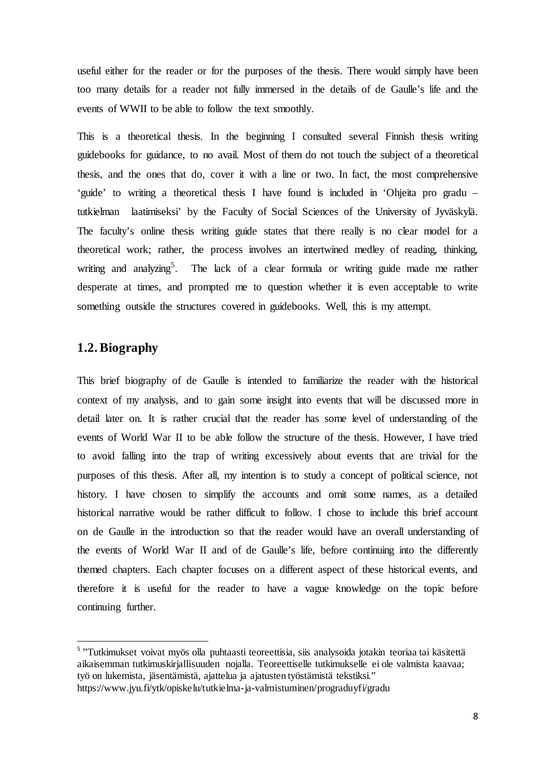useful either for the reader or for the purposes of the thesis. There would simply have been too many details for a reader not fully immersed in the details of de Gaulle's life and the events of WWII to be able to follow the text smoothly.

This is a theoretical thesis. In the beginning I consulted several Finnish thesis writing guidebooks for guidance, to no avail. Most of them do not touch the subject of a theoretical thesis, and the ones that do, cover it with a line or two. In fact, the most comprehensive 'guide' to writing a theoretical thesis I have found is included in 'Ohjeita pro gradu –tutkielman laatimiseksi' by the Faculty of Social Sciences of the University of Jyväskylä. The faculty's online thesis writing guide states that there really is no clear model for a theoretical work; rather, the process involves an intertwined medley of reading, thinking, writing and analyzing[5]. The lack of a clear formula or writing guide made me rather desperate at times, and prompted me to question whether it is even acceptable to write something outside the structures covered in guidebooks. Well, this is my attempt.

## 1.2. Biography

This brief biography of de Gaulle is intended to familiarize the reader with the historical context of my analysis, and to gain some insight into events that will be discussed more in detail later on. It is rather crucial that the reader has some level of understanding of the events of World War II to be able follow the structure of the thesis. However, I have tried to avoid falling into the trap of writing excessively about events that are trivial for the purposes of this thesis. After all, my intention is to study a concept of political science, not history. I have chosen to simplify the accounts and omit some names, as a detailed historical narrative would be rather difficult to follow. I chose to include this brief account on de Gaulle in the introduction so that the reader would have an overall understanding of the events of World War II and of de Gaulle's life, before continuing into the differently themed chapters. Each chapter focuses on a different aspect of these historical events, and therefore it is useful for the reader to have a vague knowledge on the topic before continuing further.

---

[5] "Tutkimukset voivat myös olla puhtaasti teoreettisia, siis analysoida jotakin teoriaa tai käsitettä aikaisemman tutkimuskirjallisuuden nojalla. Teoreettiselle tutkimukselle ei ole valmista kaavaa; työ on lukemista, jäsentämistä, ajattelua ja ajatusten työstämistä tekstiksi."
https://www.jyu.fi/ytk/opiskelu/tutkielma-ja-valmistuminen/progradufi/gradu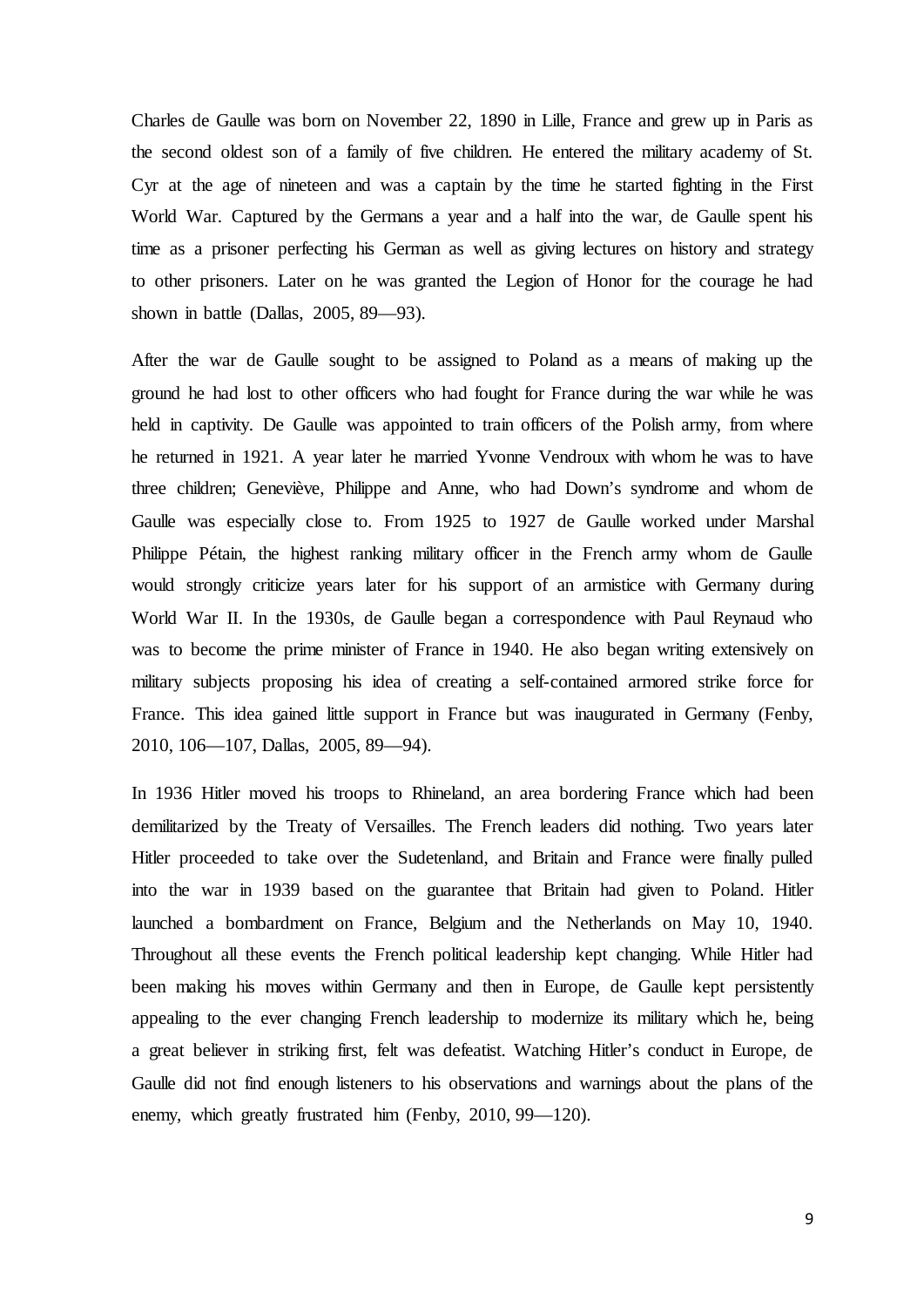Charles de Gaulle was born on November 22, 1890 in Lille, France and grew up in Paris as the second oldest son of a family of five children. He entered the military academy of St. Cyr at the age of nineteen and was a captain by the time he started fighting in the First World War. Captured by the Germans a year and a half into the war, de Gaulle spent his time as a prisoner perfecting his German as well as giving lectures on history and strategy to other prisoners. Later on he was granted the Legion of Honor for the courage he had shown in battle (Dallas, 2005, 89—93).

After the war de Gaulle sought to be assigned to Poland as a means of making up the ground he had lost to other officers who had fought for France during the war while he was held in captivity. De Gaulle was appointed to train officers of the Polish army, from where he returned in 1921. A year later he married Yvonne Vendroux with whom he was to have three children; Geneviève, Philippe and Anne, who had Down's syndrome and whom de Gaulle was especially close to. From 1925 to 1927 de Gaulle worked under Marshal Philippe Pétain, the highest ranking military officer in the French army whom de Gaulle would strongly criticize years later for his support of an armistice with Germany during World War II. In the 1930s, de Gaulle began a correspondence with Paul Reynaud who was to become the prime minister of France in 1940. He also began writing extensively on military subjects proposing his idea of creating a self-contained armored strike force for France. This idea gained little support in France but was inaugurated in Germany (Fenby, 2010, 106—107, Dallas, 2005, 89—94).

In 1936 Hitler moved his troops to Rhineland, an area bordering France which had been demilitarized by the Treaty of Versailles. The French leaders did nothing. Two years later Hitler proceeded to take over the Sudetenland, and Britain and France were finally pulled into the war in 1939 based on the guarantee that Britain had given to Poland. Hitler launched a bombardment on France, Belgium and the Netherlands on May 10, 1940. Throughout all these events the French political leadership kept changing. While Hitler had been making his moves within Germany and then in Europe, de Gaulle kept persistently appealing to the ever changing French leadership to modernize its military which he, being a great believer in striking first, felt was defeatist. Watching Hitler's conduct in Europe, de Gaulle did not find enough listeners to his observations and warnings about the plans of the enemy, which greatly frustrated him (Fenby, 2010, 99—120).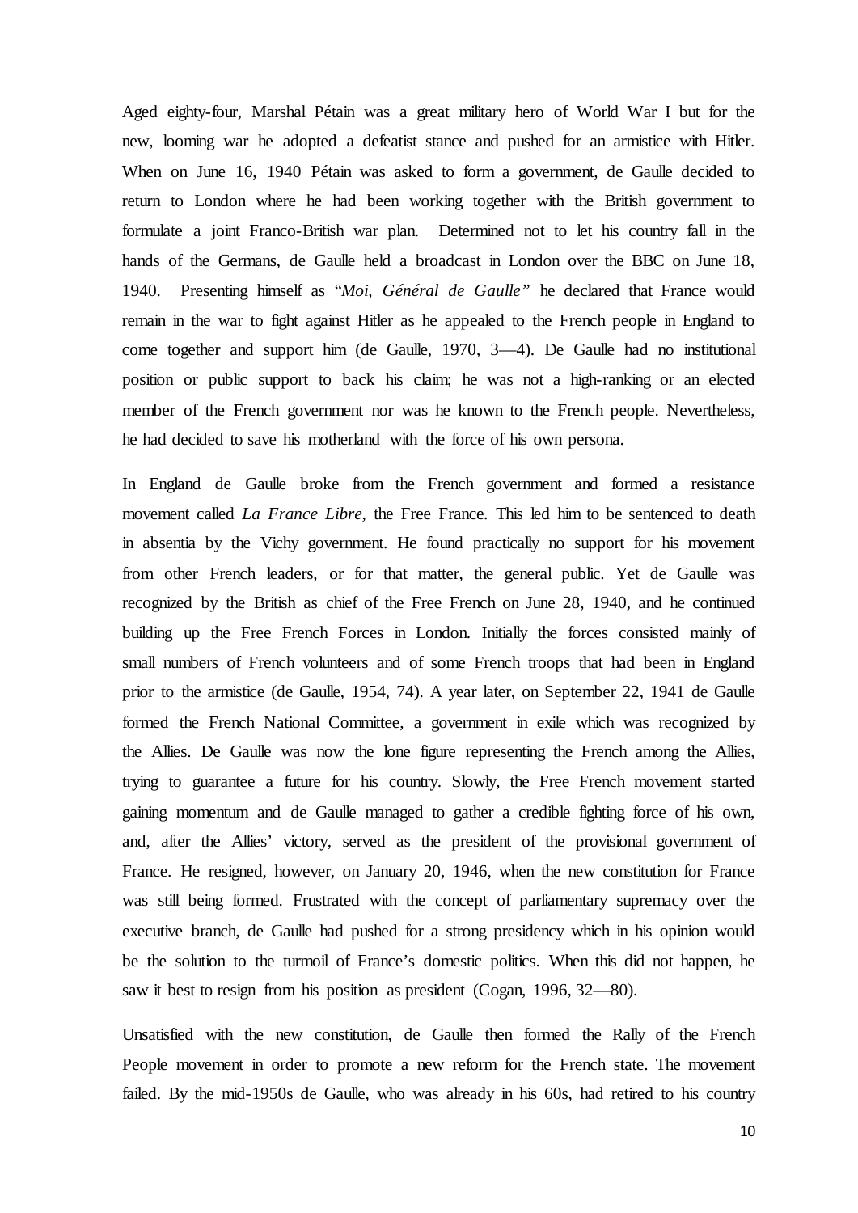Aged eighty-four, Marshal Pétain was a great military hero of World War I but for the new, looming war he adopted a defeatist stance and pushed for an armistice with Hitler. When on June 16, 1940 Pétain was asked to form a government, de Gaulle decided to return to London where he had been working together with the British government to formulate a joint Franco-British war plan. Determined not to let his country fall in the hands of the Germans, de Gaulle held a broadcast in London over the BBC on June 18, 1940. Presenting himself as "*Moi, Général de Gaulle"* he declared that France would remain in the war to fight against Hitler as he appealed to the French people in England to come together and support him (de Gaulle, 1970, 3—4). De Gaulle had no institutional position or public support to back his claim; he was not a high-ranking or an elected member of the French government nor was he known to the French people. Nevertheless, he had decided to save his motherland with the force of his own persona.

In England de Gaulle broke from the French government and formed a resistance movement called *La France Libre*, the Free France. This led him to be sentenced to death in absentia by the Vichy government. He found practically no support for his movement from other French leaders, or for that matter, the general public. Yet de Gaulle was recognized by the British as chief of the Free French on June 28, 1940, and he continued building up the Free French Forces in London. Initially the forces consisted mainly of small numbers of French volunteers and of some French troops that had been in England prior to the armistice (de Gaulle, 1954, 74). A year later, on September 22, 1941 de Gaulle formed the French National Committee, a government in exile which was recognized by the Allies. De Gaulle was now the lone figure representing the French among the Allies, trying to guarantee a future for his country. Slowly, the Free French movement started gaining momentum and de Gaulle managed to gather a credible fighting force of his own, and, after the Allies' victory, served as the president of the provisional government of France. He resigned, however, on January 20, 1946, when the new constitution for France was still being formed. Frustrated with the concept of parliamentary supremacy over the executive branch, de Gaulle had pushed for a strong presidency which in his opinion would be the solution to the turmoil of France's domestic politics. When this did not happen, he saw it best to resign from his position as president (Cogan, 1996, 32—80).

Unsatisfied with the new constitution, de Gaulle then formed the Rally of the French People movement in order to promote a new reform for the French state. The movement failed. By the mid-1950s de Gaulle, who was already in his 60s, had retired to his country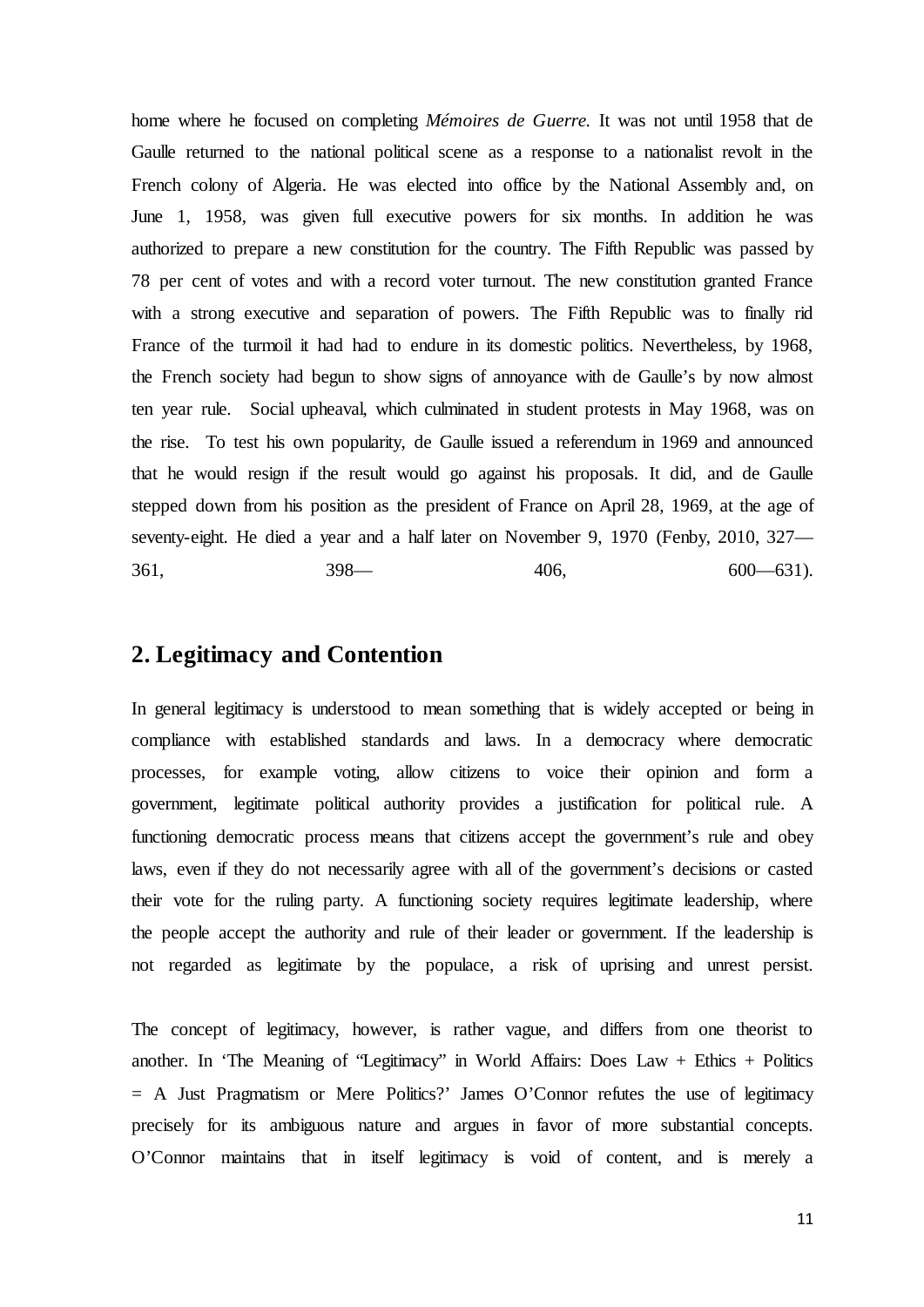home where he focused on completing *Mémoires de Guerre.* It was not until 1958 that de Gaulle returned to the national political scene as a response to a nationalist revolt in the French colony of Algeria. He was elected into office by the National Assembly and, on June 1, 1958, was given full executive powers for six months. In addition he was authorized to prepare a new constitution for the country. The Fifth Republic was passed by 78 per cent of votes and with a record voter turnout. The new constitution granted France with a strong executive and separation of powers. The Fifth Republic was to finally rid France of the turmoil it had had to endure in its domestic politics. Nevertheless, by 1968, the French society had begun to show signs of annoyance with de Gaulle's by now almost ten year rule. Social upheaval, which culminated in student protests in May 1968, was on the rise. To test his own popularity, de Gaulle issued a referendum in 1969 and announced that he would resign if the result would go against his proposals. It did, and de Gaulle stepped down from his position as the president of France on April 28, 1969, at the age of seventy-eight. He died a year and a half later on November 9, 1970 (Fenby, 2010, 327—361, 398—406, 600—631).

## 2. Legitimacy and Contention

In general legitimacy is understood to mean something that is widely accepted or being in compliance with established standards and laws. In a democracy where democratic processes, for example voting, allow citizens to voice their opinion and form a government, legitimate political authority provides a justification for political rule. A functioning democratic process means that citizens accept the government's rule and obey laws, even if they do not necessarily agree with all of the government's decisions or casted their vote for the ruling party. A functioning society requires legitimate leadership, where the people accept the authority and rule of their leader or government. If the leadership is not regarded as legitimate by the populace, a risk of uprising and unrest persist.

The concept of legitimacy, however, is rather vague, and differs from one theorist to another. In 'The Meaning of "Legitimacy" in World Affairs: Does Law + Ethics + Politics = A Just Pragmatism or Mere Politics?' James O'Connor refutes the use of legitimacy precisely for its ambiguous nature and argues in favor of more substantial concepts. O'Connor maintains that in itself legitimacy is void of content, and is merely a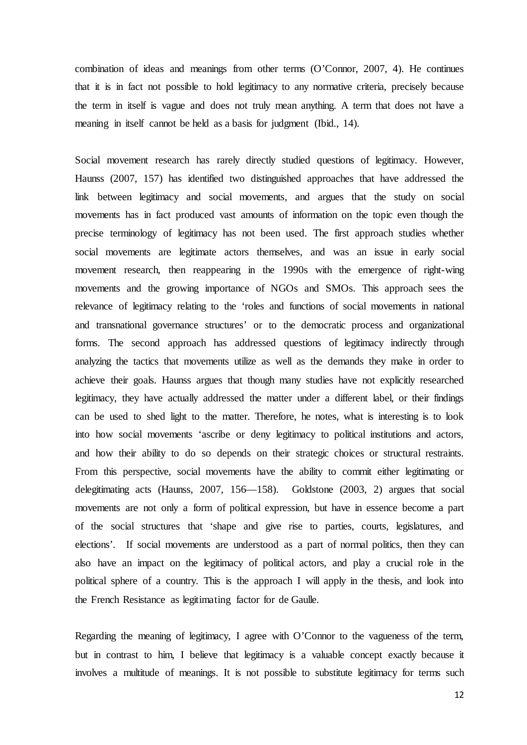combination of ideas and meanings from other terms (O'Connor, 2007, 4). He continues that it is in fact not possible to hold legitimacy to any normative criteria, precisely because the term in itself is vague and does not truly mean anything. A term that does not have a meaning in itself cannot be held as a basis for judgment (Ibid., 14).

Social movement research has rarely directly studied questions of legitimacy. However, Haunss (2007, 157) has identified two distinguished approaches that have addressed the link between legitimacy and social movements, and argues that the study on social movements has in fact produced vast amounts of information on the topic even though the precise terminology of legitimacy has not been used. The first approach studies whether social movements are legitimate actors themselves, and was an issue in early social movement research, then reappearing in the 1990s with the emergence of right-wing movements and the growing importance of NGOs and SMOs. This approach sees the relevance of legitimacy relating to the 'roles and functions of social movements in national and transnational governance structures' or to the democratic process and organizational forms. The second approach has addressed questions of legitimacy indirectly through analyzing the tactics that movements utilize as well as the demands they make in order to achieve their goals. Haunss argues that though many studies have not explicitly researched legitimacy, they have actually addressed the matter under a different label, or their findings can be used to shed light to the matter. Therefore, he notes, what is interesting is to look into how social movements 'ascribe or deny legitimacy to political institutions and actors, and how their ability to do so depends on their strategic choices or structural restraints. From this perspective, social movements have the ability to commit either legitimating or delegitimating acts (Haunss, 2007, 156—158). Goldstone (2003, 2) argues that social movements are not only a form of political expression, but have in essence become a part of the social structures that 'shape and give rise to parties, courts, legislatures, and elections'. If social movements are understood as a part of normal politics, then they can also have an impact on the legitimacy of political actors, and play a crucial role in the political sphere of a country. This is the approach I will apply in the thesis, and look into the French Resistance as legitimating factor for de Gaulle.

Regarding the meaning of legitimacy, I agree with O'Connor to the vagueness of the term, but in contrast to him, I believe that legitimacy is a valuable concept exactly because it involves a multitude of meanings. It is not possible to substitute legitimacy for terms such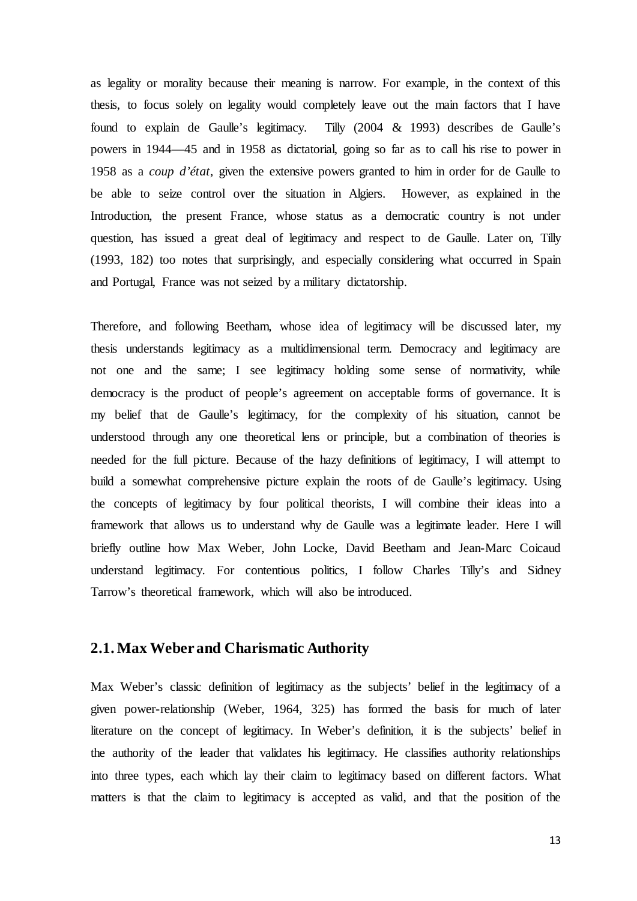as legality or morality because their meaning is narrow. For example, in the context of this thesis, to focus solely on legality would completely leave out the main factors that I have found to explain de Gaulle's legitimacy. Tilly (2004 & 1993) describes de Gaulle's powers in 1944—45 and in 1958 as dictatorial, going so far as to call his rise to power in 1958 as a *coup d'état*, given the extensive powers granted to him in order for de Gaulle to be able to seize control over the situation in Algiers. However, as explained in the Introduction, the present France, whose status as a democratic country is not under question, has issued a great deal of legitimacy and respect to de Gaulle. Later on, Tilly (1993, 182) too notes that surprisingly, and especially considering what occurred in Spain and Portugal, France was not seized by a military dictatorship.

Therefore, and following Beetham, whose idea of legitimacy will be discussed later, my thesis understands legitimacy as a multidimensional term. Democracy and legitimacy are not one and the same; I see legitimacy holding some sense of normativity, while democracy is the product of people's agreement on acceptable forms of governance. It is my belief that de Gaulle's legitimacy, for the complexity of his situation, cannot be understood through any one theoretical lens or principle, but a combination of theories is needed for the full picture. Because of the hazy definitions of legitimacy, I will attempt to build a somewhat comprehensive picture explain the roots of de Gaulle's legitimacy. Using the concepts of legitimacy by four political theorists, I will combine their ideas into a framework that allows us to understand why de Gaulle was a legitimate leader. Here I will briefly outline how Max Weber, John Locke, David Beetham and Jean-Marc Coicaud understand legitimacy. For contentious politics, I follow Charles Tilly's and Sidney Tarrow's theoretical framework, which will also be introduced.

## 2.1. Max Weber and Charismatic Authority

Max Weber's classic definition of legitimacy as the subjects' belief in the legitimacy of a given power-relationship (Weber, 1964, 325) has formed the basis for much of later literature on the concept of legitimacy. In Weber's definition, it is the subjects' belief in the authority of the leader that validates his legitimacy. He classifies authority relationships into three types, each which lay their claim to legitimacy based on different factors. What matters is that the claim to legitimacy is accepted as valid, and that the position of the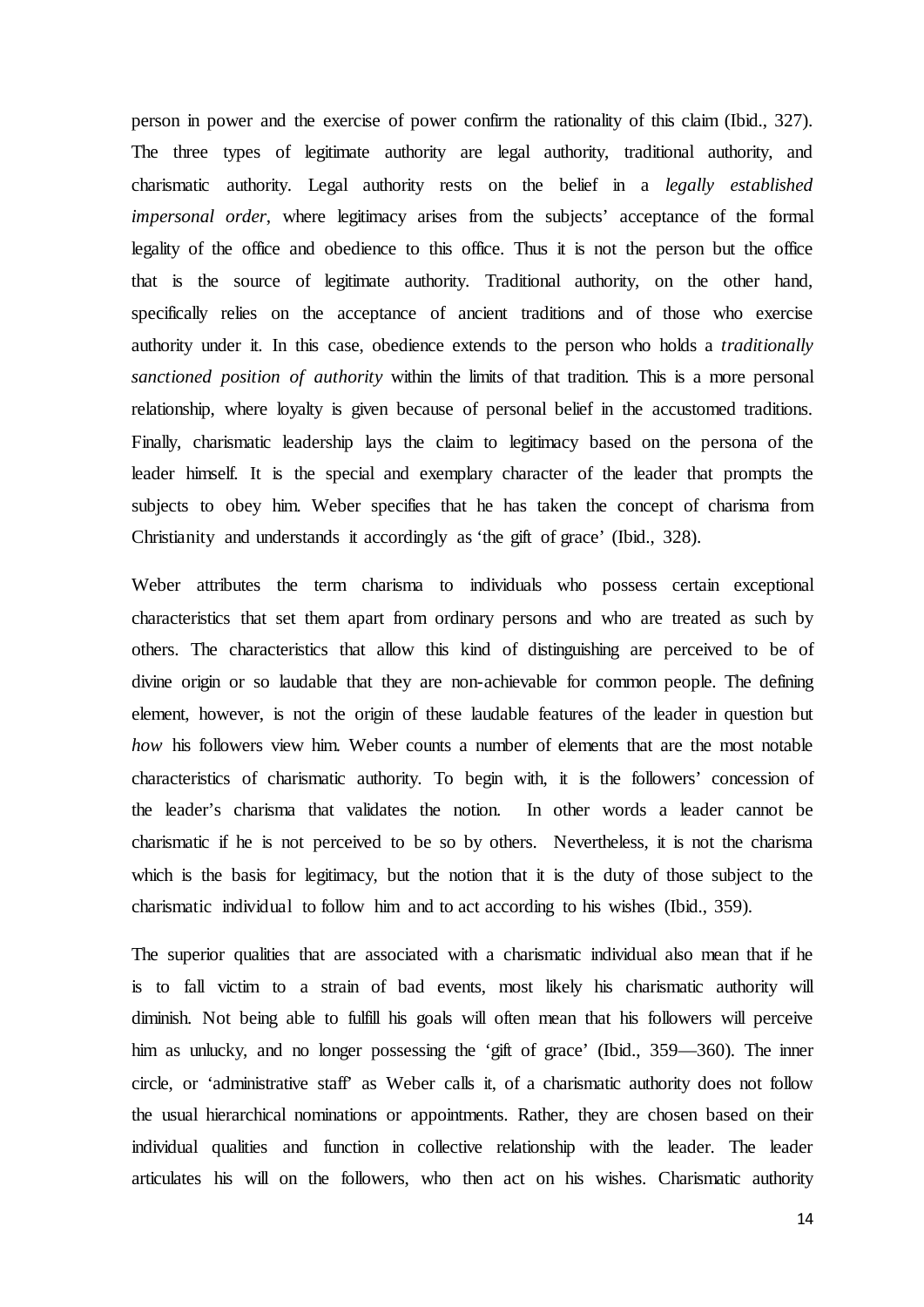person in power and the exercise of power confirm the rationality of this claim (Ibid., 327). The three types of legitimate authority are legal authority, traditional authority, and charismatic authority. Legal authority rests on the belief in a *legally established impersonal order*, where legitimacy arises from the subjects' acceptance of the formal legality of the office and obedience to this office. Thus it is not the person but the office that is the source of legitimate authority. Traditional authority, on the other hand, specifically relies on the acceptance of ancient traditions and of those who exercise authority under it. In this case, obedience extends to the person who holds a *traditionally sanctioned position of authority* within the limits of that tradition. This is a more personal relationship, where loyalty is given because of personal belief in the accustomed traditions. Finally, charismatic leadership lays the claim to legitimacy based on the persona of the leader himself. It is the special and exemplary character of the leader that prompts the subjects to obey him. Weber specifies that he has taken the concept of charisma from Christianity and understands it accordingly as 'the gift of grace' (Ibid., 328).

Weber attributes the term charisma to individuals who possess certain exceptional characteristics that set them apart from ordinary persons and who are treated as such by others. The characteristics that allow this kind of distinguishing are perceived to be of divine origin or so laudable that they are non-achievable for common people. The defining element, however, is not the origin of these laudable features of the leader in question but *how* his followers view him. Weber counts a number of elements that are the most notable characteristics of charismatic authority. To begin with, it is the followers' concession of the leader's charisma that validates the notion. In other words a leader cannot be charismatic if he is not perceived to be so by others. Nevertheless, it is not the charisma which is the basis for legitimacy, but the notion that it is the duty of those subject to the charismatic individual to follow him and to act according to his wishes (Ibid., 359).

The superior qualities that are associated with a charismatic individual also mean that if he is to fall victim to a strain of bad events, most likely his charismatic authority will diminish. Not being able to fulfill his goals will often mean that his followers will perceive him as unlucky, and no longer possessing the 'gift of grace' (Ibid., 359—360). The inner circle, or 'administrative staff' as Weber calls it, of a charismatic authority does not follow the usual hierarchical nominations or appointments. Rather, they are chosen based on their individual qualities and function in collective relationship with the leader. The leader articulates his will on the followers, who then act on his wishes. Charismatic authority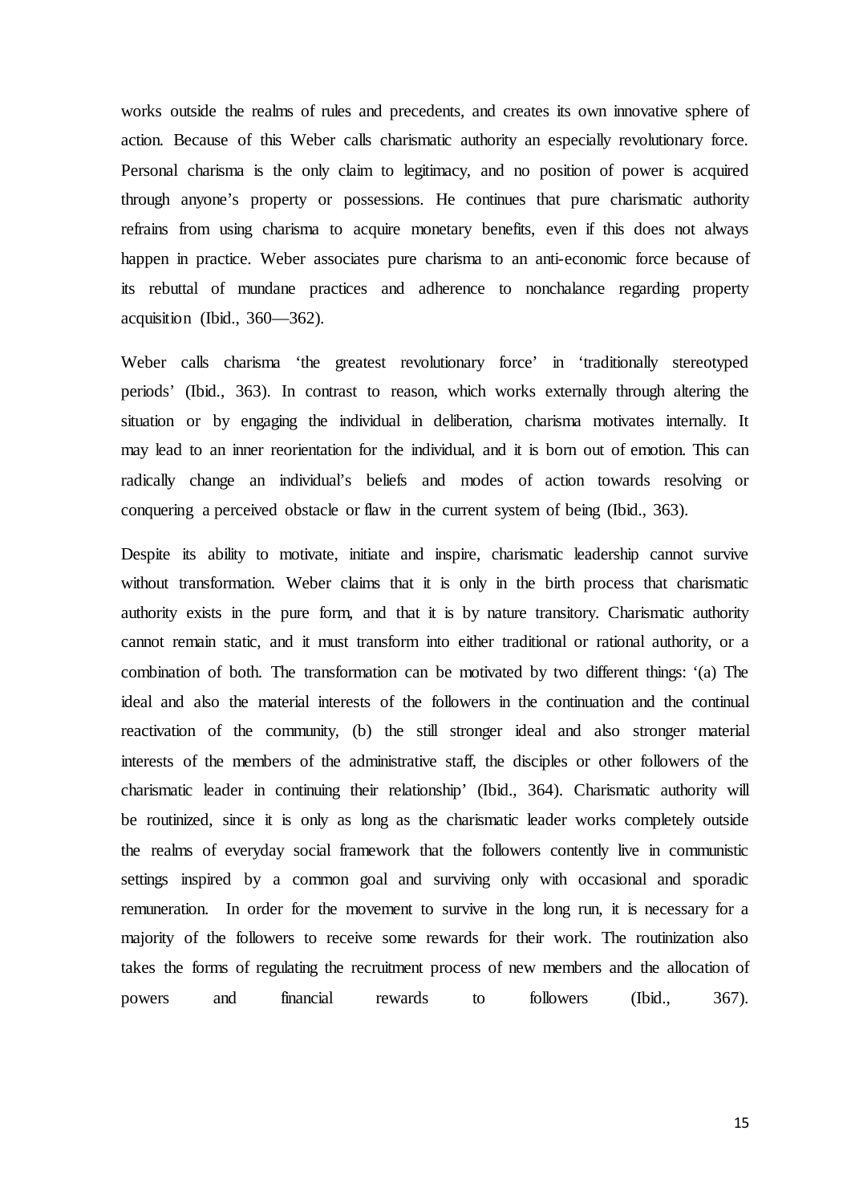works outside the realms of rules and precedents, and creates its own innovative sphere of action. Because of this Weber calls charismatic authority an especially revolutionary force. Personal charisma is the only claim to legitimacy, and no position of power is acquired through anyone's property or possessions. He continues that pure charismatic authority refrains from using charisma to acquire monetary benefits, even if this does not always happen in practice. Weber associates pure charisma to an anti-economic force because of its rebuttal of mundane practices and adherence to nonchalance regarding property acquisition (Ibid., 360—362).

Weber calls charisma 'the greatest revolutionary force' in 'traditionally stereotyped periods' (Ibid., 363). In contrast to reason, which works externally through altering the situation or by engaging the individual in deliberation, charisma motivates internally. It may lead to an inner reorientation for the individual, and it is born out of emotion. This can radically change an individual's beliefs and modes of action towards resolving or conquering a perceived obstacle or flaw in the current system of being (Ibid., 363).

Despite its ability to motivate, initiate and inspire, charismatic leadership cannot survive without transformation. Weber claims that it is only in the birth process that charismatic authority exists in the pure form, and that it is by nature transitory. Charismatic authority cannot remain static, and it must transform into either traditional or rational authority, or a combination of both. The transformation can be motivated by two different things: '(a) The ideal and also the material interests of the followers in the continuation and the continual reactivation of the community, (b) the still stronger ideal and also stronger material interests of the members of the administrative staff, the disciples or other followers of the charismatic leader in continuing their relationship' (Ibid., 364). Charismatic authority will be routinized, since it is only as long as the charismatic leader works completely outside the realms of everyday social framework that the followers contently live in communistic settings inspired by a common goal and surviving only with occasional and sporadic remuneration. In order for the movement to survive in the long run, it is necessary for a majority of the followers to receive some rewards for their work. The routinization also takes the forms of regulating the recruitment process of new members and the allocation of powers and financial rewards to followers (Ibid., 367).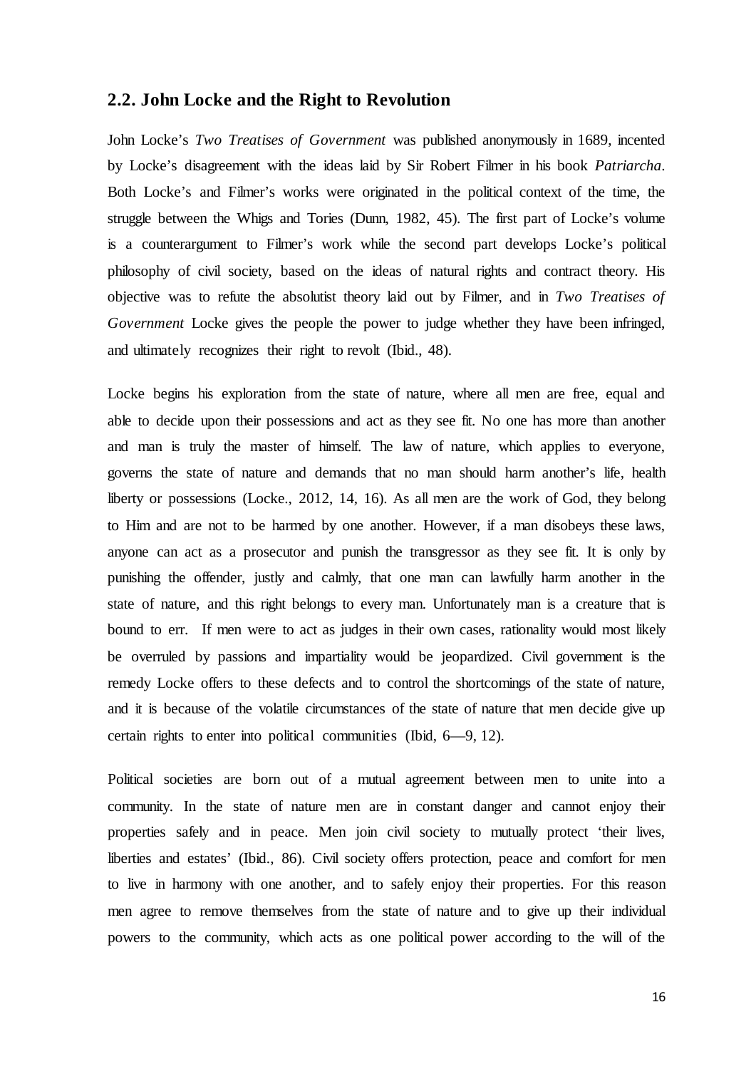## 2.2. John Locke and the Right to Revolution

John Locke's *Two Treatises of Government* was published anonymously in 1689, incented by Locke's disagreement with the ideas laid by Sir Robert Filmer in his book *Patriarcha*. Both Locke's and Filmer's works were originated in the political context of the time, the struggle between the Whigs and Tories (Dunn, 1982, 45). The first part of Locke's volume is a counterargument to Filmer's work while the second part develops Locke's political philosophy of civil society, based on the ideas of natural rights and contract theory. His objective was to refute the absolutist theory laid out by Filmer, and in *Two Treatises of Government* Locke gives the people the power to judge whether they have been infringed, and ultimately recognizes their right to revolt (Ibid., 48).

Locke begins his exploration from the state of nature, where all men are free, equal and able to decide upon their possessions and act as they see fit. No one has more than another and man is truly the master of himself. The law of nature, which applies to everyone, governs the state of nature and demands that no man should harm another's life, health liberty or possessions (Locke., 2012, 14, 16). As all men are the work of God, they belong to Him and are not to be harmed by one another. However, if a man disobeys these laws, anyone can act as a prosecutor and punish the transgressor as they see fit. It is only by punishing the offender, justly and calmly, that one man can lawfully harm another in the state of nature, and this right belongs to every man. Unfortunately man is a creature that is bound to err. If men were to act as judges in their own cases, rationality would most likely be overruled by passions and impartiality would be jeopardized. Civil government is the remedy Locke offers to these defects and to control the shortcomings of the state of nature, and it is because of the volatile circumstances of the state of nature that men decide give up certain rights to enter into political communities (Ibid, 6—9, 12).

Political societies are born out of a mutual agreement between men to unite into a community. In the state of nature men are in constant danger and cannot enjoy their properties safely and in peace. Men join civil society to mutually protect 'their lives, liberties and estates' (Ibid., 86). Civil society offers protection, peace and comfort for men to live in harmony with one another, and to safely enjoy their properties. For this reason men agree to remove themselves from the state of nature and to give up their individual powers to the community, which acts as one political power according to the will of the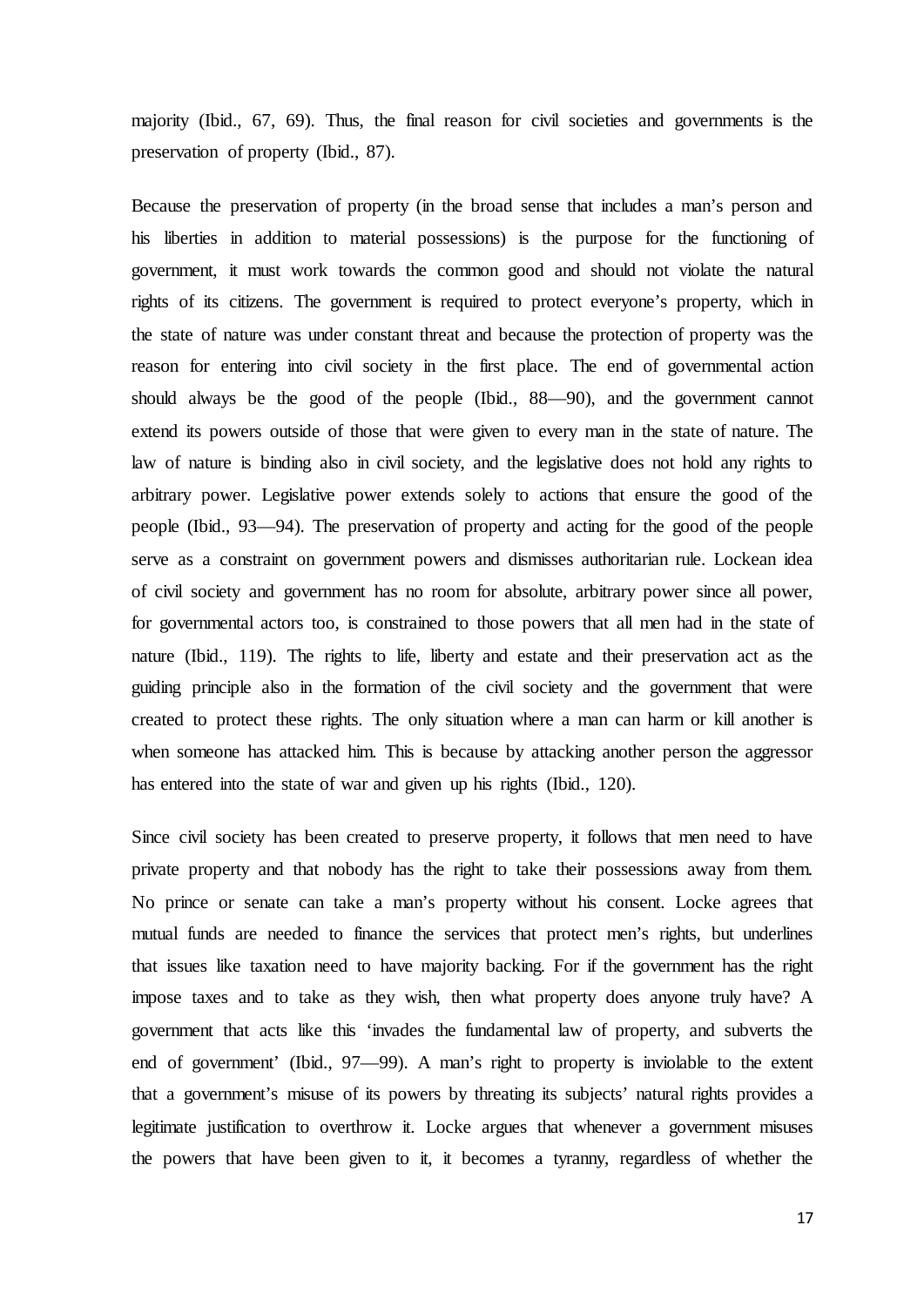majority (Ibid., 67, 69). Thus, the final reason for civil societies and governments is the preservation of property (Ibid., 87).

Because the preservation of property (in the broad sense that includes a man's person and his liberties in addition to material possessions) is the purpose for the functioning of government, it must work towards the common good and should not violate the natural rights of its citizens. The government is required to protect everyone's property, which in the state of nature was under constant threat and because the protection of property was the reason for entering into civil society in the first place. The end of governmental action should always be the good of the people (Ibid., 88—90), and the government cannot extend its powers outside of those that were given to every man in the state of nature. The law of nature is binding also in civil society, and the legislative does not hold any rights to arbitrary power. Legislative power extends solely to actions that ensure the good of the people (Ibid., 93—94). The preservation of property and acting for the good of the people serve as a constraint on government powers and dismisses authoritarian rule. Lockean idea of civil society and government has no room for absolute, arbitrary power since all power, for governmental actors too, is constrained to those powers that all men had in the state of nature (Ibid., 119). The rights to life, liberty and estate and their preservation act as the guiding principle also in the formation of the civil society and the government that were created to protect these rights. The only situation where a man can harm or kill another is when someone has attacked him. This is because by attacking another person the aggressor has entered into the state of war and given up his rights (Ibid., 120).

Since civil society has been created to preserve property, it follows that men need to have private property and that nobody has the right to take their possessions away from them. No prince or senate can take a man's property without his consent. Locke agrees that mutual funds are needed to finance the services that protect men's rights, but underlines that issues like taxation need to have majority backing. For if the government has the right impose taxes and to take as they wish, then what property does anyone truly have? A government that acts like this 'invades the fundamental law of property, and subverts the end of government' (Ibid., 97—99). A man's right to property is inviolable to the extent that a government's misuse of its powers by threating its subjects' natural rights provides a legitimate justification to overthrow it. Locke argues that whenever a government misuses the powers that have been given to it, it becomes a tyranny, regardless of whether the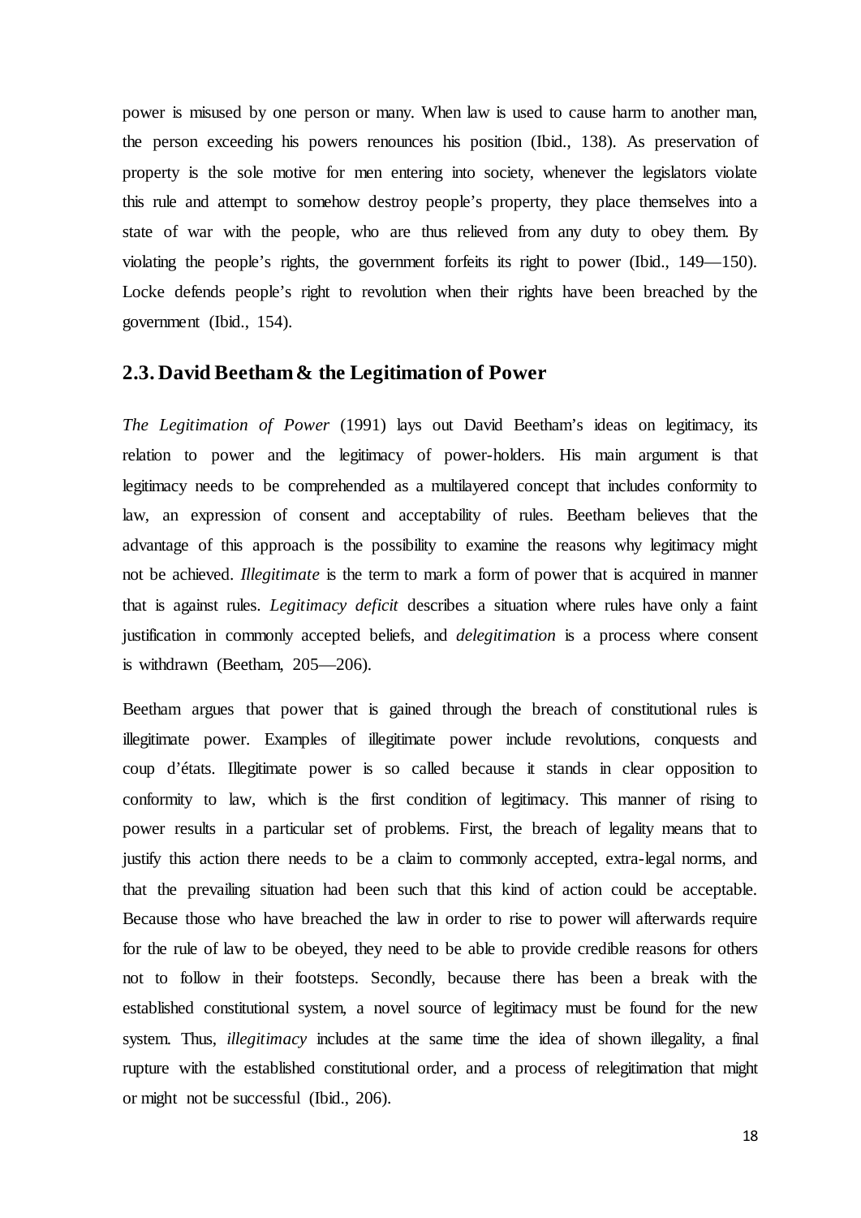power is misused by one person or many. When law is used to cause harm to another man, the person exceeding his powers renounces his position (Ibid., 138). As preservation of property is the sole motive for men entering into society, whenever the legislators violate this rule and attempt to somehow destroy people's property, they place themselves into a state of war with the people, who are thus relieved from any duty to obey them. By violating the people's rights, the government forfeits its right to power (Ibid., 149—150). Locke defends people's right to revolution when their rights have been breached by the government (Ibid., 154).

## 2.3. David Beetham & the Legitimation of Power

*The Legitimation of Power* (1991) lays out David Beetham's ideas on legitimacy, its relation to power and the legitimacy of power-holders. His main argument is that legitimacy needs to be comprehended as a multilayered concept that includes conformity to law, an expression of consent and acceptability of rules. Beetham believes that the advantage of this approach is the possibility to examine the reasons why legitimacy might not be achieved. *Illegitimate* is the term to mark a form of power that is acquired in manner that is against rules. *Legitimacy deficit* describes a situation where rules have only a faint justification in commonly accepted beliefs, and *delegitimation* is a process where consent is withdrawn (Beetham, 205—206).

Beetham argues that power that is gained through the breach of constitutional rules is illegitimate power. Examples of illegitimate power include revolutions, conquests and coup d'états. Illegitimate power is so called because it stands in clear opposition to conformity to law, which is the first condition of legitimacy. This manner of rising to power results in a particular set of problems. First, the breach of legality means that to justify this action there needs to be a claim to commonly accepted, extra-legal norms, and that the prevailing situation had been such that this kind of action could be acceptable. Because those who have breached the law in order to rise to power will afterwards require for the rule of law to be obeyed, they need to be able to provide credible reasons for others not to follow in their footsteps. Secondly, because there has been a break with the established constitutional system, a novel source of legitimacy must be found for the new system. Thus, *illegitimacy* includes at the same time the idea of shown illegality, a final rupture with the established constitutional order, and a process of relegitimation that might or might not be successful (Ibid., 206).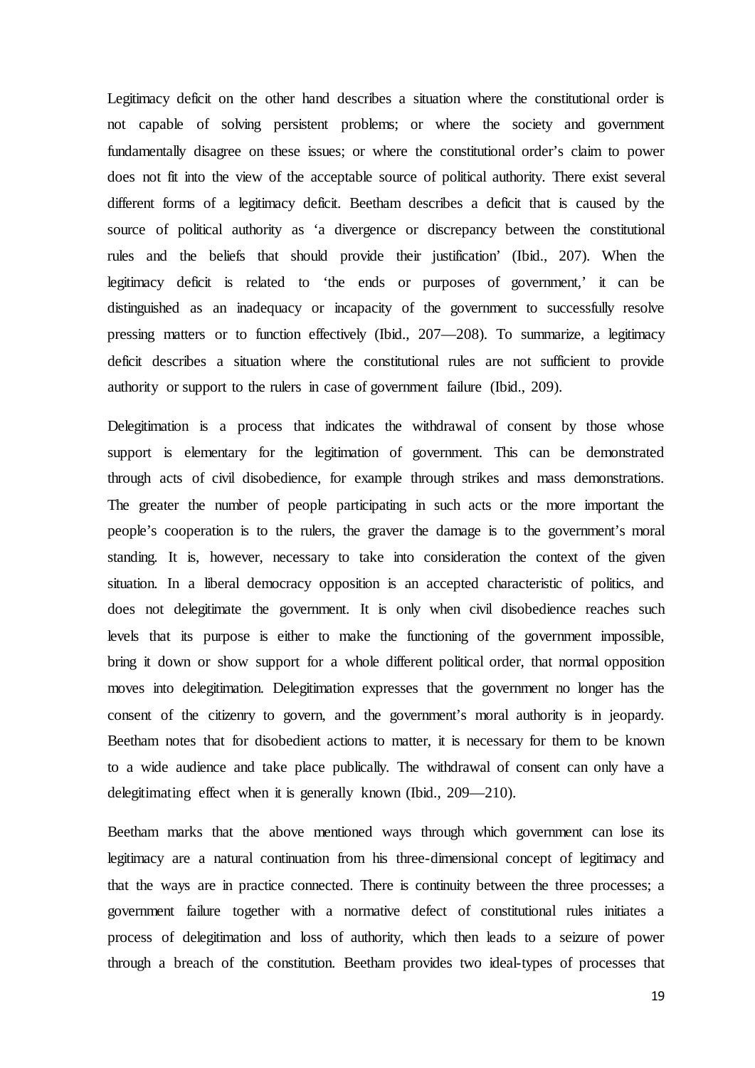Legitimacy deficit on the other hand describes a situation where the constitutional order is not capable of solving persistent problems; or where the society and government fundamentally disagree on these issues; or where the constitutional order's claim to power does not fit into the view of the acceptable source of political authority. There exist several different forms of a legitimacy deficit. Beetham describes a deficit that is caused by the source of political authority as 'a divergence or discrepancy between the constitutional rules and the beliefs that should provide their justification' (Ibid., 207). When the legitimacy deficit is related to 'the ends or purposes of government,' it can be distinguished as an inadequacy or incapacity of the government to successfully resolve pressing matters or to function effectively (Ibid., 207—208). To summarize, a legitimacy deficit describes a situation where the constitutional rules are not sufficient to provide authority or support to the rulers in case of government failure (Ibid., 209).

Delegitimation is a process that indicates the withdrawal of consent by those whose support is elementary for the legitimation of government. This can be demonstrated through acts of civil disobedience, for example through strikes and mass demonstrations. The greater the number of people participating in such acts or the more important the people's cooperation is to the rulers, the graver the damage is to the government's moral standing. It is, however, necessary to take into consideration the context of the given situation. In a liberal democracy opposition is an accepted characteristic of politics, and does not delegitimate the government. It is only when civil disobedience reaches such levels that its purpose is either to make the functioning of the government impossible, bring it down or show support for a whole different political order, that normal opposition moves into delegitimation. Delegitimation expresses that the government no longer has the consent of the citizenry to govern, and the government's moral authority is in jeopardy. Beetham notes that for disobedient actions to matter, it is necessary for them to be known to a wide audience and take place publically. The withdrawal of consent can only have a delegitimating effect when it is generally known (Ibid., 209—210).

Beetham marks that the above mentioned ways through which government can lose its legitimacy are a natural continuation from his three-dimensional concept of legitimacy and that the ways are in practice connected. There is continuity between the three processes; a government failure together with a normative defect of constitutional rules initiates a process of delegitimation and loss of authority, which then leads to a seizure of power through a breach of the constitution. Beetham provides two ideal-types of processes that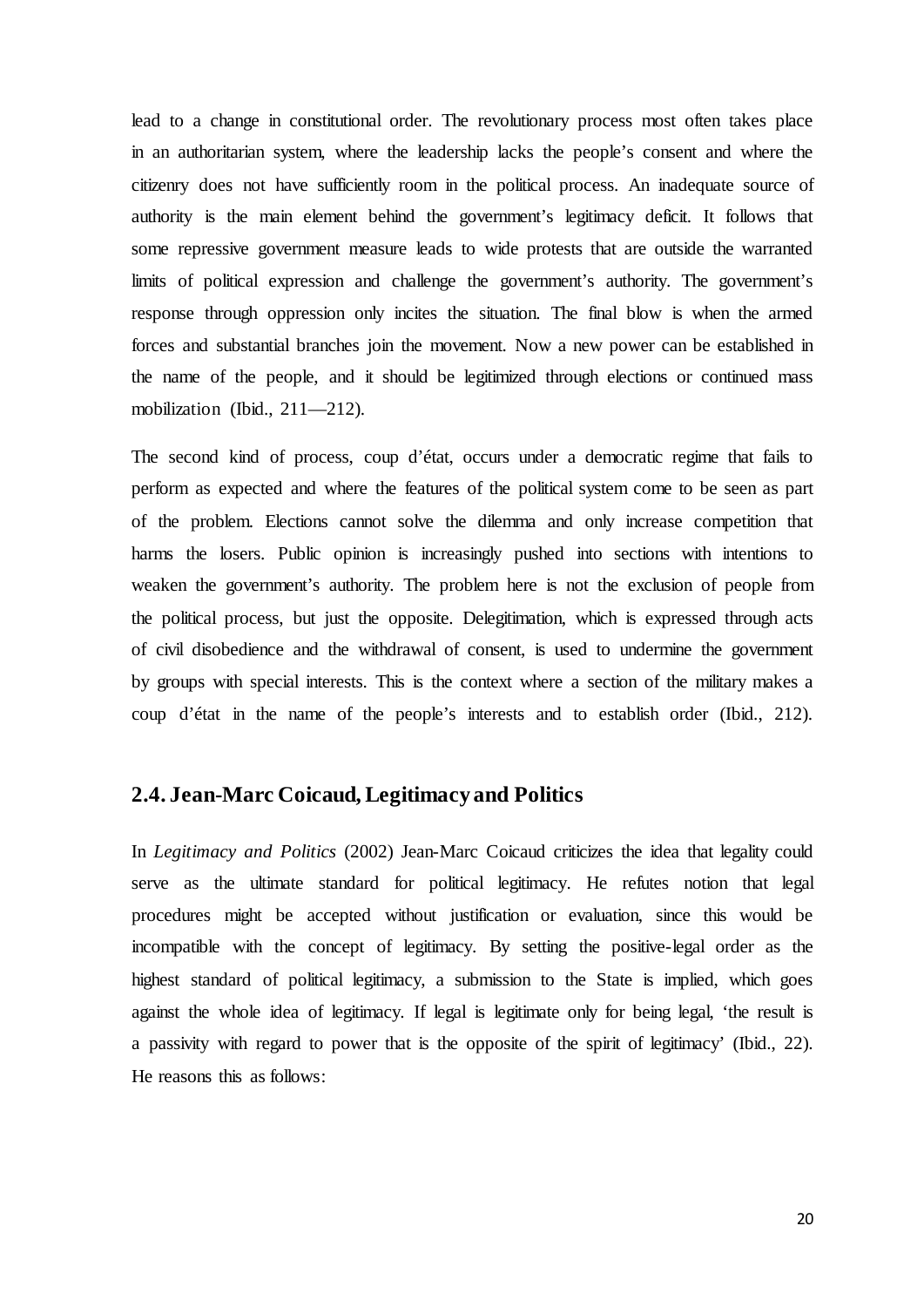lead to a change in constitutional order. The revolutionary process most often takes place in an authoritarian system, where the leadership lacks the people's consent and where the citizenry does not have sufficiently room in the political process. An inadequate source of authority is the main element behind the government's legitimacy deficit. It follows that some repressive government measure leads to wide protests that are outside the warranted limits of political expression and challenge the government's authority. The government's response through oppression only incites the situation. The final blow is when the armed forces and substantial branches join the movement. Now a new power can be established in the name of the people, and it should be legitimized through elections or continued mass mobilization (Ibid., 211—212).

The second kind of process, coup d'état, occurs under a democratic regime that fails to perform as expected and where the features of the political system come to be seen as part of the problem. Elections cannot solve the dilemma and only increase competition that harms the losers. Public opinion is increasingly pushed into sections with intentions to weaken the government's authority. The problem here is not the exclusion of people from the political process, but just the opposite. Delegitimation, which is expressed through acts of civil disobedience and the withdrawal of consent, is used to undermine the government by groups with special interests. This is the context where a section of the military makes a coup d'état in the name of the people's interests and to establish order (Ibid., 212).

## 2.4. Jean-Marc Coicaud, Legitimacy and Politics

In *Legitimacy and Politics* (2002) Jean-Marc Coicaud criticizes the idea that legality could serve as the ultimate standard for political legitimacy. He refutes notion that legal procedures might be accepted without justification or evaluation, since this would be incompatible with the concept of legitimacy. By setting the positive-legal order as the highest standard of political legitimacy, a submission to the State is implied, which goes against the whole idea of legitimacy. If legal is legitimate only for being legal, 'the result is a passivity with regard to power that is the opposite of the spirit of legitimacy' (Ibid., 22). He reasons this as follows: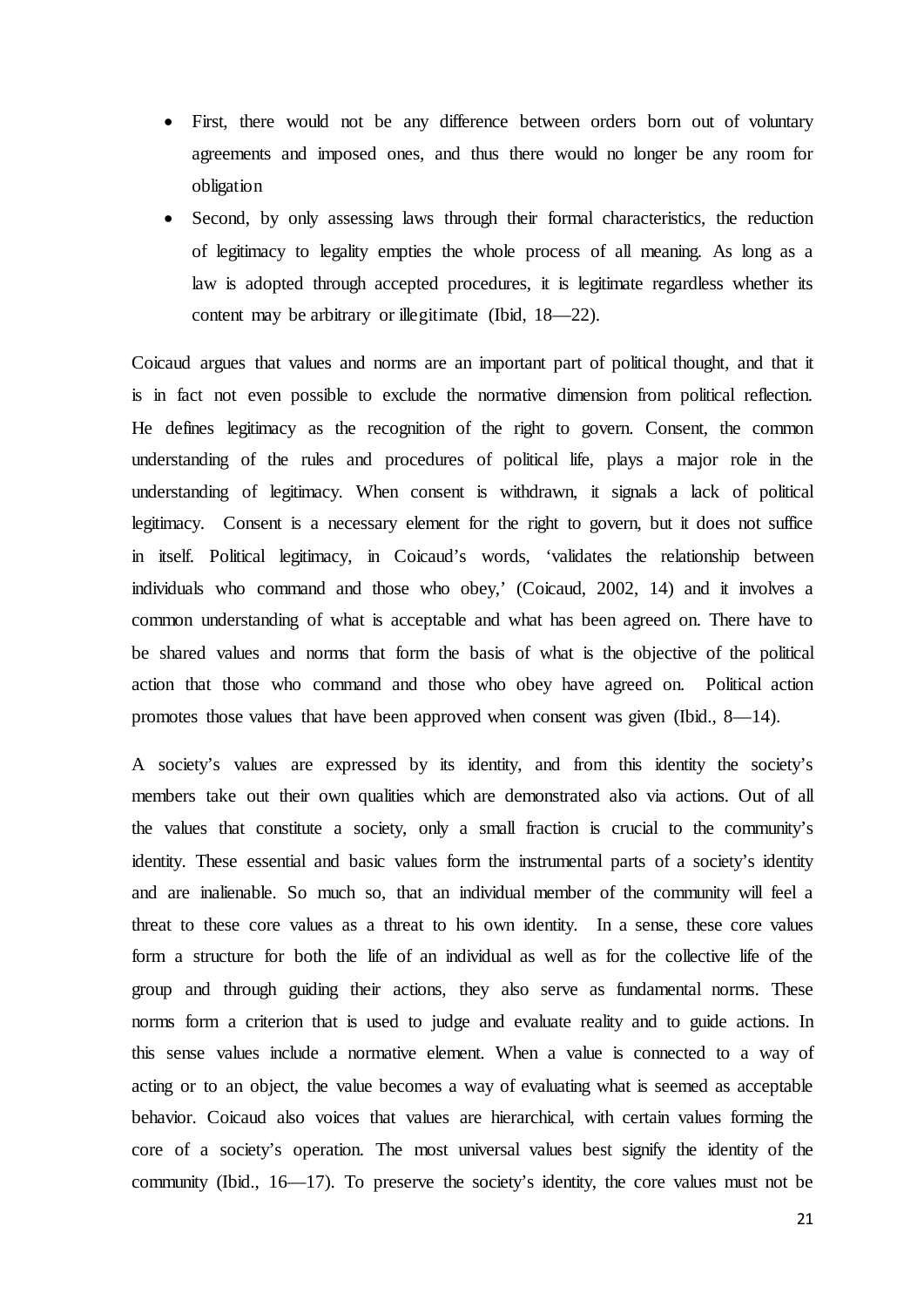- First, there would not be any difference between orders born out of voluntary agreements and imposed ones, and thus there would no longer be any room for obligation
- Second, by only assessing laws through their formal characteristics, the reduction of legitimacy to legality empties the whole process of all meaning. As long as a law is adopted through accepted procedures, it is legitimate regardless whether its content may be arbitrary or illegitimate (Ibid, 18—22).

Coicaud argues that values and norms are an important part of political thought, and that it is in fact not even possible to exclude the normative dimension from political reflection. He defines legitimacy as the recognition of the right to govern. Consent, the common understanding of the rules and procedures of political life, plays a major role in the understanding of legitimacy. When consent is withdrawn, it signals a lack of political legitimacy. Consent is a necessary element for the right to govern, but it does not suffice in itself. Political legitimacy, in Coicaud's words, 'validates the relationship between individuals who command and those who obey,' (Coicaud, 2002, 14) and it involves a common understanding of what is acceptable and what has been agreed on. There have to be shared values and norms that form the basis of what is the objective of the political action that those who command and those who obey have agreed on. Political action promotes those values that have been approved when consent was given (Ibid., 8—14).

A society's values are expressed by its identity, and from this identity the society's members take out their own qualities which are demonstrated also via actions. Out of all the values that constitute a society, only a small fraction is crucial to the community's identity. These essential and basic values form the instrumental parts of a society's identity and are inalienable. So much so, that an individual member of the community will feel a threat to these core values as a threat to his own identity. In a sense, these core values form a structure for both the life of an individual as well as for the collective life of the group and through guiding their actions, they also serve as fundamental norms. These norms form a criterion that is used to judge and evaluate reality and to guide actions. In this sense values include a normative element. When a value is connected to a way of acting or to an object, the value becomes a way of evaluating what is seemed as acceptable behavior. Coicaud also voices that values are hierarchical, with certain values forming the core of a society's operation. The most universal values best signify the identity of the community (Ibid., 16—17). To preserve the society's identity, the core values must not be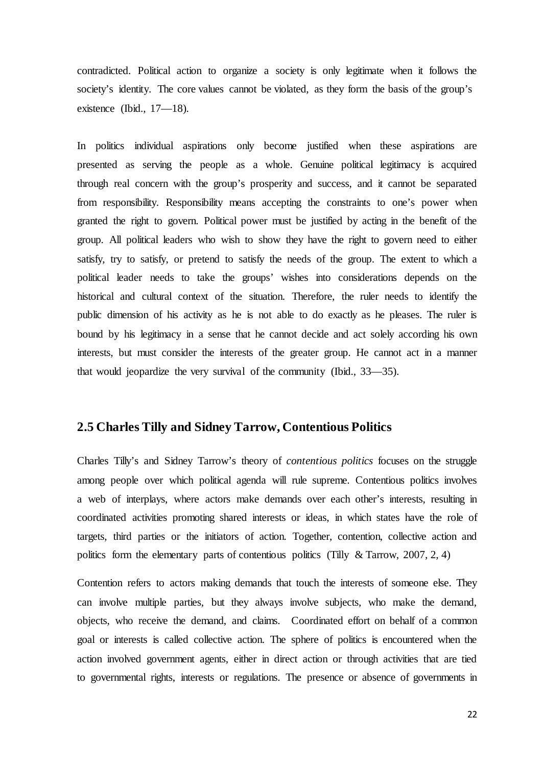contradicted. Political action to organize a society is only legitimate when it follows the society's identity. The core values cannot be violated, as they form the basis of the group's existence (Ibid., 17—18).

In politics individual aspirations only become justified when these aspirations are presented as serving the people as a whole. Genuine political legitimacy is acquired through real concern with the group's prosperity and success, and it cannot be separated from responsibility. Responsibility means accepting the constraints to one's power when granted the right to govern. Political power must be justified by acting in the benefit of the group. All political leaders who wish to show they have the right to govern need to either satisfy, try to satisfy, or pretend to satisfy the needs of the group. The extent to which a political leader needs to take the groups' wishes into considerations depends on the historical and cultural context of the situation. Therefore, the ruler needs to identify the public dimension of his activity as he is not able to do exactly as he pleases. The ruler is bound by his legitimacy in a sense that he cannot decide and act solely according his own interests, but must consider the interests of the greater group. He cannot act in a manner that would jeopardize the very survival of the community (Ibid., 33—35).

## 2.5 Charles Tilly and Sidney Tarrow, Contentious Politics

Charles Tilly's and Sidney Tarrow's theory of *contentious politics* focuses on the struggle among people over which political agenda will rule supreme. Contentious politics involves a web of interplays, where actors make demands over each other's interests, resulting in coordinated activities promoting shared interests or ideas, in which states have the role of targets, third parties or the initiators of action. Together, contention, collective action and politics form the elementary parts of contentious politics (Tilly & Tarrow, 2007, 2, 4)

Contention refers to actors making demands that touch the interests of someone else. They can involve multiple parties, but they always involve subjects, who make the demand, objects, who receive the demand, and claims. Coordinated effort on behalf of a common goal or interests is called collective action. The sphere of politics is encountered when the action involved government agents, either in direct action or through activities that are tied to governmental rights, interests or regulations. The presence or absence of governments in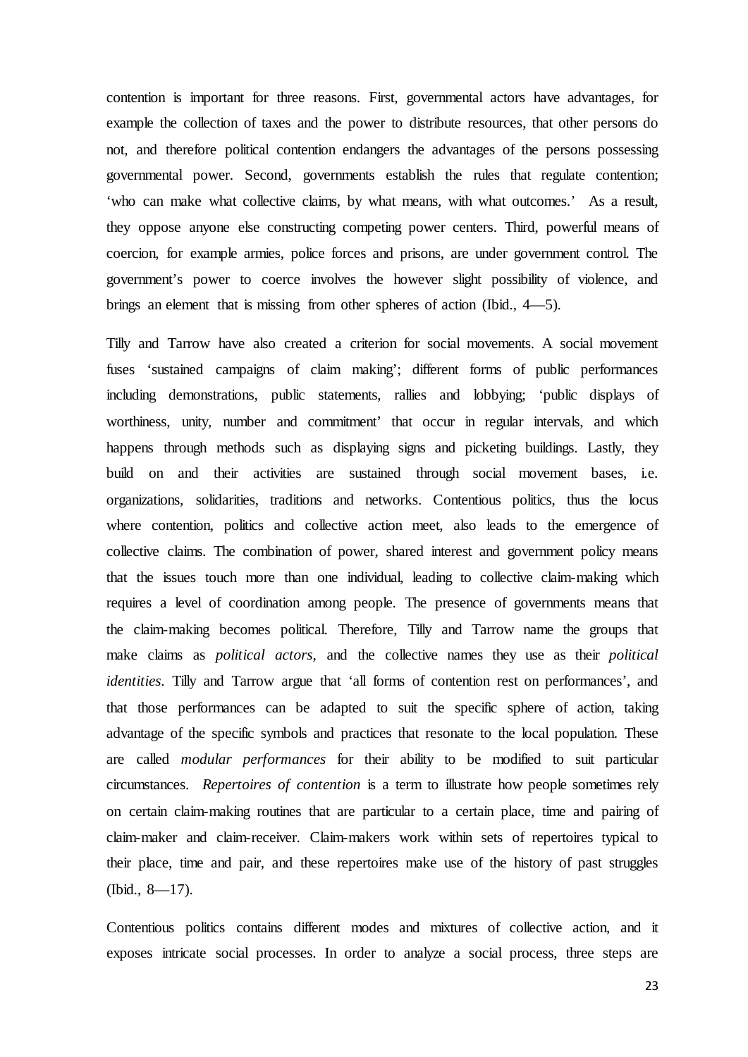contention is important for three reasons. First, governmental actors have advantages, for example the collection of taxes and the power to distribute resources, that other persons do not, and therefore political contention endangers the advantages of the persons possessing governmental power. Second, governments establish the rules that regulate contention; 'who can make what collective claims, by what means, with what outcomes.' As a result, they oppose anyone else constructing competing power centers. Third, powerful means of coercion, for example armies, police forces and prisons, are under government control. The government's power to coerce involves the however slight possibility of violence, and brings an element that is missing from other spheres of action (Ibid., 4—5).

Tilly and Tarrow have also created a criterion for social movements. A social movement fuses 'sustained campaigns of claim making'; different forms of public performances including demonstrations, public statements, rallies and lobbying; 'public displays of worthiness, unity, number and commitment' that occur in regular intervals, and which happens through methods such as displaying signs and picketing buildings. Lastly, they build on and their activities are sustained through social movement bases, i.e. organizations, solidarities, traditions and networks. Contentious politics, thus the locus where contention, politics and collective action meet, also leads to the emergence of collective claims. The combination of power, shared interest and government policy means that the issues touch more than one individual, leading to collective claim-making which requires a level of coordination among people. The presence of governments means that the claim-making becomes political. Therefore, Tilly and Tarrow name the groups that make claims as *political actors*, and the collective names they use as their *political identities*. Tilly and Tarrow argue that 'all forms of contention rest on performances', and that those performances can be adapted to suit the specific sphere of action, taking advantage of the specific symbols and practices that resonate to the local population. These are called *modular performances* for their ability to be modified to suit particular circumstances. *Repertoires of contention* is a term to illustrate how people sometimes rely on certain claim-making routines that are particular to a certain place, time and pairing of claim-maker and claim-receiver. Claim-makers work within sets of repertoires typical to their place, time and pair, and these repertoires make use of the history of past struggles (Ibid., 8—17).

Contentious politics contains different modes and mixtures of collective action, and it exposes intricate social processes. In order to analyze a social process, three steps are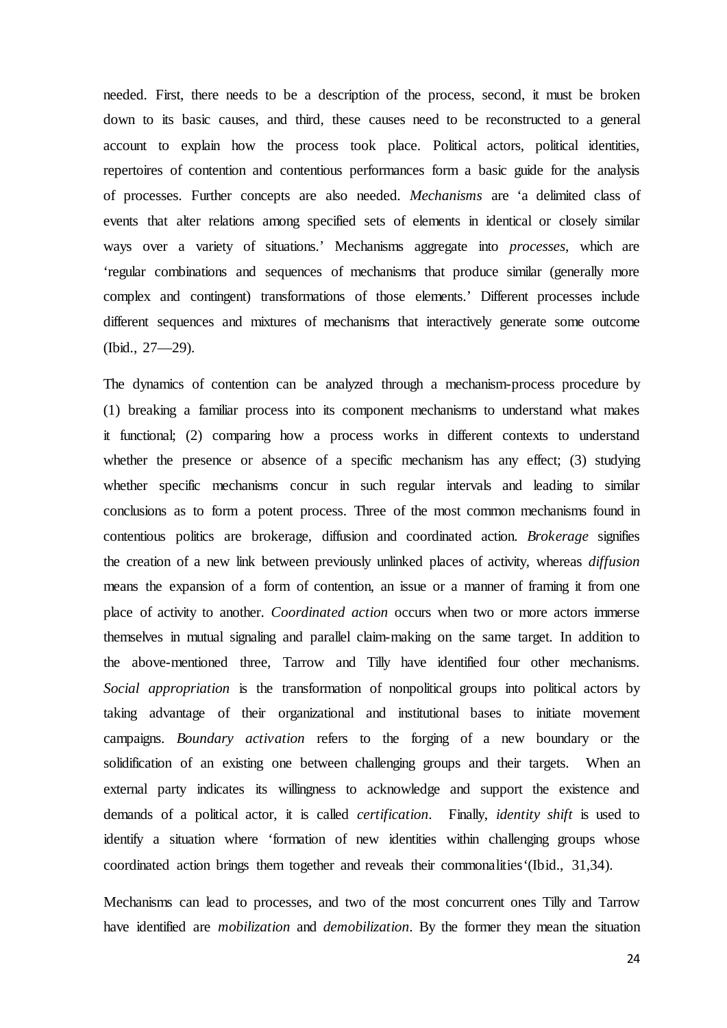needed. First, there needs to be a description of the process, second, it must be broken down to its basic causes, and third, these causes need to be reconstructed to a general account to explain how the process took place. Political actors, political identities, repertoires of contention and contentious performances form a basic guide for the analysis of processes. Further concepts are also needed. *Mechanisms* are 'a delimited class of events that alter relations among specified sets of elements in identical or closely similar ways over a variety of situations.' Mechanisms aggregate into *processes*, which are 'regular combinations and sequences of mechanisms that produce similar (generally more complex and contingent) transformations of those elements.' Different processes include different sequences and mixtures of mechanisms that interactively generate some outcome (Ibid., 27—29).

The dynamics of contention can be analyzed through a mechanism-process procedure by (1) breaking a familiar process into its component mechanisms to understand what makes it functional; (2) comparing how a process works in different contexts to understand whether the presence or absence of a specific mechanism has any effect; (3) studying whether specific mechanisms concur in such regular intervals and leading to similar conclusions as to form a potent process. Three of the most common mechanisms found in contentious politics are brokerage, diffusion and coordinated action. *Brokerage* signifies the creation of a new link between previously unlinked places of activity, whereas *diffusion* means the expansion of a form of contention, an issue or a manner of framing it from one place of activity to another. *Coordinated action* occurs when two or more actors immerse themselves in mutual signaling and parallel claim-making on the same target. In addition to the above-mentioned three, Tarrow and Tilly have identified four other mechanisms. *Social appropriation* is the transformation of nonpolitical groups into political actors by taking advantage of their organizational and institutional bases to initiate movement campaigns. *Boundary activation* refers to the forging of a new boundary or the solidification of an existing one between challenging groups and their targets. When an external party indicates its willingness to acknowledge and support the existence and demands of a political actor, it is called *certification*. Finally, *identity shift* is used to identify a situation where 'formation of new identities within challenging groups whose coordinated action brings them together and reveals their commonalities'(Ibid., 31,34).

Mechanisms can lead to processes, and two of the most concurrent ones Tilly and Tarrow have identified are *mobilization* and *demobilization*. By the former they mean the situation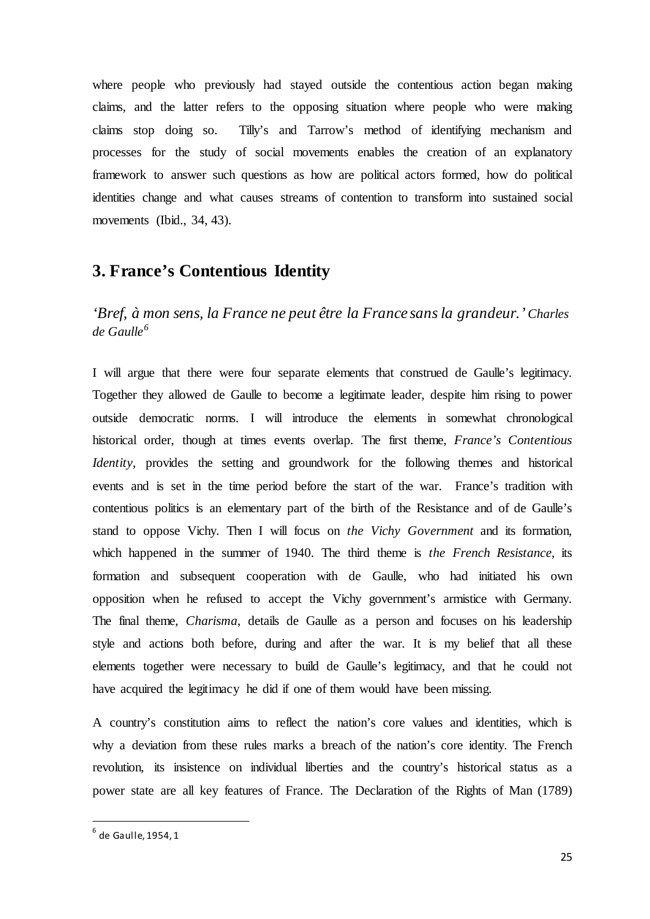where people who previously had stayed outside the contentious action began making claims, and the latter refers to the opposing situation where people who were making claims stop doing so. Tilly's and Tarrow's method of identifying mechanism and processes for the study of social movements enables the creation of an explanatory framework to answer such questions as how are political actors formed, how do political identities change and what causes streams of contention to transform into sustained social movements (Ibid., 34, 43).

## 3. France's Contentious Identity

*'Bref, à mon sens, la France ne peut être la France sans la grandeur.' Charles de Gaulle*[6]

I will argue that there were four separate elements that construed de Gaulle's legitimacy. Together they allowed de Gaulle to become a legitimate leader, despite him rising to power outside democratic norms. I will introduce the elements in somewhat chronological historical order, though at times events overlap. The first theme, *France's Contentious Identity*, provides the setting and groundwork for the following themes and historical events and is set in the time period before the start of the war. France's tradition with contentious politics is an elementary part of the birth of the Resistance and of de Gaulle's stand to oppose Vichy. Then I will focus on *the Vichy Government* and its formation, which happened in the summer of 1940. The third theme is *the French Resistance*, its formation and subsequent cooperation with de Gaulle, who had initiated his own opposition when he refused to accept the Vichy government's armistice with Germany. The final theme, *Charisma*, details de Gaulle as a person and focuses on his leadership style and actions both before, during and after the war. It is my belief that all these elements together were necessary to build de Gaulle's legitimacy, and that he could not have acquired the legitimacy he did if one of them would have been missing.

A country's constitution aims to reflect the nation's core values and identities, which is why a deviation from these rules marks a breach of the nation's core identity. The French revolution, its insistence on individual liberties and the country's historical status as a power state are all key features of France. The Declaration of the Rights of Man (1789)

[6] de Gaulle, 1954, 1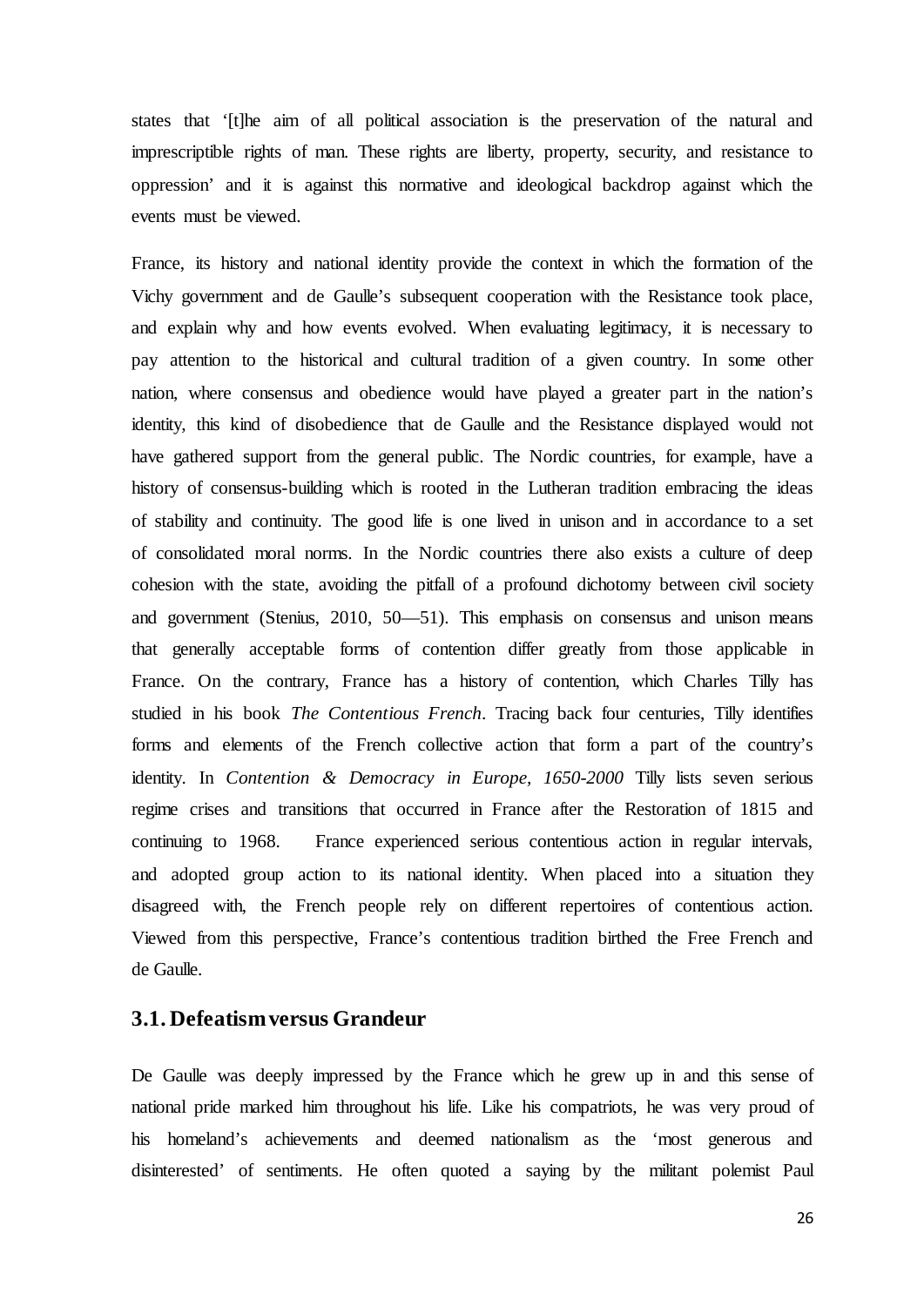states that '[t]he aim of all political association is the preservation of the natural and imprescriptible rights of man. These rights are liberty, property, security, and resistance to oppression' and it is against this normative and ideological backdrop against which the events must be viewed.

France, its history and national identity provide the context in which the formation of the Vichy government and de Gaulle's subsequent cooperation with the Resistance took place, and explain why and how events evolved. When evaluating legitimacy, it is necessary to pay attention to the historical and cultural tradition of a given country. In some other nation, where consensus and obedience would have played a greater part in the nation's identity, this kind of disobedience that de Gaulle and the Resistance displayed would not have gathered support from the general public. The Nordic countries, for example, have a history of consensus-building which is rooted in the Lutheran tradition embracing the ideas of stability and continuity. The good life is one lived in unison and in accordance to a set of consolidated moral norms. In the Nordic countries there also exists a culture of deep cohesion with the state, avoiding the pitfall of a profound dichotomy between civil society and government (Stenius, 2010, 50—51). This emphasis on consensus and unison means that generally acceptable forms of contention differ greatly from those applicable in France. On the contrary, France has a history of contention, which Charles Tilly has studied in his book *The Contentious French*. Tracing back four centuries, Tilly identifies forms and elements of the French collective action that form a part of the country's identity. In *Contention & Democracy in Europe, 1650-2000* Tilly lists seven serious regime crises and transitions that occurred in France after the Restoration of 1815 and continuing to 1968. France experienced serious contentious action in regular intervals, and adopted group action to its national identity. When placed into a situation they disagreed with, the French people rely on different repertoires of contentious action. Viewed from this perspective, France's contentious tradition birthed the Free French and de Gaulle.

## 3.1. Defeatism versus Grandeur

De Gaulle was deeply impressed by the France which he grew up in and this sense of national pride marked him throughout his life. Like his compatriots, he was very proud of his homeland's achievements and deemed nationalism as the 'most generous and disinterested' of sentiments. He often quoted a saying by the militant polemist Paul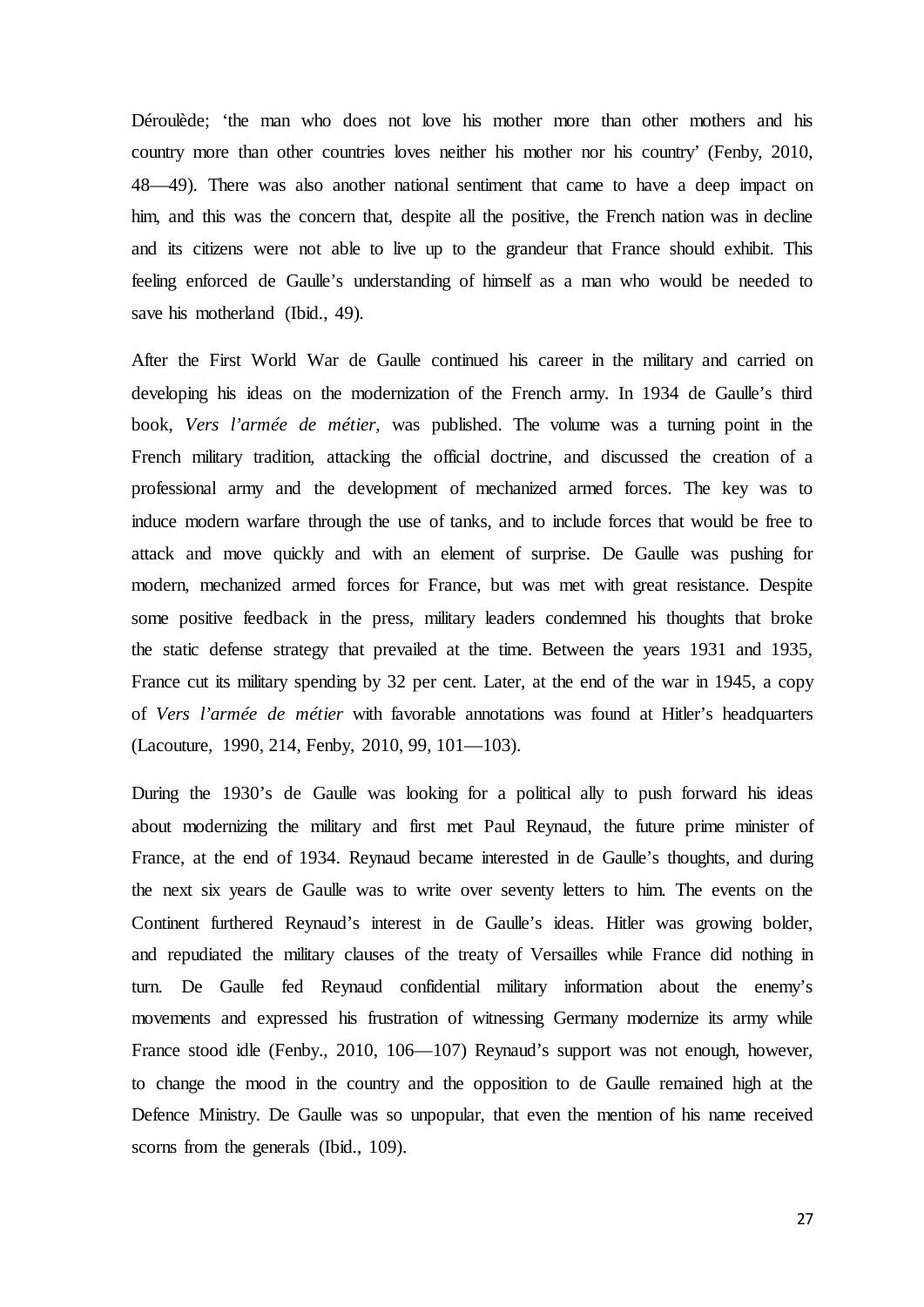Déroulède; 'the man who does not love his mother more than other mothers and his country more than other countries loves neither his mother nor his country' (Fenby, 2010, 48—49). There was also another national sentiment that came to have a deep impact on him, and this was the concern that, despite all the positive, the French nation was in decline and its citizens were not able to live up to the grandeur that France should exhibit. This feeling enforced de Gaulle's understanding of himself as a man who would be needed to save his motherland (Ibid., 49).

After the First World War de Gaulle continued his career in the military and carried on developing his ideas on the modernization of the French army. In 1934 de Gaulle's third book, *Vers l'armée de métier*, was published. The volume was a turning point in the French military tradition, attacking the official doctrine, and discussed the creation of a professional army and the development of mechanized armed forces. The key was to induce modern warfare through the use of tanks, and to include forces that would be free to attack and move quickly and with an element of surprise. De Gaulle was pushing for modern, mechanized armed forces for France, but was met with great resistance. Despite some positive feedback in the press, military leaders condemned his thoughts that broke the static defense strategy that prevailed at the time. Between the years 1931 and 1935, France cut its military spending by 32 per cent. Later, at the end of the war in 1945, a copy of *Vers l'armée de métier* with favorable annotations was found at Hitler's headquarters (Lacouture, 1990, 214, Fenby, 2010, 99, 101—103).

During the 1930's de Gaulle was looking for a political ally to push forward his ideas about modernizing the military and first met Paul Reynaud, the future prime minister of France, at the end of 1934. Reynaud became interested in de Gaulle's thoughts, and during the next six years de Gaulle was to write over seventy letters to him. The events on the Continent furthered Reynaud's interest in de Gaulle's ideas. Hitler was growing bolder, and repudiated the military clauses of the treaty of Versailles while France did nothing in turn. De Gaulle fed Reynaud confidential military information about the enemy's movements and expressed his frustration of witnessing Germany modernize its army while France stood idle (Fenby., 2010, 106—107) Reynaud's support was not enough, however, to change the mood in the country and the opposition to de Gaulle remained high at the Defence Ministry. De Gaulle was so unpopular, that even the mention of his name received scorns from the generals (Ibid., 109).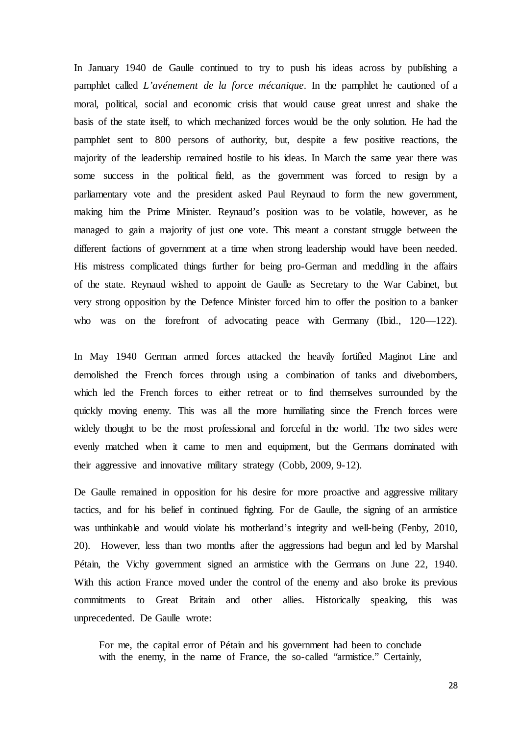In January 1940 de Gaulle continued to try to push his ideas across by publishing a pamphlet called *L'avénement de la force mécanique*. In the pamphlet he cautioned of a moral, political, social and economic crisis that would cause great unrest and shake the basis of the state itself, to which mechanized forces would be the only solution. He had the pamphlet sent to 800 persons of authority, but, despite a few positive reactions, the majority of the leadership remained hostile to his ideas. In March the same year there was some success in the political field, as the government was forced to resign by a parliamentary vote and the president asked Paul Reynaud to form the new government, making him the Prime Minister. Reynaud's position was to be volatile, however, as he managed to gain a majority of just one vote. This meant a constant struggle between the different factions of government at a time when strong leadership would have been needed. His mistress complicated things further for being pro-German and meddling in the affairs of the state. Reynaud wished to appoint de Gaulle as Secretary to the War Cabinet, but very strong opposition by the Defence Minister forced him to offer the position to a banker who was on the forefront of advocating peace with Germany (Ibid., 120—122).

In May 1940 German armed forces attacked the heavily fortified Maginot Line and demolished the French forces through using a combination of tanks and divebombers, which led the French forces to either retreat or to find themselves surrounded by the quickly moving enemy. This was all the more humiliating since the French forces were widely thought to be the most professional and forceful in the world. The two sides were evenly matched when it came to men and equipment, but the Germans dominated with their aggressive and innovative military strategy (Cobb, 2009, 9-12).

De Gaulle remained in opposition for his desire for more proactive and aggressive military tactics, and for his belief in continued fighting. For de Gaulle, the signing of an armistice was unthinkable and would violate his motherland's integrity and well-being (Fenby, 2010, 20). However, less than two months after the aggressions had begun and led by Marshal Pétain, the Vichy government signed an armistice with the Germans on June 22, 1940. With this action France moved under the control of the enemy and also broke its previous commitments to Great Britain and other allies. Historically speaking, this was unprecedented. De Gaulle wrote:

> For me, the capital error of Pétain and his government had been to conclude with the enemy, in the name of France, the so-called "armistice." Certainly,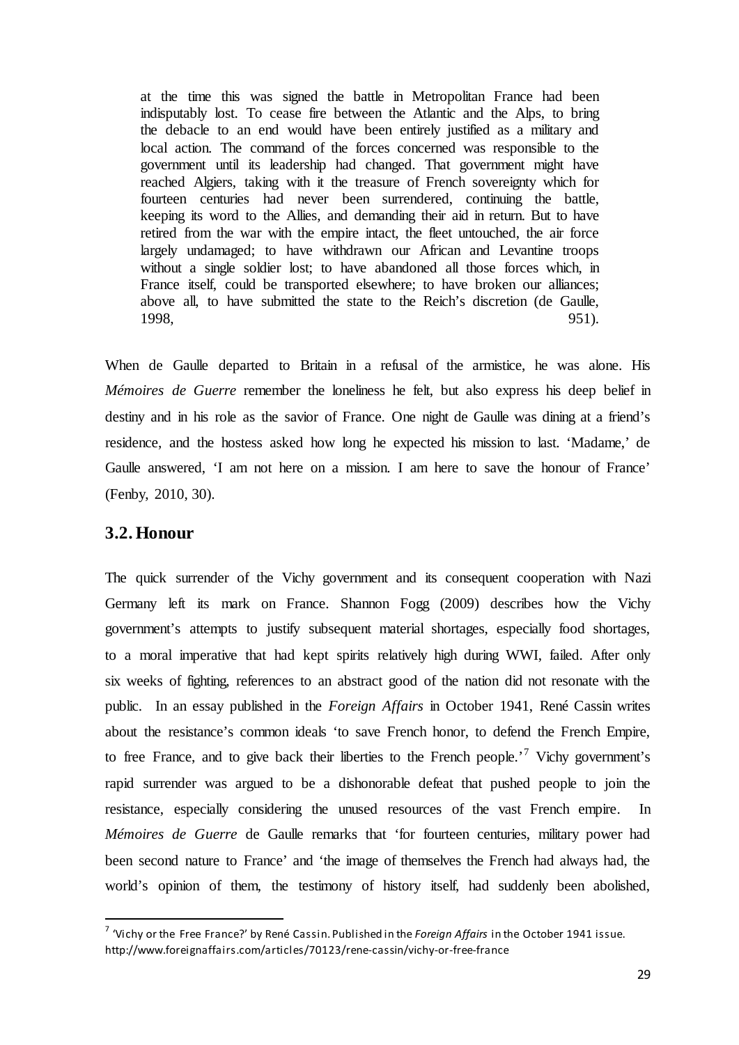> at the time this was signed the battle in Metropolitan France had been indisputably lost. To cease fire between the Atlantic and the Alps, to bring the debacle to an end would have been entirely justified as a military and local action. The command of the forces concerned was responsible to the government until its leadership had changed. That government might have reached Algiers, taking with it the treasure of French sovereignty which for fourteen centuries had never been surrendered, continuing the battle, keeping its word to the Allies, and demanding their aid in return. But to have retired from the war with the empire intact, the fleet untouched, the air force largely undamaged; to have withdrawn our African and Levantine troops without a single soldier lost; to have abandoned all those forces which, in France itself, could be transported elsewhere; to have broken our alliances; above all, to have submitted the state to the Reich's discretion (de Gaulle, 1998, 951).

When de Gaulle departed to Britain in a refusal of the armistice, he was alone. His *Mémoires de Guerre* remember the loneliness he felt, but also express his deep belief in destiny and in his role as the savior of France. One night de Gaulle was dining at a friend's residence, and the hostess asked how long he expected his mission to last. 'Madame,' de Gaulle answered, 'I am not here on a mission. I am here to save the honour of France' (Fenby, 2010, 30).

## 3.2. Honour

The quick surrender of the Vichy government and its consequent cooperation with Nazi Germany left its mark on France. Shannon Fogg (2009) describes how the Vichy government's attempts to justify subsequent material shortages, especially food shortages, to a moral imperative that had kept spirits relatively high during WWI, failed. After only six weeks of fighting, references to an abstract good of the nation did not resonate with the public. In an essay published in the *Foreign Affairs* in October 1941, René Cassin writes about the resistance's common ideals 'to save French honor, to defend the French Empire, to free France, and to give back their liberties to the French people.'[7] Vichy government's rapid surrender was argued to be a dishonorable defeat that pushed people to join the resistance, especially considering the unused resources of the vast French empire. In *Mémoires de Guerre* de Gaulle remarks that 'for fourteen centuries, military power had been second nature to France' and 'the image of themselves the French had always had, the world's opinion of them, the testimony of history itself, had suddenly been abolished,

[7] 'Vichy or the Free France?' by René Cassin. Published in the *Foreign Affairs* in the October 1941 issue. http://www.foreignaffairs.com/articles/70123/rene-cassin/vichy-or-free-france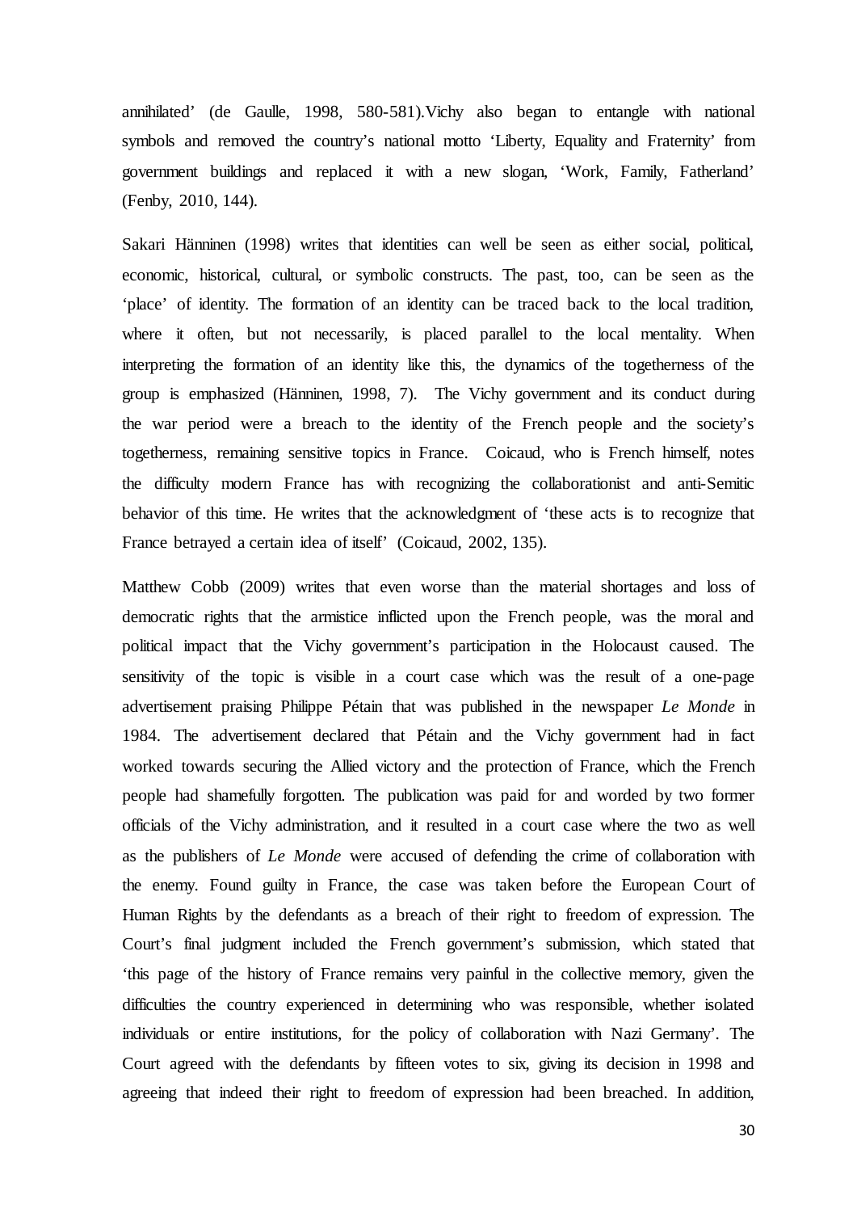annihilated' (de Gaulle, 1998, 580-581).Vichy also began to entangle with national symbols and removed the country's national motto 'Liberty, Equality and Fraternity' from government buildings and replaced it with a new slogan, 'Work, Family, Fatherland' (Fenby, 2010, 144).

Sakari Hänninen (1998) writes that identities can well be seen as either social, political, economic, historical, cultural, or symbolic constructs. The past, too, can be seen as the 'place' of identity. The formation of an identity can be traced back to the local tradition, where it often, but not necessarily, is placed parallel to the local mentality. When interpreting the formation of an identity like this, the dynamics of the togetherness of the group is emphasized (Hänninen, 1998, 7). The Vichy government and its conduct during the war period were a breach to the identity of the French people and the society's togetherness, remaining sensitive topics in France. Coicaud, who is French himself, notes the difficulty modern France has with recognizing the collaborationist and anti-Semitic behavior of this time. He writes that the acknowledgment of 'these acts is to recognize that France betrayed a certain idea of itself' (Coicaud, 2002, 135).

Matthew Cobb (2009) writes that even worse than the material shortages and loss of democratic rights that the armistice inflicted upon the French people, was the moral and political impact that the Vichy government's participation in the Holocaust caused. The sensitivity of the topic is visible in a court case which was the result of a one-page advertisement praising Philippe Pétain that was published in the newspaper *Le Monde* in 1984. The advertisement declared that Pétain and the Vichy government had in fact worked towards securing the Allied victory and the protection of France, which the French people had shamefully forgotten. The publication was paid for and worded by two former officials of the Vichy administration, and it resulted in a court case where the two as well as the publishers of *Le Monde* were accused of defending the crime of collaboration with the enemy. Found guilty in France, the case was taken before the European Court of Human Rights by the defendants as a breach of their right to freedom of expression. The Court's final judgment included the French government's submission, which stated that 'this page of the history of France remains very painful in the collective memory, given the difficulties the country experienced in determining who was responsible, whether isolated individuals or entire institutions, for the policy of collaboration with Nazi Germany'. The Court agreed with the defendants by fifteen votes to six, giving its decision in 1998 and agreeing that indeed their right to freedom of expression had been breached. In addition,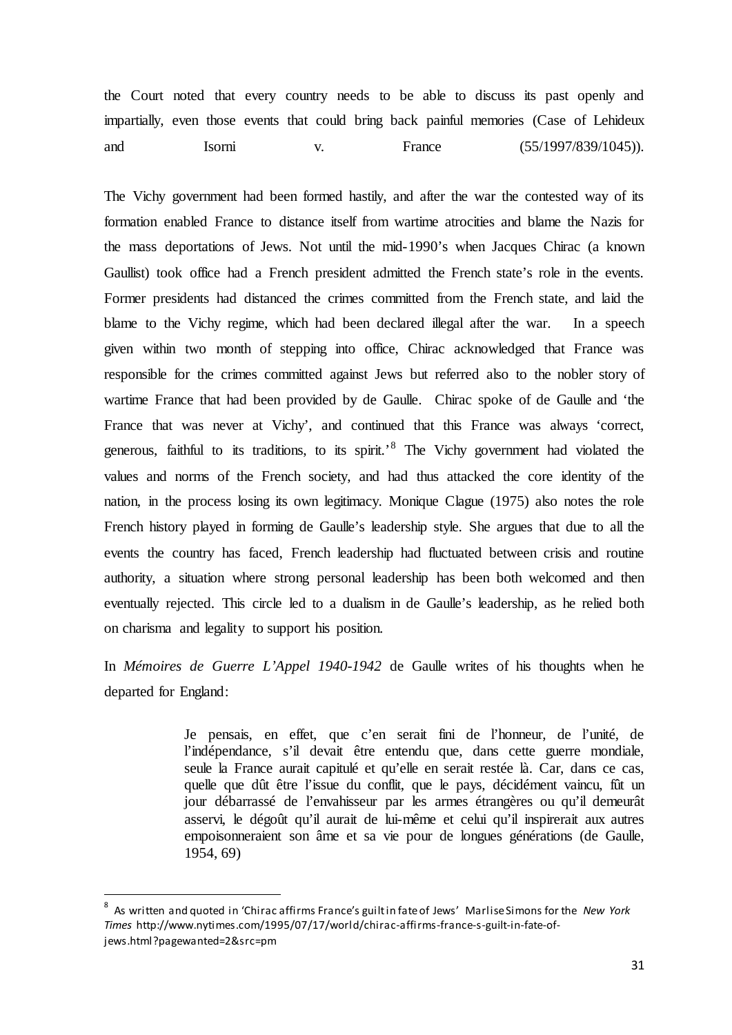the Court noted that every country needs to be able to discuss its past openly and impartially, even those events that could bring back painful memories (Case of Lehideux and Isorni v. France (55/1997/839/1045)).

The Vichy government had been formed hastily, and after the war the contested way of its formation enabled France to distance itself from wartime atrocities and blame the Nazis for the mass deportations of Jews. Not until the mid-1990's when Jacques Chirac (a known Gaullist) took office had a French president admitted the French state's role in the events. Former presidents had distanced the crimes committed from the French state, and laid the blame to the Vichy regime, which had been declared illegal after the war. In a speech given within two month of stepping into office, Chirac acknowledged that France was responsible for the crimes committed against Jews but referred also to the nobler story of wartime France that had been provided by de Gaulle. Chirac spoke of de Gaulle and 'the France that was never at Vichy', and continued that this France was always 'correct, generous, faithful to its traditions, to its spirit.'[8] The Vichy government had violated the values and norms of the French society, and had thus attacked the core identity of the nation, in the process losing its own legitimacy. Monique Clague (1975) also notes the role French history played in forming de Gaulle's leadership style. She argues that due to all the events the country has faced, French leadership had fluctuated between crisis and routine authority, a situation where strong personal leadership has been both welcomed and then eventually rejected. This circle led to a dualism in de Gaulle's leadership, as he relied both on charisma and legality to support his position.

In *Mémoires de Guerre L'Appel 1940-1942* de Gaulle writes of his thoughts when he departed for England:

> Je pensais, en effet, que c'en serait fini de l'honneur, de l'unité, de l'indépendance, s'il devait être entendu que, dans cette guerre mondiale, seule la France aurait capitulé et qu'elle en serait restée là. Car, dans ce cas, quelle que dût être l'issue du conflit, que le pays, décidément vaincu, fût un jour débarrassé de l'envahisseur par les armes étrangères ou qu'il demeurât asservi, le dégoût qu'il aurait de lui-même et celui qu'il inspirerait aux autres empoisonneraient son âme et sa vie pour de longues générations (de Gaulle, 1954, 69)

[8] As written and quoted in 'Chirac affirms France's guilt in fate of Jews' Marlise Simons for the *New York Times* http://www.nytimes.com/1995/07/17/world/chirac-affirms-france-s-guilt-in-fate-of-jews.html?pagewanted=2&src=pm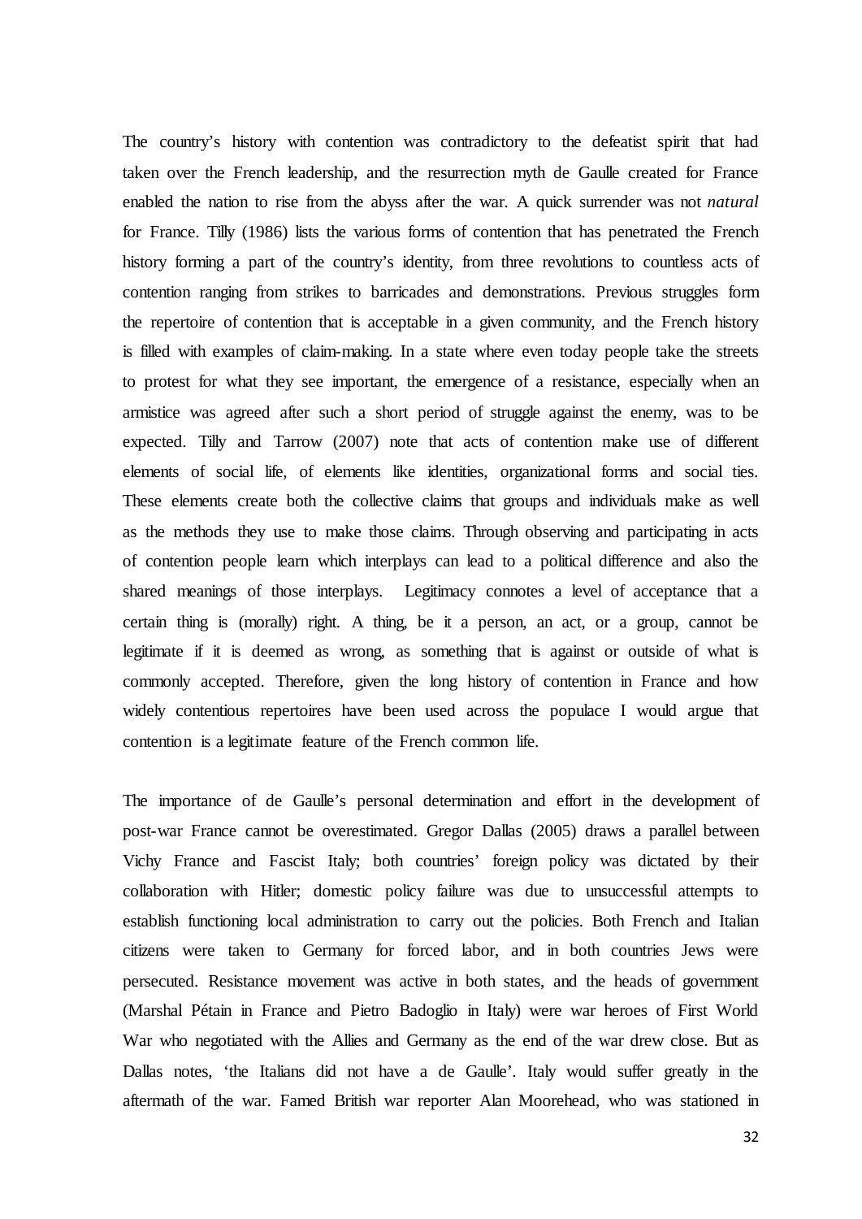The country's history with contention was contradictory to the defeatist spirit that had taken over the French leadership, and the resurrection myth de Gaulle created for France enabled the nation to rise from the abyss after the war. A quick surrender was not *natural* for France. Tilly (1986) lists the various forms of contention that has penetrated the French history forming a part of the country's identity, from three revolutions to countless acts of contention ranging from strikes to barricades and demonstrations. Previous struggles form the repertoire of contention that is acceptable in a given community, and the French history is filled with examples of claim-making. In a state where even today people take the streets to protest for what they see important, the emergence of a resistance, especially when an armistice was agreed after such a short period of struggle against the enemy, was to be expected. Tilly and Tarrow (2007) note that acts of contention make use of different elements of social life, of elements like identities, organizational forms and social ties. These elements create both the collective claims that groups and individuals make as well as the methods they use to make those claims. Through observing and participating in acts of contention people learn which interplays can lead to a political difference and also the shared meanings of those interplays. Legitimacy connotes a level of acceptance that a certain thing is (morally) right. A thing, be it a person, an act, or a group, cannot be legitimate if it is deemed as wrong, as something that is against or outside of what is commonly accepted. Therefore, given the long history of contention in France and how widely contentious repertoires have been used across the populace I would argue that contention is a legitimate feature of the French common life.

The importance of de Gaulle's personal determination and effort in the development of post-war France cannot be overestimated. Gregor Dallas (2005) draws a parallel between Vichy France and Fascist Italy; both countries' foreign policy was dictated by their collaboration with Hitler; domestic policy failure was due to unsuccessful attempts to establish functioning local administration to carry out the policies. Both French and Italian citizens were taken to Germany for forced labor, and in both countries Jews were persecuted. Resistance movement was active in both states, and the heads of government (Marshal Pétain in France and Pietro Badoglio in Italy) were war heroes of First World War who negotiated with the Allies and Germany as the end of the war drew close. But as Dallas notes, 'the Italians did not have a de Gaulle'. Italy would suffer greatly in the aftermath of the war. Famed British war reporter Alan Moorehead, who was stationed in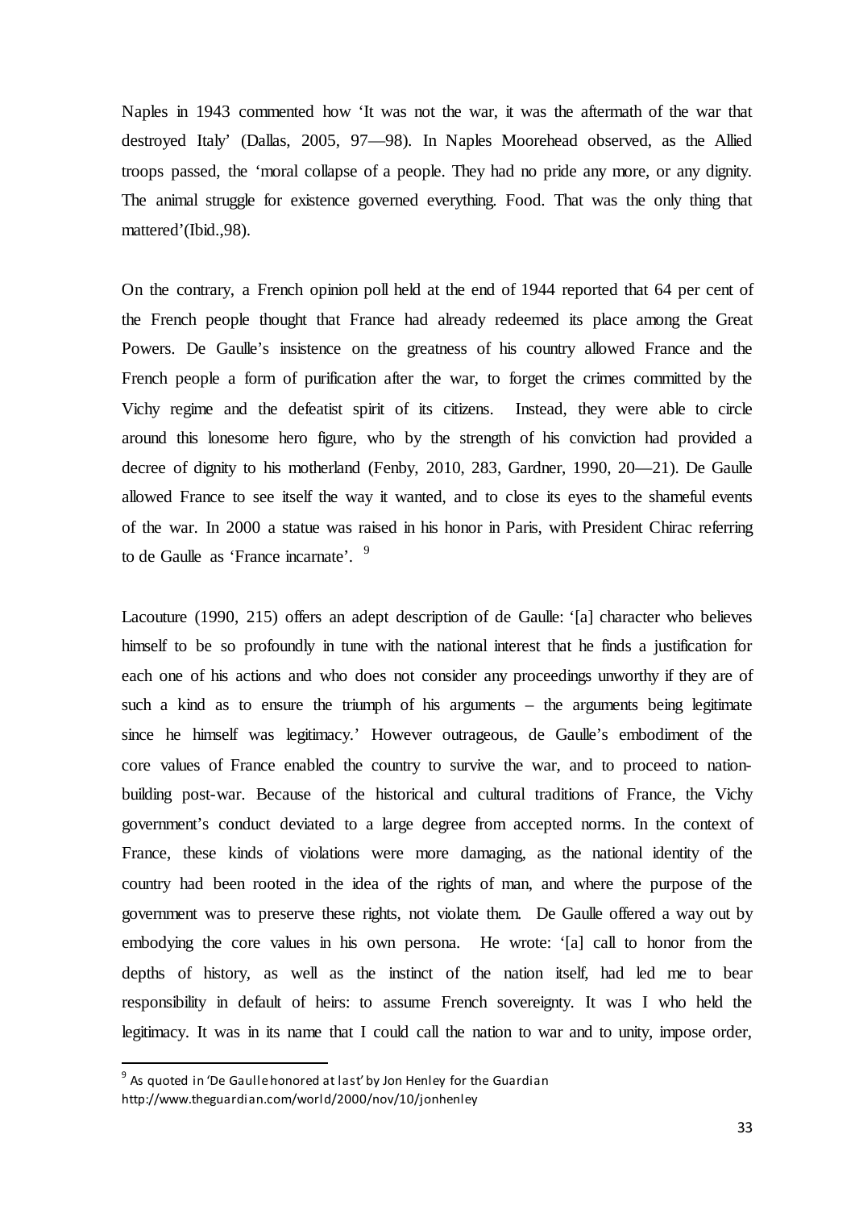Naples in 1943 commented how 'It was not the war, it was the aftermath of the war that destroyed Italy' (Dallas, 2005, 97—98). In Naples Moorehead observed, as the Allied troops passed, the 'moral collapse of a people. They had no pride any more, or any dignity. The animal struggle for existence governed everything. Food. That was the only thing that mattered'(Ibid.,98).

On the contrary, a French opinion poll held at the end of 1944 reported that 64 per cent of the French people thought that France had already redeemed its place among the Great Powers. De Gaulle's insistence on the greatness of his country allowed France and the French people a form of purification after the war, to forget the crimes committed by the Vichy regime and the defeatist spirit of its citizens. Instead, they were able to circle around this lonesome hero figure, who by the strength of his conviction had provided a decree of dignity to his motherland (Fenby, 2010, 283, Gardner, 1990, 20—21). De Gaulle allowed France to see itself the way it wanted, and to close its eyes to the shameful events of the war. In 2000 a statue was raised in his honor in Paris, with President Chirac referring to de Gaulle as 'France incarnate'. [9]

Lacouture (1990, 215) offers an adept description of de Gaulle: '[a] character who believes himself to be so profoundly in tune with the national interest that he finds a justification for each one of his actions and who does not consider any proceedings unworthy if they are of such a kind as to ensure the triumph of his arguments – the arguments being legitimate since he himself was legitimacy.' However outrageous, de Gaulle's embodiment of the core values of France enabled the country to survive the war, and to proceed to nation-building post-war. Because of the historical and cultural traditions of France, the Vichy government's conduct deviated to a large degree from accepted norms. In the context of France, these kinds of violations were more damaging, as the national identity of the country had been rooted in the idea of the rights of man, and where the purpose of the government was to preserve these rights, not violate them. De Gaulle offered a way out by embodying the core values in his own persona. He wrote: '[a] call to honor from the depths of history, as well as the instinct of the nation itself, had led me to bear responsibility in default of heirs: to assume French sovereignty. It was I who held the legitimacy. It was in its name that I could call the nation to war and to unity, impose order,

[9] As quoted in 'De Gaulle honored at last' by Jon Henley for the Guardian http://www.theguardian.com/world/2000/nov/10/jonhenley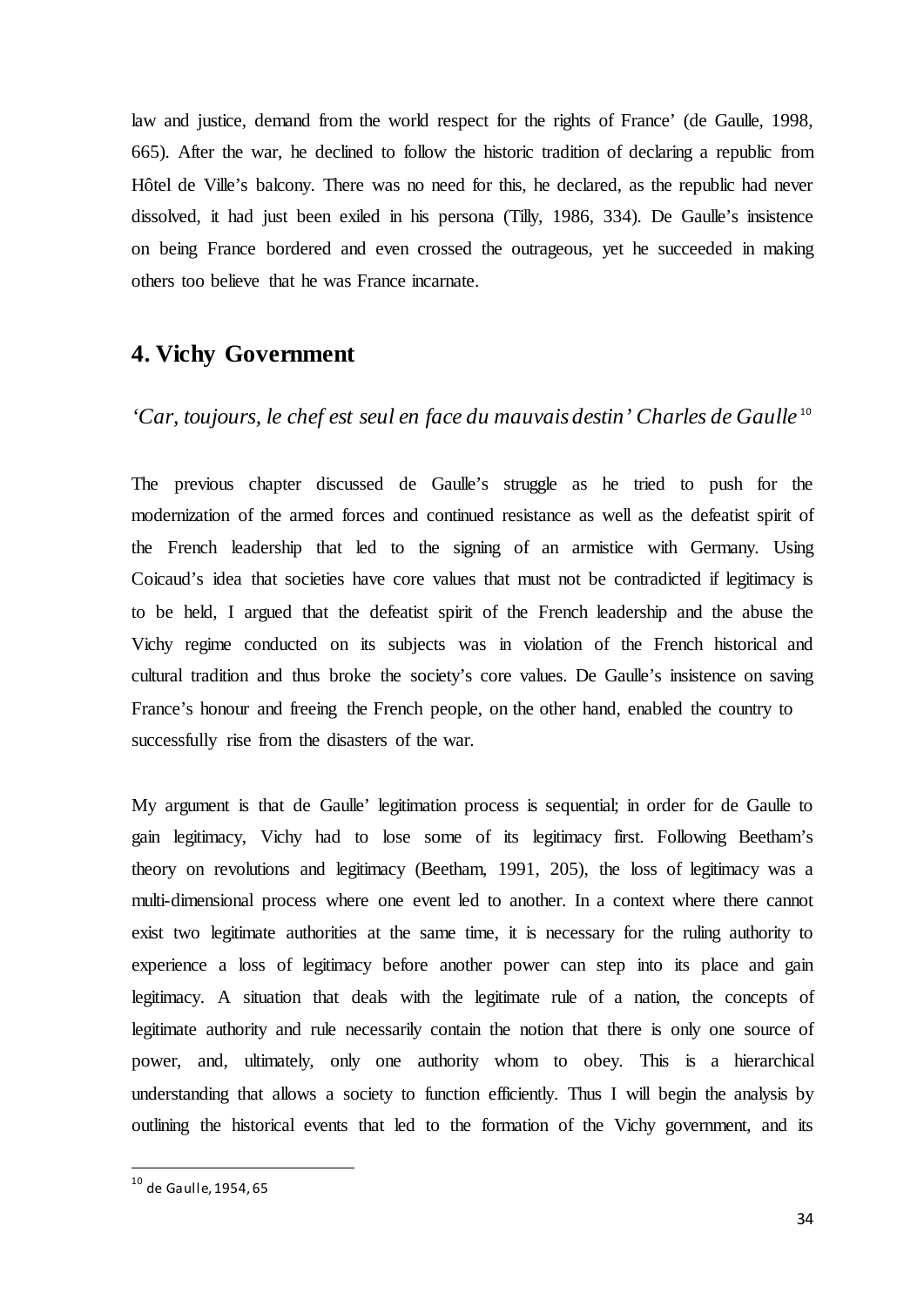law and justice, demand from the world respect for the rights of France' (de Gaulle, 1998, 665). After the war, he declined to follow the historic tradition of declaring a republic from Hôtel de Ville's balcony. There was no need for this, he declared, as the republic had never dissolved, it had just been exiled in his persona (Tilly, 1986, 334). De Gaulle's insistence on being France bordered and even crossed the outrageous, yet he succeeded in making others too believe that he was France incarnate.

## 4. Vichy Government

*'Car, toujours, le chef est seul en face du mauvais destin' Charles de Gaulle*[10]

The previous chapter discussed de Gaulle's struggle as he tried to push for the modernization of the armed forces and continued resistance as well as the defeatist spirit of the French leadership that led to the signing of an armistice with Germany. Using Coicaud's idea that societies have core values that must not be contradicted if legitimacy is to be held, I argued that the defeatist spirit of the French leadership and the abuse the Vichy regime conducted on its subjects was in violation of the French historical and cultural tradition and thus broke the society's core values. De Gaulle's insistence on saving France's honour and freeing the French people, on the other hand, enabled the country to successfully rise from the disasters of the war.

My argument is that de Gaulle' legitimation process is sequential; in order for de Gaulle to gain legitimacy, Vichy had to lose some of its legitimacy first. Following Beetham's theory on revolutions and legitimacy (Beetham, 1991, 205), the loss of legitimacy was a multi-dimensional process where one event led to another. In a context where there cannot exist two legitimate authorities at the same time, it is necessary for the ruling authority to experience a loss of legitimacy before another power can step into its place and gain legitimacy. A situation that deals with the legitimate rule of a nation, the concepts of legitimate authority and rule necessarily contain the notion that there is only one source of power, and, ultimately, only one authority whom to obey. This is a hierarchical understanding that allows a society to function efficiently. Thus I will begin the analysis by outlining the historical events that led to the formation of the Vichy government, and its

---

[10] de Gaulle, 1954, 65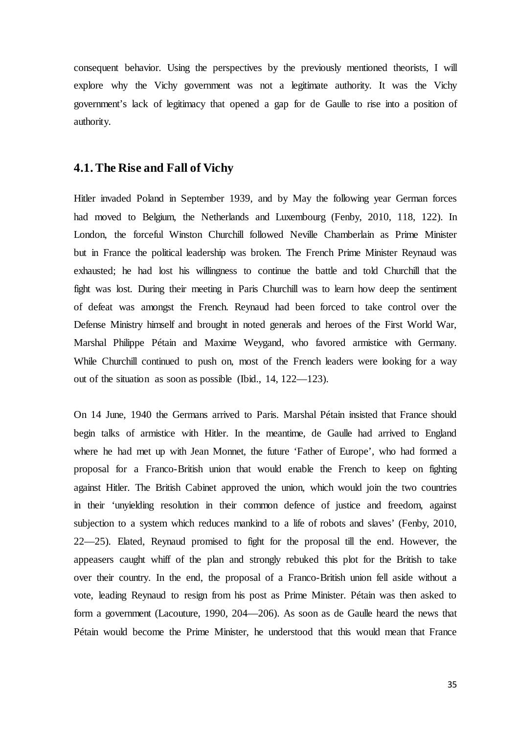consequent behavior. Using the perspectives by the previously mentioned theorists, I will explore why the Vichy government was not a legitimate authority. It was the Vichy government's lack of legitimacy that opened a gap for de Gaulle to rise into a position of authority.

## 4.1. The Rise and Fall of Vichy

Hitler invaded Poland in September 1939, and by May the following year German forces had moved to Belgium, the Netherlands and Luxembourg (Fenby, 2010, 118, 122). In London, the forceful Winston Churchill followed Neville Chamberlain as Prime Minister but in France the political leadership was broken. The French Prime Minister Reynaud was exhausted; he had lost his willingness to continue the battle and told Churchill that the fight was lost. During their meeting in Paris Churchill was to learn how deep the sentiment of defeat was amongst the French. Reynaud had been forced to take control over the Defense Ministry himself and brought in noted generals and heroes of the First World War, Marshal Philippe Pétain and Maxime Weygand, who favored armistice with Germany. While Churchill continued to push on, most of the French leaders were looking for a way out of the situation as soon as possible (Ibid., 14, 122—123).

On 14 June, 1940 the Germans arrived to Paris. Marshal Pétain insisted that France should begin talks of armistice with Hitler. In the meantime, de Gaulle had arrived to England where he had met up with Jean Monnet, the future 'Father of Europe', who had formed a proposal for a Franco-British union that would enable the French to keep on fighting against Hitler. The British Cabinet approved the union, which would join the two countries in their 'unyielding resolution in their common defence of justice and freedom, against subjection to a system which reduces mankind to a life of robots and slaves' (Fenby, 2010, 22—25). Elated, Reynaud promised to fight for the proposal till the end. However, the appeasers caught whiff of the plan and strongly rebuked this plot for the British to take over their country. In the end, the proposal of a Franco-British union fell aside without a vote, leading Reynaud to resign from his post as Prime Minister. Pétain was then asked to form a government (Lacouture, 1990, 204—206). As soon as de Gaulle heard the news that Pétain would become the Prime Minister, he understood that this would mean that France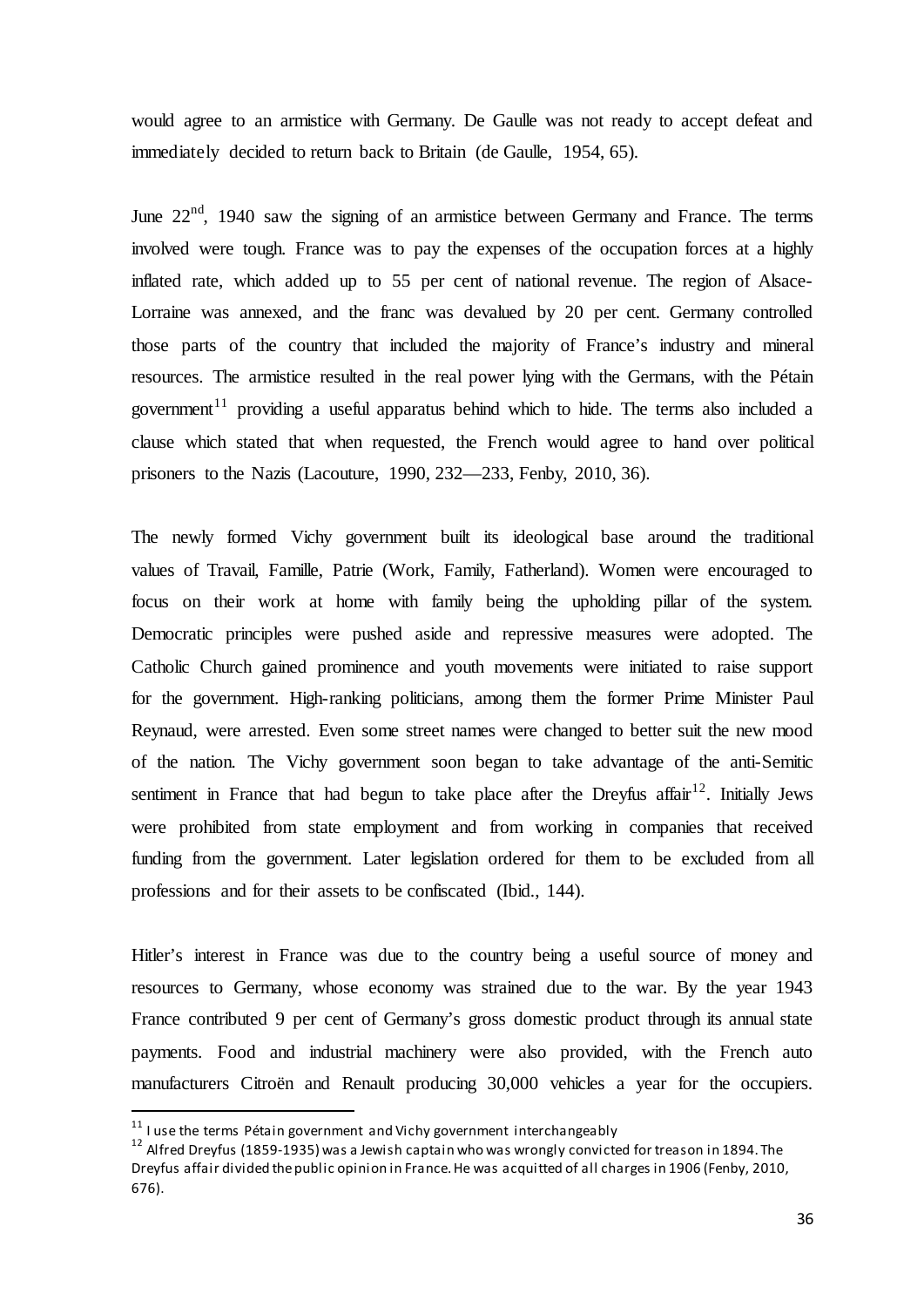would agree to an armistice with Germany. De Gaulle was not ready to accept defeat and immediately decided to return back to Britain (de Gaulle, 1954, 65).

June 22nd, 1940 saw the signing of an armistice between Germany and France. The terms involved were tough. France was to pay the expenses of the occupation forces at a highly inflated rate, which added up to 55 per cent of national revenue. The region of Alsace-Lorraine was annexed, and the franc was devalued by 20 per cent. Germany controlled those parts of the country that included the majority of France's industry and mineral resources. The armistice resulted in the real power lying with the Germans, with the Pétain government[11] providing a useful apparatus behind which to hide. The terms also included a clause which stated that when requested, the French would agree to hand over political prisoners to the Nazis (Lacouture, 1990, 232—233, Fenby, 2010, 36).

The newly formed Vichy government built its ideological base around the traditional values of Travail, Famille, Patrie (Work, Family, Fatherland). Women were encouraged to focus on their work at home with family being the upholding pillar of the system. Democratic principles were pushed aside and repressive measures were adopted. The Catholic Church gained prominence and youth movements were initiated to raise support for the government. High-ranking politicians, among them the former Prime Minister Paul Reynaud, were arrested. Even some street names were changed to better suit the new mood of the nation. The Vichy government soon began to take advantage of the anti-Semitic sentiment in France that had begun to take place after the Dreyfus affair[12]. Initially Jews were prohibited from state employment and from working in companies that received funding from the government. Later legislation ordered for them to be excluded from all professions and for their assets to be confiscated (Ibid., 144).

Hitler's interest in France was due to the country being a useful source of money and resources to Germany, whose economy was strained due to the war. By the year 1943 France contributed 9 per cent of Germany's gross domestic product through its annual state payments. Food and industrial machinery were also provided, with the French auto manufacturers Citroën and Renault producing 30,000 vehicles a year for the occupiers.

[11] I use the terms Pétain government and Vichy government interchangeably

[12] Alfred Dreyfus (1859-1935) was a Jewish captain who was wrongly convicted for treason in 1894. The Dreyfus affair divided the public opinion in France. He was acquitted of all charges in 1906 (Fenby, 2010, 676).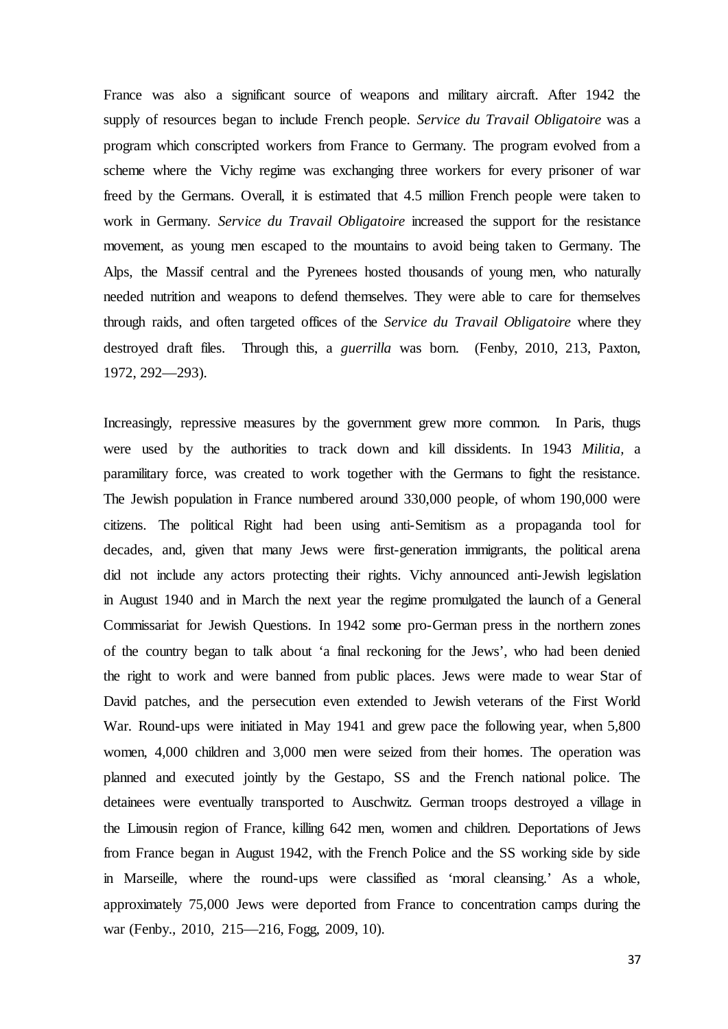France was also a significant source of weapons and military aircraft. After 1942 the supply of resources began to include French people. *Service du Travail Obligatoire* was a program which conscripted workers from France to Germany. The program evolved from a scheme where the Vichy regime was exchanging three workers for every prisoner of war freed by the Germans. Overall, it is estimated that 4.5 million French people were taken to work in Germany. *Service du Travail Obligatoire* increased the support for the resistance movement, as young men escaped to the mountains to avoid being taken to Germany. The Alps, the Massif central and the Pyrenees hosted thousands of young men, who naturally needed nutrition and weapons to defend themselves. They were able to care for themselves through raids, and often targeted offices of the *Service du Travail Obligatoire* where they destroyed draft files. Through this, a *guerrilla* was born. (Fenby, 2010, 213, Paxton, 1972, 292—293).

Increasingly, repressive measures by the government grew more common. In Paris, thugs were used by the authorities to track down and kill dissidents. In 1943 *Militia*, a paramilitary force, was created to work together with the Germans to fight the resistance. The Jewish population in France numbered around 330,000 people, of whom 190,000 were citizens. The political Right had been using anti-Semitism as a propaganda tool for decades, and, given that many Jews were first-generation immigrants, the political arena did not include any actors protecting their rights. Vichy announced anti-Jewish legislation in August 1940 and in March the next year the regime promulgated the launch of a General Commissariat for Jewish Questions. In 1942 some pro-German press in the northern zones of the country began to talk about 'a final reckoning for the Jews', who had been denied the right to work and were banned from public places. Jews were made to wear Star of David patches, and the persecution even extended to Jewish veterans of the First World War. Round-ups were initiated in May 1941 and grew pace the following year, when 5,800 women, 4,000 children and 3,000 men were seized from their homes. The operation was planned and executed jointly by the Gestapo, SS and the French national police. The detainees were eventually transported to Auschwitz. German troops destroyed a village in the Limousin region of France, killing 642 men, women and children. Deportations of Jews from France began in August 1942, with the French Police and the SS working side by side in Marseille, where the round-ups were classified as 'moral cleansing.' As a whole, approximately 75,000 Jews were deported from France to concentration camps during the war (Fenby., 2010, 215—216, Fogg, 2009, 10).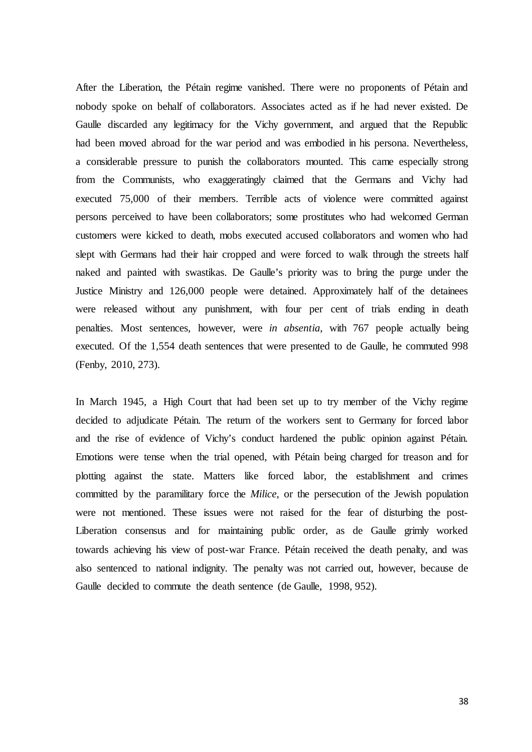After the Liberation, the Pétain regime vanished. There were no proponents of Pétain and nobody spoke on behalf of collaborators. Associates acted as if he had never existed. De Gaulle discarded any legitimacy for the Vichy government, and argued that the Republic had been moved abroad for the war period and was embodied in his persona. Nevertheless, a considerable pressure to punish the collaborators mounted. This came especially strong from the Communists, who exaggeratingly claimed that the Germans and Vichy had executed 75,000 of their members. Terrible acts of violence were committed against persons perceived to have been collaborators; some prostitutes who had welcomed German customers were kicked to death, mobs executed accused collaborators and women who had slept with Germans had their hair cropped and were forced to walk through the streets half naked and painted with swastikas. De Gaulle's priority was to bring the purge under the Justice Ministry and 126,000 people were detained. Approximately half of the detainees were released without any punishment, with four per cent of trials ending in death penalties. Most sentences, however, were *in absentia*, with 767 people actually being executed. Of the 1,554 death sentences that were presented to de Gaulle, he commuted 998 (Fenby, 2010, 273).

In March 1945, a High Court that had been set up to try member of the Vichy regime decided to adjudicate Pétain. The return of the workers sent to Germany for forced labor and the rise of evidence of Vichy's conduct hardened the public opinion against Pétain. Emotions were tense when the trial opened, with Pétain being charged for treason and for plotting against the state. Matters like forced labor, the establishment and crimes committed by the paramilitary force the *Milice*, or the persecution of the Jewish population were not mentioned. These issues were not raised for the fear of disturbing the post-Liberation consensus and for maintaining public order, as de Gaulle grimly worked towards achieving his view of post-war France. Pétain received the death penalty, and was also sentenced to national indignity. The penalty was not carried out, however, because de Gaulle decided to commute the death sentence (de Gaulle, 1998, 952).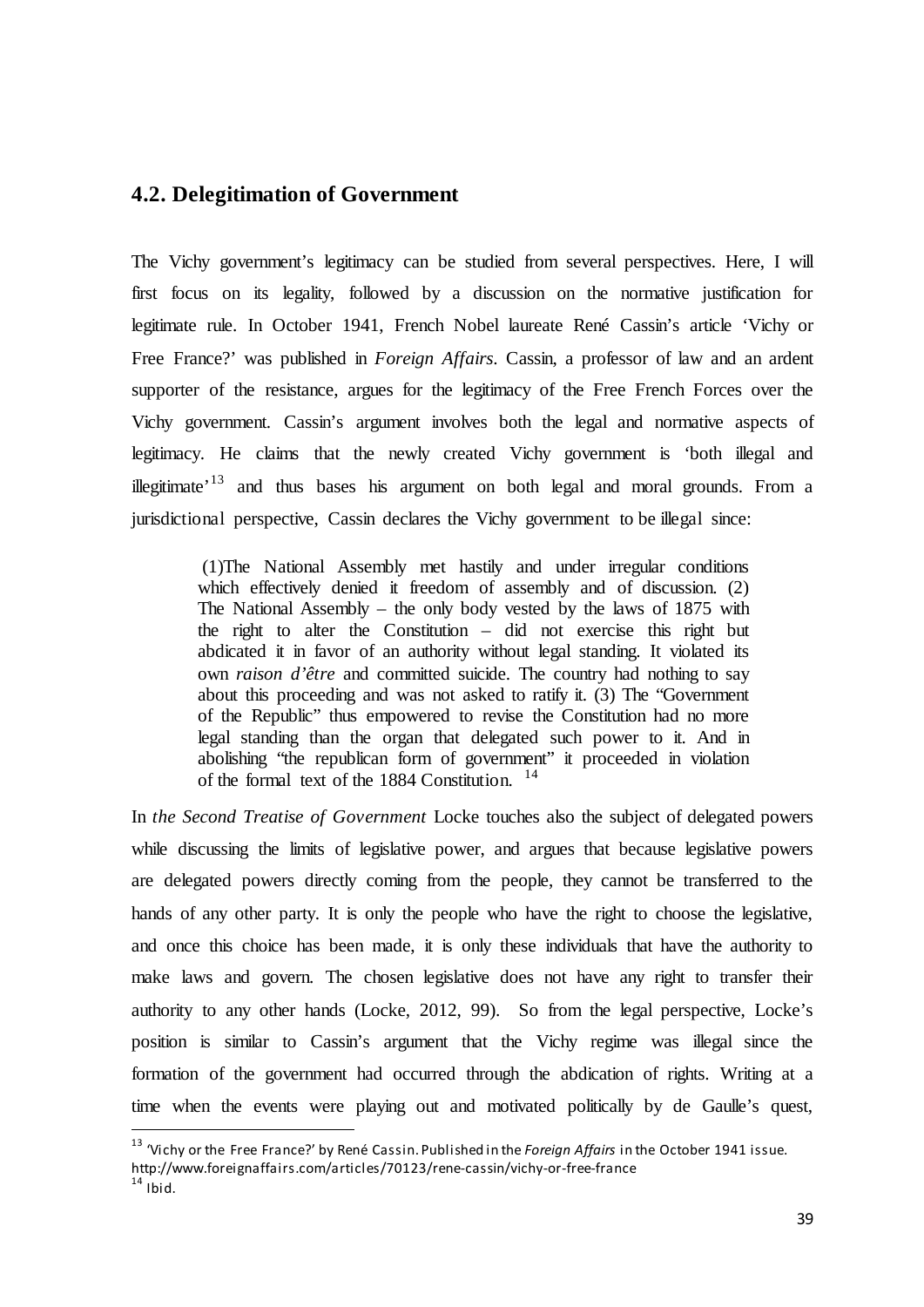## 4.2. Delegitimation of Government

The Vichy government's legitimacy can be studied from several perspectives. Here, I will first focus on its legality, followed by a discussion on the normative justification for legitimate rule. In October 1941, French Nobel laureate René Cassin's article 'Vichy or Free France?' was published in *Foreign Affairs*. Cassin, a professor of law and an ardent supporter of the resistance, argues for the legitimacy of the Free French Forces over the Vichy government. Cassin's argument involves both the legal and normative aspects of legitimacy. He claims that the newly created Vichy government is 'both illegal and illegitimate'[13] and thus bases his argument on both legal and moral grounds. From a jurisdictional perspective, Cassin declares the Vichy government to be illegal since:

> (1)The National Assembly met hastily and under irregular conditions which effectively denied it freedom of assembly and of discussion. (2) The National Assembly – the only body vested by the laws of 1875 with the right to alter the Constitution – did not exercise this right but abdicated it in favor of an authority without legal standing. It violated its own *raison d'être* and committed suicide. The country had nothing to say about this proceeding and was not asked to ratify it. (3) The "Government of the Republic" thus empowered to revise the Constitution had no more legal standing than the organ that delegated such power to it. And in abolishing "the republican form of government" it proceeded in violation of the formal text of the 1884 Constitution. [14]

In *the Second Treatise of Government* Locke touches also the subject of delegated powers while discussing the limits of legislative power, and argues that because legislative powers are delegated powers directly coming from the people, they cannot be transferred to the hands of any other party. It is only the people who have the right to choose the legislative, and once this choice has been made, it is only these individuals that have the authority to make laws and govern. The chosen legislative does not have any right to transfer their authority to any other hands (Locke, 2012, 99). So from the legal perspective, Locke's position is similar to Cassin's argument that the Vichy regime was illegal since the formation of the government had occurred through the abdication of rights. Writing at a time when the events were playing out and motivated politically by de Gaulle's quest,

---

[13] 'Vichy or the Free France?' by René Cassin. Published in the *Foreign Affairs* in the October 1941 issue. http://www.foreignaffairs.com/articles/70123/rene-cassin/vichy-or-free-france

[14] Ibid.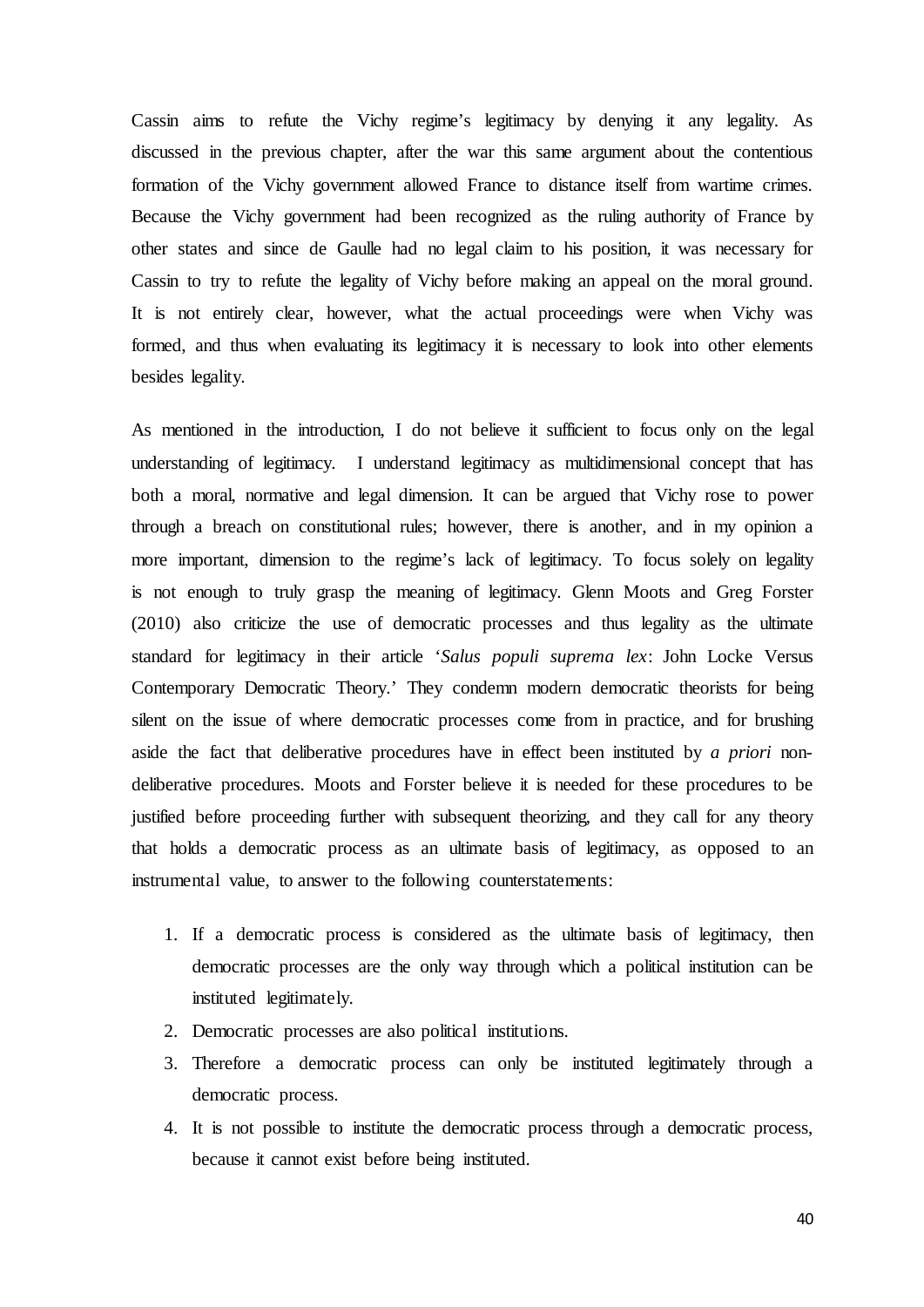Cassin aims to refute the Vichy regime's legitimacy by denying it any legality. As discussed in the previous chapter, after the war this same argument about the contentious formation of the Vichy government allowed France to distance itself from wartime crimes. Because the Vichy government had been recognized as the ruling authority of France by other states and since de Gaulle had no legal claim to his position, it was necessary for Cassin to try to refute the legality of Vichy before making an appeal on the moral ground. It is not entirely clear, however, what the actual proceedings were when Vichy was formed, and thus when evaluating its legitimacy it is necessary to look into other elements besides legality.

As mentioned in the introduction, I do not believe it sufficient to focus only on the legal understanding of legitimacy. I understand legitimacy as multidimensional concept that has both a moral, normative and legal dimension. It can be argued that Vichy rose to power through a breach on constitutional rules; however, there is another, and in my opinion a more important, dimension to the regime's lack of legitimacy. To focus solely on legality is not enough to truly grasp the meaning of legitimacy. Glenn Moots and Greg Forster (2010) also criticize the use of democratic processes and thus legality as the ultimate standard for legitimacy in their article '*Salus populi suprema lex*: John Locke Versus Contemporary Democratic Theory.' They condemn modern democratic theorists for being silent on the issue of where democratic processes come from in practice, and for brushing aside the fact that deliberative procedures have in effect been instituted by *a priori* non-deliberative procedures. Moots and Forster believe it is needed for these procedures to be justified before proceeding further with subsequent theorizing, and they call for any theory that holds a democratic process as an ultimate basis of legitimacy, as opposed to an instrumental value, to answer to the following counterstatements:

1. If a democratic process is considered as the ultimate basis of legitimacy, then democratic processes are the only way through which a political institution can be instituted legitimately.
2. Democratic processes are also political institutions.
3. Therefore a democratic process can only be instituted legitimately through a democratic process.
4. It is not possible to institute the democratic process through a democratic process, because it cannot exist before being instituted.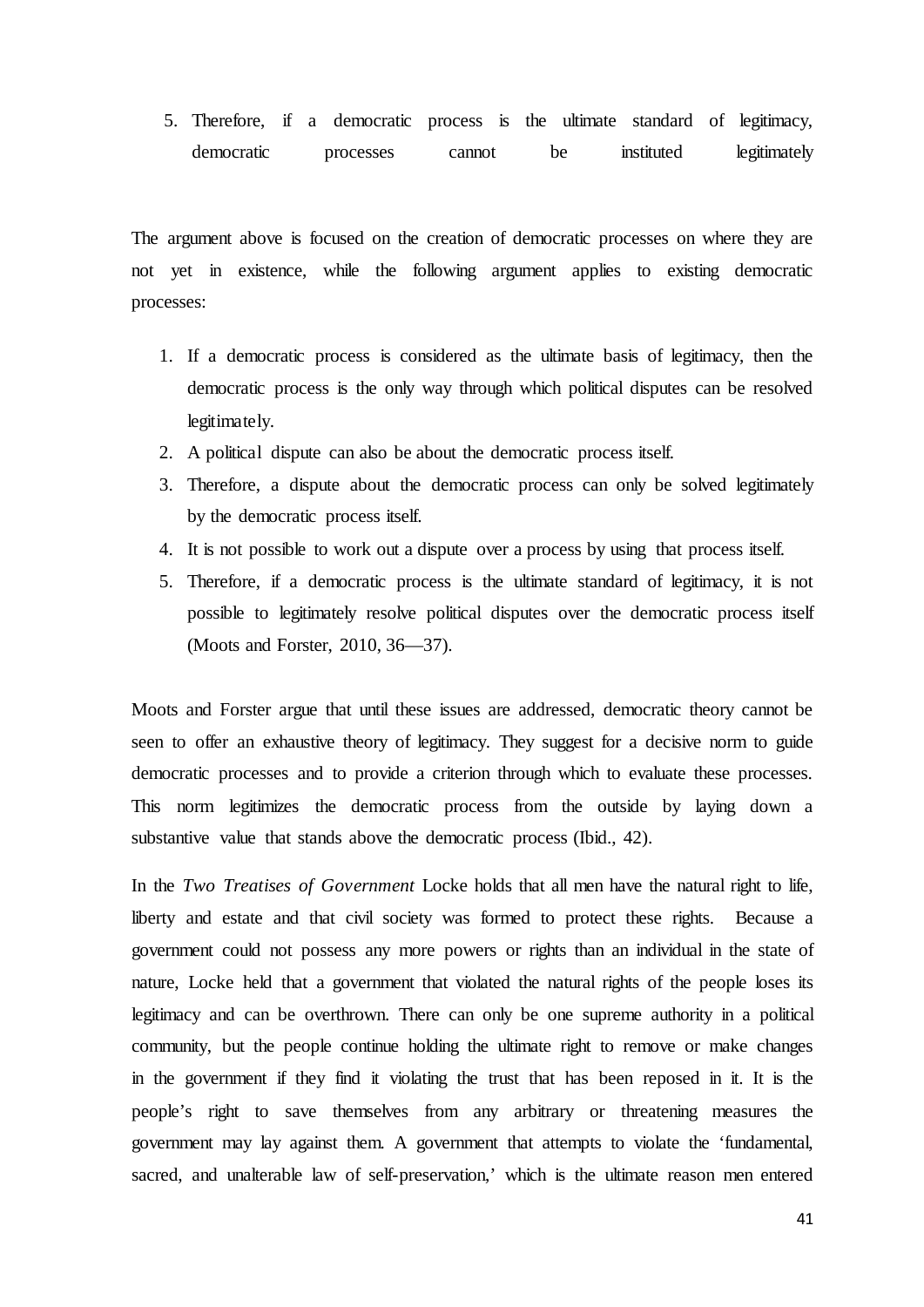5. Therefore, if a democratic process is the ultimate standard of legitimacy, democratic processes cannot be instituted legitimately

The argument above is focused on the creation of democratic processes on where they are not yet in existence, while the following argument applies to existing democratic processes:

1. If a democratic process is considered as the ultimate basis of legitimacy, then the democratic process is the only way through which political disputes can be resolved legitimately.
2. A political dispute can also be about the democratic process itself.
3. Therefore, a dispute about the democratic process can only be solved legitimately by the democratic process itself.
4. It is not possible to work out a dispute over a process by using that process itself.
5. Therefore, if a democratic process is the ultimate standard of legitimacy, it is not possible to legitimately resolve political disputes over the democratic process itself (Moots and Forster, 2010, 36—37).

Moots and Forster argue that until these issues are addressed, democratic theory cannot be seen to offer an exhaustive theory of legitimacy. They suggest for a decisive norm to guide democratic processes and to provide a criterion through which to evaluate these processes. This norm legitimizes the democratic process from the outside by laying down a substantive value that stands above the democratic process (Ibid., 42).

In the *Two Treatises of Government* Locke holds that all men have the natural right to life, liberty and estate and that civil society was formed to protect these rights. Because a government could not possess any more powers or rights than an individual in the state of nature, Locke held that a government that violated the natural rights of the people loses its legitimacy and can be overthrown. There can only be one supreme authority in a political community, but the people continue holding the ultimate right to remove or make changes in the government if they find it violating the trust that has been reposed in it. It is the people's right to save themselves from any arbitrary or threatening measures the government may lay against them. A government that attempts to violate the 'fundamental, sacred, and unalterable law of self-preservation,' which is the ultimate reason men entered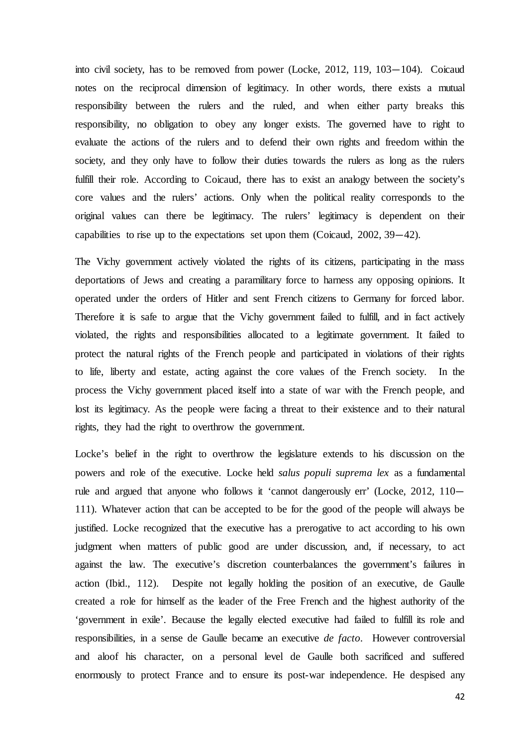into civil society, has to be removed from power (Locke, 2012, 119, 103—104). Coicaud notes on the reciprocal dimension of legitimacy. In other words, there exists a mutual responsibility between the rulers and the ruled, and when either party breaks this responsibility, no obligation to obey any longer exists. The governed have to right to evaluate the actions of the rulers and to defend their own rights and freedom within the society, and they only have to follow their duties towards the rulers as long as the rulers fulfill their role. According to Coicaud, there has to exist an analogy between the society's core values and the rulers' actions. Only when the political reality corresponds to the original values can there be legitimacy. The rulers' legitimacy is dependent on their capabilities to rise up to the expectations set upon them (Coicaud, 2002, 39—42).

The Vichy government actively violated the rights of its citizens, participating in the mass deportations of Jews and creating a paramilitary force to harness any opposing opinions. It operated under the orders of Hitler and sent French citizens to Germany for forced labor. Therefore it is safe to argue that the Vichy government failed to fulfill, and in fact actively violated, the rights and responsibilities allocated to a legitimate government. It failed to protect the natural rights of the French people and participated in violations of their rights to life, liberty and estate, acting against the core values of the French society. In the process the Vichy government placed itself into a state of war with the French people, and lost its legitimacy. As the people were facing a threat to their existence and to their natural rights, they had the right to overthrow the government.

Locke's belief in the right to overthrow the legislature extends to his discussion on the powers and role of the executive. Locke held *salus populi suprema lex* as a fundamental rule and argued that anyone who follows it 'cannot dangerously err' (Locke, 2012, 110—111). Whatever action that can be accepted to be for the good of the people will always be justified. Locke recognized that the executive has a prerogative to act according to his own judgment when matters of public good are under discussion, and, if necessary, to act against the law. The executive's discretion counterbalances the government's failures in action (Ibid., 112). Despite not legally holding the position of an executive, de Gaulle created a role for himself as the leader of the Free French and the highest authority of the 'government in exile'. Because the legally elected executive had failed to fulfill its role and responsibilities, in a sense de Gaulle became an executive *de facto*. However controversial and aloof his character, on a personal level de Gaulle both sacrificed and suffered enormously to protect France and to ensure its post-war independence. He despised any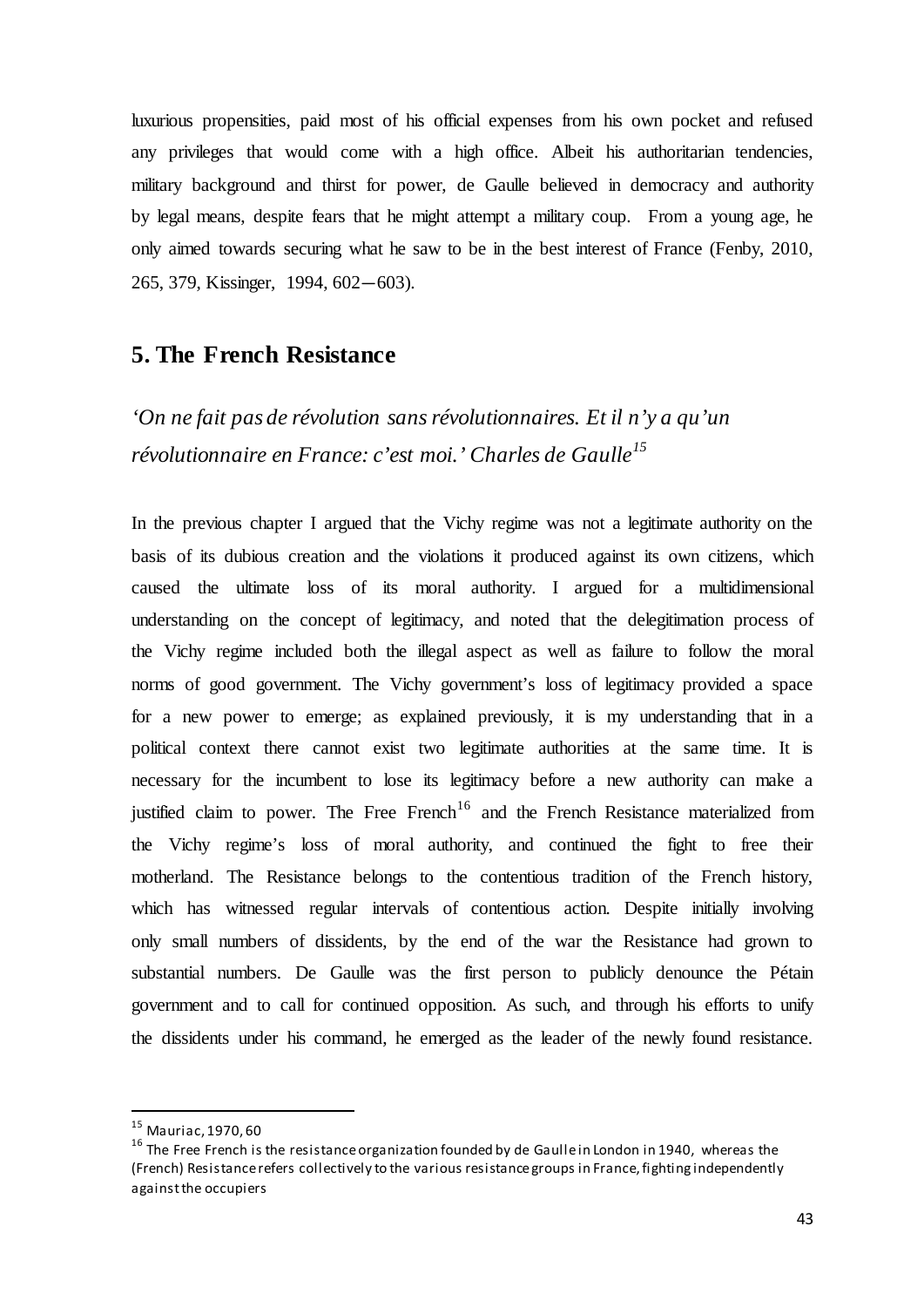luxurious propensities, paid most of his official expenses from his own pocket and refused any privileges that would come with a high office. Albeit his authoritarian tendencies, military background and thirst for power, de Gaulle believed in democracy and authority by legal means, despite fears that he might attempt a military coup. From a young age, he only aimed towards securing what he saw to be in the best interest of France (Fenby, 2010, 265, 379, Kissinger, 1994, 602–603).

## 5. The French Resistance

*'On ne fait pas de révolution sans révolutionnaires. Et il n'y a qu'un révolutionnaire en France: c'est moi.' Charles de Gaulle*[15]

In the previous chapter I argued that the Vichy regime was not a legitimate authority on the basis of its dubious creation and the violations it produced against its own citizens, which caused the ultimate loss of its moral authority. I argued for a multidimensional understanding on the concept of legitimacy, and noted that the delegitimation process of the Vichy regime included both the illegal aspect as well as failure to follow the moral norms of good government. The Vichy government's loss of legitimacy provided a space for a new power to emerge; as explained previously, it is my understanding that in a political context there cannot exist two legitimate authorities at the same time. It is necessary for the incumbent to lose its legitimacy before a new authority can make a justified claim to power. The Free French[16] and the French Resistance materialized from the Vichy regime's loss of moral authority, and continued the fight to free their motherland. The Resistance belongs to the contentious tradition of the French history, which has witnessed regular intervals of contentious action. Despite initially involving only small numbers of dissidents, by the end of the war the Resistance had grown to substantial numbers. De Gaulle was the first person to publicly denounce the Pétain government and to call for continued opposition. As such, and through his efforts to unify the dissidents under his command, he emerged as the leader of the newly found resistance.

---

[15] Mauriac, 1970, 60

[16] The Free French is the resistance organization founded by de Gaulle in London in 1940, whereas the (French) Resistance refers collectively to the various resistance groups in France, fighting independently against the occupiers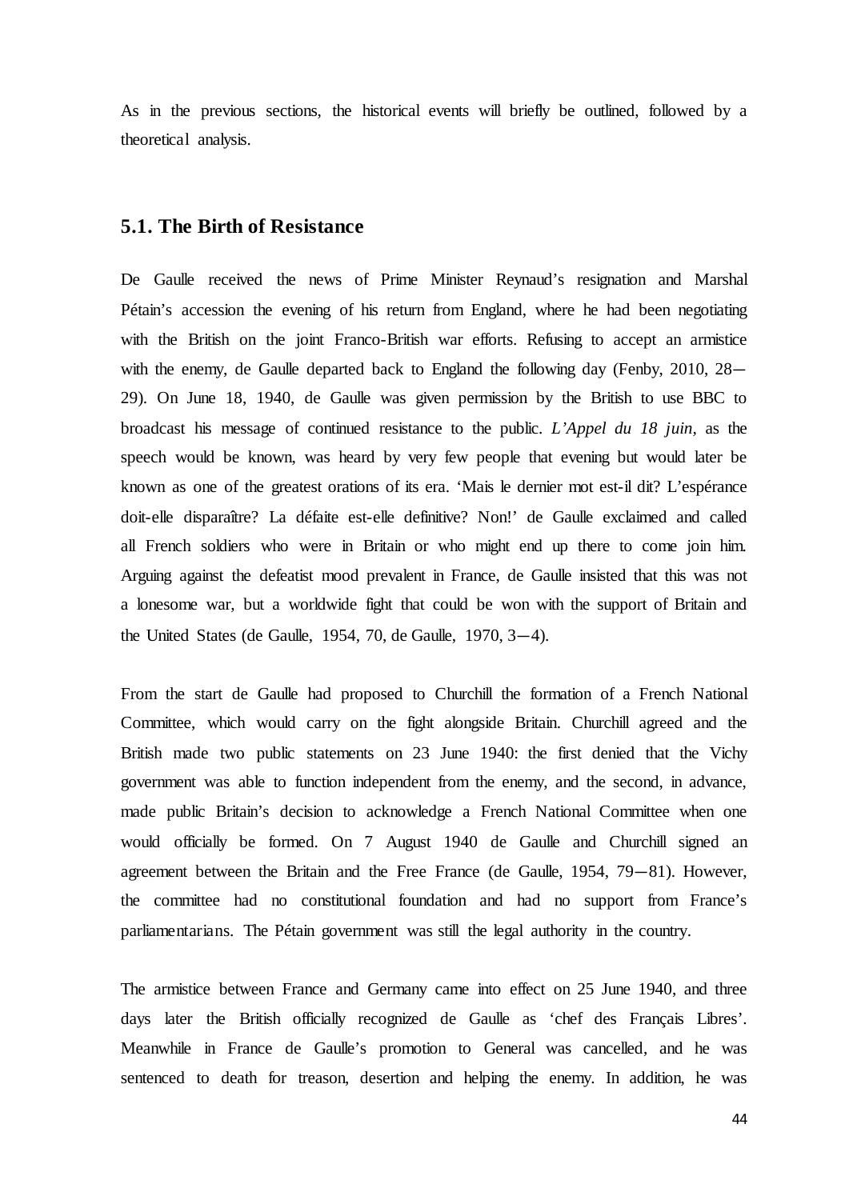As in the previous sections, the historical events will briefly be outlined, followed by a theoretical analysis.

## 5.1. The Birth of Resistance

De Gaulle received the news of Prime Minister Reynaud's resignation and Marshal Pétain's accession the evening of his return from England, where he had been negotiating with the British on the joint Franco-British war efforts. Refusing to accept an armistice with the enemy, de Gaulle departed back to England the following day (Fenby, 2010, 28—29). On June 18, 1940, de Gaulle was given permission by the British to use BBC to broadcast his message of continued resistance to the public. *L'Appel du 18 juin*, as the speech would be known, was heard by very few people that evening but would later be known as one of the greatest orations of its era. 'Mais le dernier mot est-il dit? L'espérance doit-elle disparaître? La défaite est-elle definitive? Non!' de Gaulle exclaimed and called all French soldiers who were in Britain or who might end up there to come join him. Arguing against the defeatist mood prevalent in France, de Gaulle insisted that this was not a lonesome war, but a worldwide fight that could be won with the support of Britain and the United States (de Gaulle, 1954, 70, de Gaulle, 1970, 3—4).

From the start de Gaulle had proposed to Churchill the formation of a French National Committee, which would carry on the fight alongside Britain. Churchill agreed and the British made two public statements on 23 June 1940: the first denied that the Vichy government was able to function independent from the enemy, and the second, in advance, made public Britain's decision to acknowledge a French National Committee when one would officially be formed. On 7 August 1940 de Gaulle and Churchill signed an agreement between the Britain and the Free France (de Gaulle, 1954, 79—81). However, the committee had no constitutional foundation and had no support from France's parliamentarians. The Pétain government was still the legal authority in the country.

The armistice between France and Germany came into effect on 25 June 1940, and three days later the British officially recognized de Gaulle as 'chef des Français Libres'. Meanwhile in France de Gaulle's promotion to General was cancelled, and he was sentenced to death for treason, desertion and helping the enemy. In addition, he was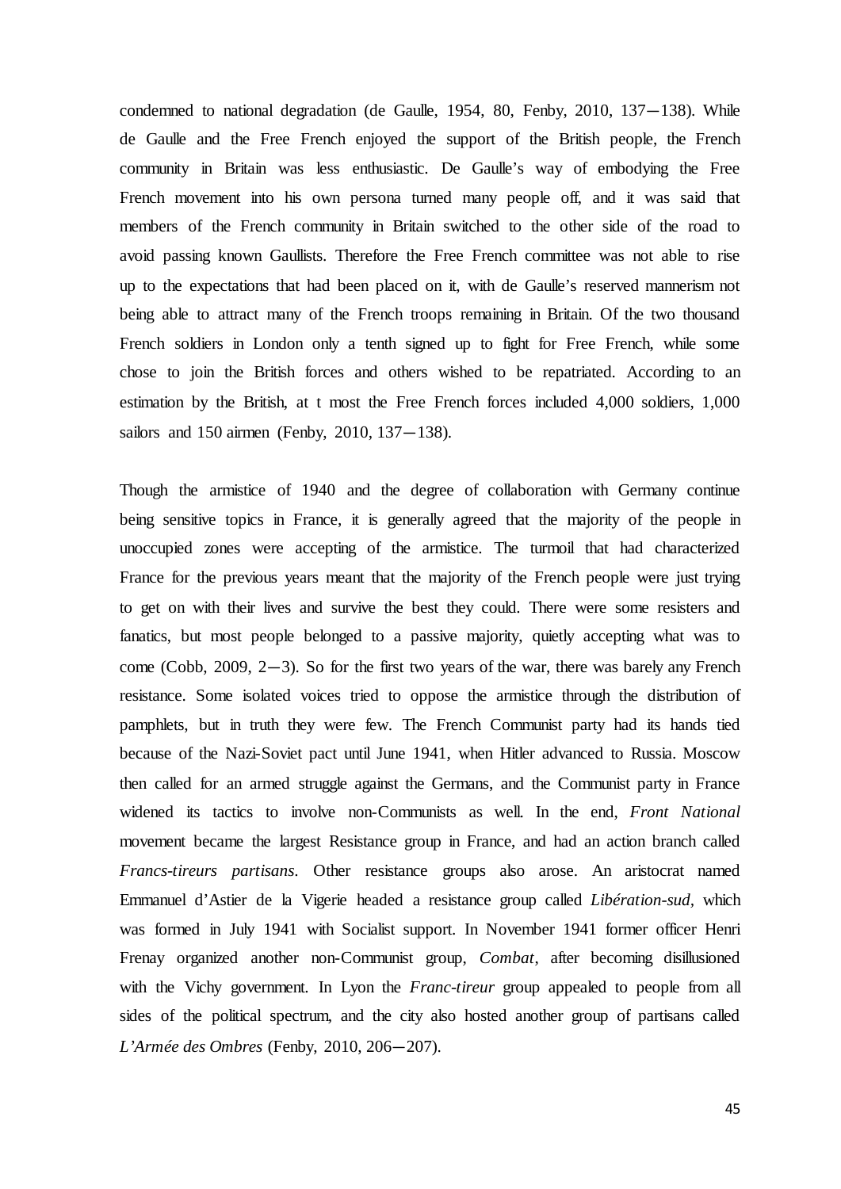condemned to national degradation (de Gaulle, 1954, 80, Fenby, 2010, 137—138). While de Gaulle and the Free French enjoyed the support of the British people, the French community in Britain was less enthusiastic. De Gaulle's way of embodying the Free French movement into his own persona turned many people off, and it was said that members of the French community in Britain switched to the other side of the road to avoid passing known Gaullists. Therefore the Free French committee was not able to rise up to the expectations that had been placed on it, with de Gaulle's reserved mannerism not being able to attract many of the French troops remaining in Britain. Of the two thousand French soldiers in London only a tenth signed up to fight for Free French, while some chose to join the British forces and others wished to be repatriated. According to an estimation by the British, at t most the Free French forces included 4,000 soldiers, 1,000 sailors and 150 airmen (Fenby, 2010, 137—138).

Though the armistice of 1940 and the degree of collaboration with Germany continue being sensitive topics in France, it is generally agreed that the majority of the people in unoccupied zones were accepting of the armistice. The turmoil that had characterized France for the previous years meant that the majority of the French people were just trying to get on with their lives and survive the best they could. There were some resisters and fanatics, but most people belonged to a passive majority, quietly accepting what was to come (Cobb, 2009, 2—3). So for the first two years of the war, there was barely any French resistance. Some isolated voices tried to oppose the armistice through the distribution of pamphlets, but in truth they were few. The French Communist party had its hands tied because of the Nazi-Soviet pact until June 1941, when Hitler advanced to Russia. Moscow then called for an armed struggle against the Germans, and the Communist party in France widened its tactics to involve non-Communists as well. In the end, *Front National* movement became the largest Resistance group in France, and had an action branch called *Francs-tireurs partisans*. Other resistance groups also arose. An aristocrat named Emmanuel d'Astier de la Vigerie headed a resistance group called *Libération-sud*, which was formed in July 1941 with Socialist support. In November 1941 former officer Henri Frenay organized another non-Communist group, *Combat*, after becoming disillusioned with the Vichy government. In Lyon the *Franc-tireur* group appealed to people from all sides of the political spectrum, and the city also hosted another group of partisans called *L'Armée des Ombres* (Fenby, 2010, 206—207).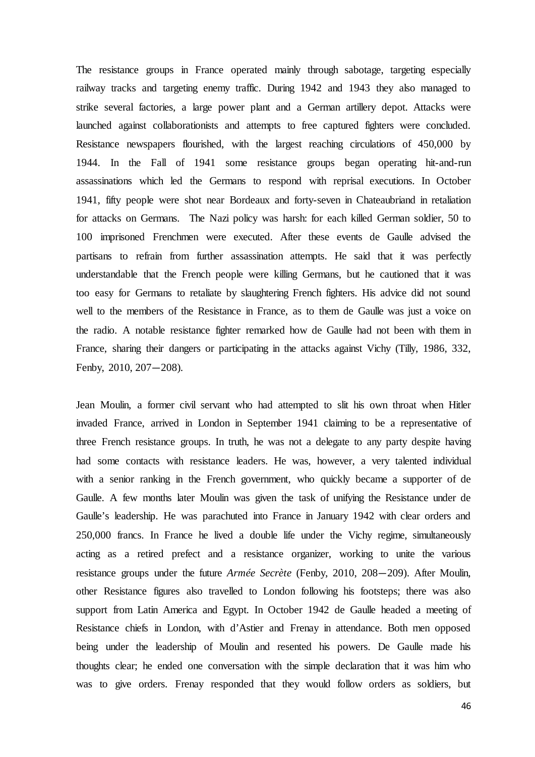The resistance groups in France operated mainly through sabotage, targeting especially railway tracks and targeting enemy traffic. During 1942 and 1943 they also managed to strike several factories, a large power plant and a German artillery depot. Attacks were launched against collaborationists and attempts to free captured fighters were concluded. Resistance newspapers flourished, with the largest reaching circulations of 450,000 by 1944. In the Fall of 1941 some resistance groups began operating hit-and-run assassinations which led the Germans to respond with reprisal executions. In October 1941, fifty people were shot near Bordeaux and forty-seven in Chateaubriand in retaliation for attacks on Germans. The Nazi policy was harsh: for each killed German soldier, 50 to 100 imprisoned Frenchmen were executed. After these events de Gaulle advised the partisans to refrain from further assassination attempts. He said that it was perfectly understandable that the French people were killing Germans, but he cautioned that it was too easy for Germans to retaliate by slaughtering French fighters. His advice did not sound well to the members of the Resistance in France, as to them de Gaulle was just a voice on the radio. A notable resistance fighter remarked how de Gaulle had not been with them in France, sharing their dangers or participating in the attacks against Vichy (Tilly, 1986, 332, Fenby, 2010, 207—208).

Jean Moulin, a former civil servant who had attempted to slit his own throat when Hitler invaded France, arrived in London in September 1941 claiming to be a representative of three French resistance groups. In truth, he was not a delegate to any party despite having had some contacts with resistance leaders. He was, however, a very talented individual with a senior ranking in the French government, who quickly became a supporter of de Gaulle. A few months later Moulin was given the task of unifying the Resistance under de Gaulle's leadership. He was parachuted into France in January 1942 with clear orders and 250,000 francs. In France he lived a double life under the Vichy regime, simultaneously acting as a retired prefect and a resistance organizer, working to unite the various resistance groups under the future *Armée Secrète* (Fenby, 2010, 208—209). After Moulin, other Resistance figures also travelled to London following his footsteps; there was also support from Latin America and Egypt. In October 1942 de Gaulle headed a meeting of Resistance chiefs in London, with d'Astier and Frenay in attendance. Both men opposed being under the leadership of Moulin and resented his powers. De Gaulle made his thoughts clear; he ended one conversation with the simple declaration that it was him who was to give orders. Frenay responded that they would follow orders as soldiers, but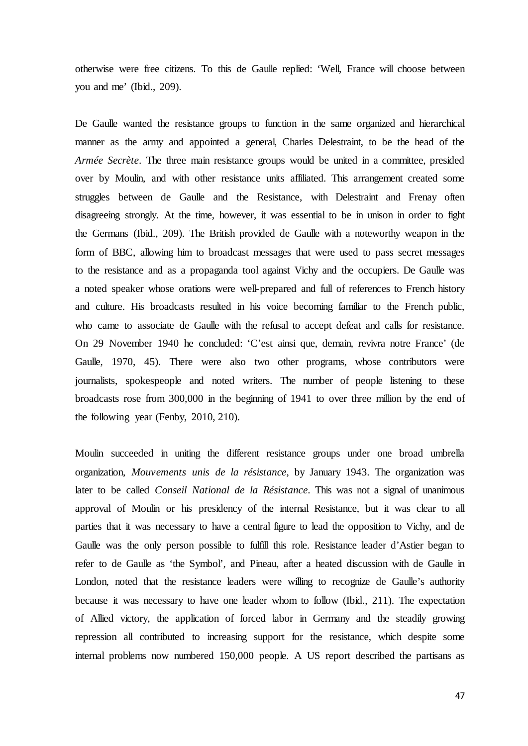otherwise were free citizens. To this de Gaulle replied: 'Well, France will choose between you and me' (Ibid., 209).

De Gaulle wanted the resistance groups to function in the same organized and hierarchical manner as the army and appointed a general, Charles Delestraint, to be the head of the *Armée Secrète*. The three main resistance groups would be united in a committee, presided over by Moulin, and with other resistance units affiliated. This arrangement created some struggles between de Gaulle and the Resistance, with Delestraint and Frenay often disagreeing strongly. At the time, however, it was essential to be in unison in order to fight the Germans (Ibid., 209). The British provided de Gaulle with a noteworthy weapon in the form of BBC, allowing him to broadcast messages that were used to pass secret messages to the resistance and as a propaganda tool against Vichy and the occupiers. De Gaulle was a noted speaker whose orations were well-prepared and full of references to French history and culture. His broadcasts resulted in his voice becoming familiar to the French public, who came to associate de Gaulle with the refusal to accept defeat and calls for resistance. On 29 November 1940 he concluded: 'C'est ainsi que, demain, revivra notre France' (de Gaulle, 1970, 45). There were also two other programs, whose contributors were journalists, spokespeople and noted writers. The number of people listening to these broadcasts rose from 300,000 in the beginning of 1941 to over three million by the end of the following year (Fenby, 2010, 210).

Moulin succeeded in uniting the different resistance groups under one broad umbrella organization, *Mouvements unis de la résistance*, by January 1943. The organization was later to be called *Conseil National de la Résistance*. This was not a signal of unanimous approval of Moulin or his presidency of the internal Resistance, but it was clear to all parties that it was necessary to have a central figure to lead the opposition to Vichy, and de Gaulle was the only person possible to fulfill this role. Resistance leader d'Astier began to refer to de Gaulle as 'the Symbol', and Pineau, after a heated discussion with de Gaulle in London, noted that the resistance leaders were willing to recognize de Gaulle's authority because it was necessary to have one leader whom to follow (Ibid., 211). The expectation of Allied victory, the application of forced labor in Germany and the steadily growing repression all contributed to increasing support for the resistance, which despite some internal problems now numbered 150,000 people. A US report described the partisans as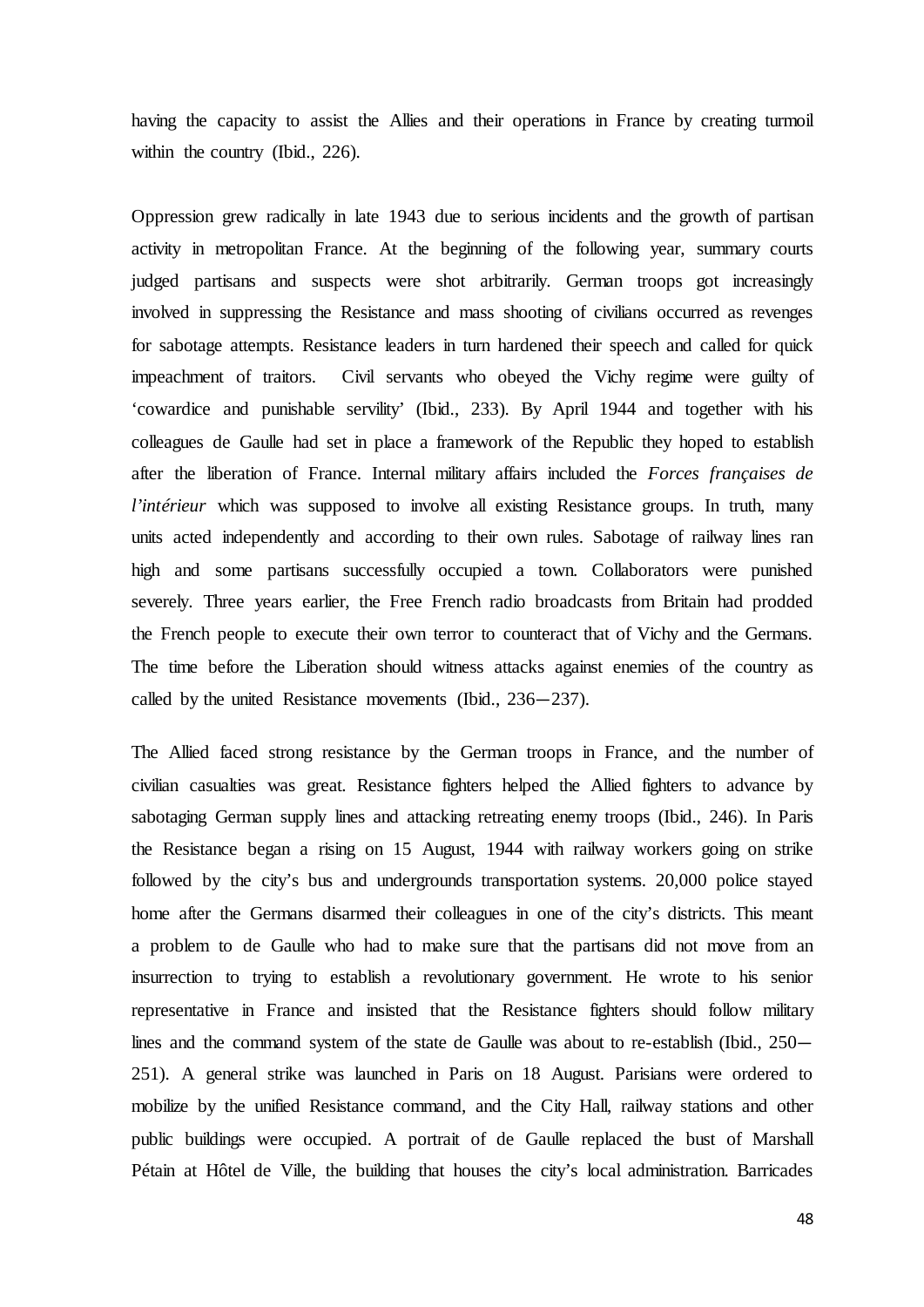having the capacity to assist the Allies and their operations in France by creating turmoil within the country (Ibid., 226).

Oppression grew radically in late 1943 due to serious incidents and the growth of partisan activity in metropolitan France. At the beginning of the following year, summary courts judged partisans and suspects were shot arbitrarily. German troops got increasingly involved in suppressing the Resistance and mass shooting of civilians occurred as revenges for sabotage attempts. Resistance leaders in turn hardened their speech and called for quick impeachment of traitors. Civil servants who obeyed the Vichy regime were guilty of 'cowardice and punishable servility' (Ibid., 233). By April 1944 and together with his colleagues de Gaulle had set in place a framework of the Republic they hoped to establish after the liberation of France. Internal military affairs included the *Forces françaises de l'intérieur* which was supposed to involve all existing Resistance groups. In truth, many units acted independently and according to their own rules. Sabotage of railway lines ran high and some partisans successfully occupied a town. Collaborators were punished severely. Three years earlier, the Free French radio broadcasts from Britain had prodded the French people to execute their own terror to counteract that of Vichy and the Germans. The time before the Liberation should witness attacks against enemies of the country as called by the united Resistance movements (Ibid., 236—237).

The Allied faced strong resistance by the German troops in France, and the number of civilian casualties was great. Resistance fighters helped the Allied fighters to advance by sabotaging German supply lines and attacking retreating enemy troops (Ibid., 246). In Paris the Resistance began a rising on 15 August, 1944 with railway workers going on strike followed by the city's bus and undergrounds transportation systems. 20,000 police stayed home after the Germans disarmed their colleagues in one of the city's districts. This meant a problem to de Gaulle who had to make sure that the partisans did not move from an insurrection to trying to establish a revolutionary government. He wrote to his senior representative in France and insisted that the Resistance fighters should follow military lines and the command system of the state de Gaulle was about to re-establish (Ibid., 250—251). A general strike was launched in Paris on 18 August. Parisians were ordered to mobilize by the unified Resistance command, and the City Hall, railway stations and other public buildings were occupied. A portrait of de Gaulle replaced the bust of Marshall Pétain at Hôtel de Ville, the building that houses the city's local administration. Barricades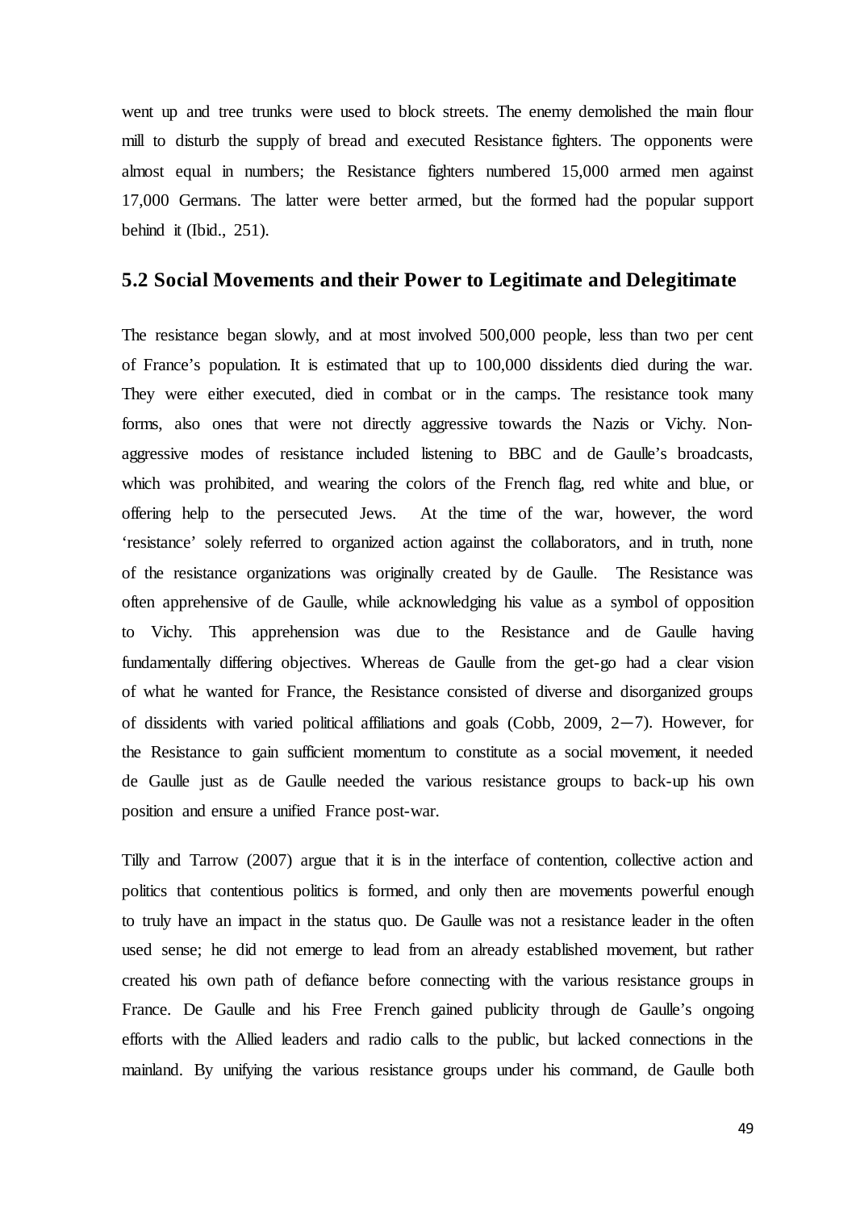went up and tree trunks were used to block streets. The enemy demolished the main flour mill to disturb the supply of bread and executed Resistance fighters. The opponents were almost equal in numbers; the Resistance fighters numbered 15,000 armed men against 17,000 Germans. The latter were better armed, but the formed had the popular support behind it (Ibid., 251).

## 5.2 Social Movements and their Power to Legitimate and Delegitimate

The resistance began slowly, and at most involved 500,000 people, less than two per cent of France's population. It is estimated that up to 100,000 dissidents died during the war. They were either executed, died in combat or in the camps. The resistance took many forms, also ones that were not directly aggressive towards the Nazis or Vichy. Non-aggressive modes of resistance included listening to BBC and de Gaulle's broadcasts, which was prohibited, and wearing the colors of the French flag, red white and blue, or offering help to the persecuted Jews. At the time of the war, however, the word 'resistance' solely referred to organized action against the collaborators, and in truth, none of the resistance organizations was originally created by de Gaulle. The Resistance was often apprehensive of de Gaulle, while acknowledging his value as a symbol of opposition to Vichy. This apprehension was due to the Resistance and de Gaulle having fundamentally differing objectives. Whereas de Gaulle from the get-go had a clear vision of what he wanted for France, the Resistance consisted of diverse and disorganized groups of dissidents with varied political affiliations and goals (Cobb, 2009, 2—7). However, for the Resistance to gain sufficient momentum to constitute as a social movement, it needed de Gaulle just as de Gaulle needed the various resistance groups to back-up his own position and ensure a unified France post-war.

Tilly and Tarrow (2007) argue that it is in the interface of contention, collective action and politics that contentious politics is formed, and only then are movements powerful enough to truly have an impact in the status quo. De Gaulle was not a resistance leader in the often used sense; he did not emerge to lead from an already established movement, but rather created his own path of defiance before connecting with the various resistance groups in France. De Gaulle and his Free French gained publicity through de Gaulle's ongoing efforts with the Allied leaders and radio calls to the public, but lacked connections in the mainland. By unifying the various resistance groups under his command, de Gaulle both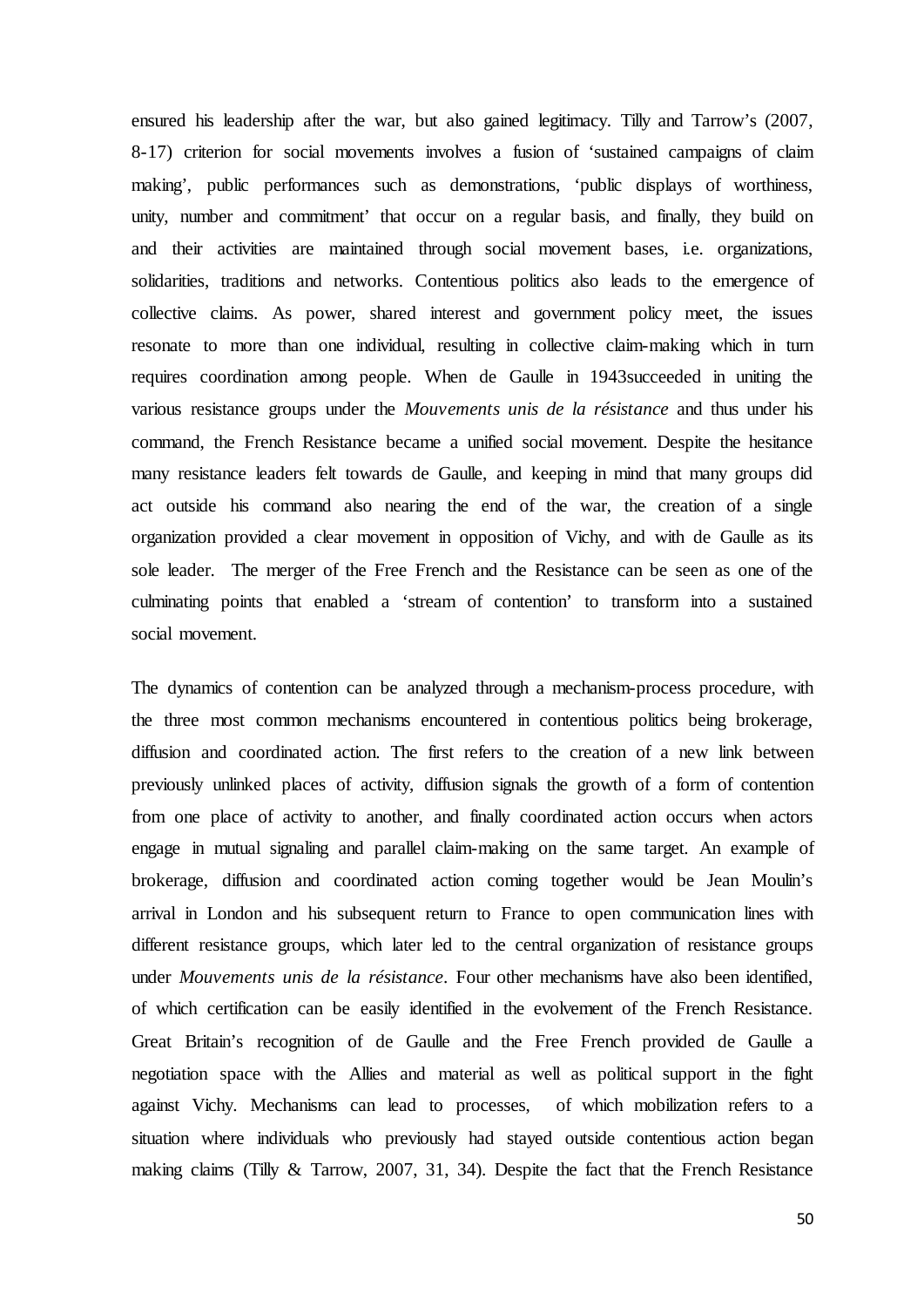ensured his leadership after the war, but also gained legitimacy. Tilly and Tarrow's (2007, 8-17) criterion for social movements involves a fusion of 'sustained campaigns of claim making', public performances such as demonstrations, 'public displays of worthiness, unity, number and commitment' that occur on a regular basis, and finally, they build on and their activities are maintained through social movement bases, i.e. organizations, solidarities, traditions and networks. Contentious politics also leads to the emergence of collective claims. As power, shared interest and government policy meet, the issues resonate to more than one individual, resulting in collective claim-making which in turn requires coordination among people. When de Gaulle in 1943succeeded in uniting the various resistance groups under the *Mouvements unis de la résistance* and thus under his command, the French Resistance became a unified social movement. Despite the hesitance many resistance leaders felt towards de Gaulle, and keeping in mind that many groups did act outside his command also nearing the end of the war, the creation of a single organization provided a clear movement in opposition of Vichy, and with de Gaulle as its sole leader. The merger of the Free French and the Resistance can be seen as one of the culminating points that enabled a 'stream of contention' to transform into a sustained social movement.

The dynamics of contention can be analyzed through a mechanism-process procedure, with the three most common mechanisms encountered in contentious politics being brokerage, diffusion and coordinated action. The first refers to the creation of a new link between previously unlinked places of activity, diffusion signals the growth of a form of contention from one place of activity to another, and finally coordinated action occurs when actors engage in mutual signaling and parallel claim-making on the same target. An example of brokerage, diffusion and coordinated action coming together would be Jean Moulin's arrival in London and his subsequent return to France to open communication lines with different resistance groups, which later led to the central organization of resistance groups under *Mouvements unis de la résistance*. Four other mechanisms have also been identified, of which certification can be easily identified in the evolvement of the French Resistance. Great Britain's recognition of de Gaulle and the Free French provided de Gaulle a negotiation space with the Allies and material as well as political support in the fight against Vichy. Mechanisms can lead to processes, of which mobilization refers to a situation where individuals who previously had stayed outside contentious action began making claims (Tilly & Tarrow, 2007, 31, 34). Despite the fact that the French Resistance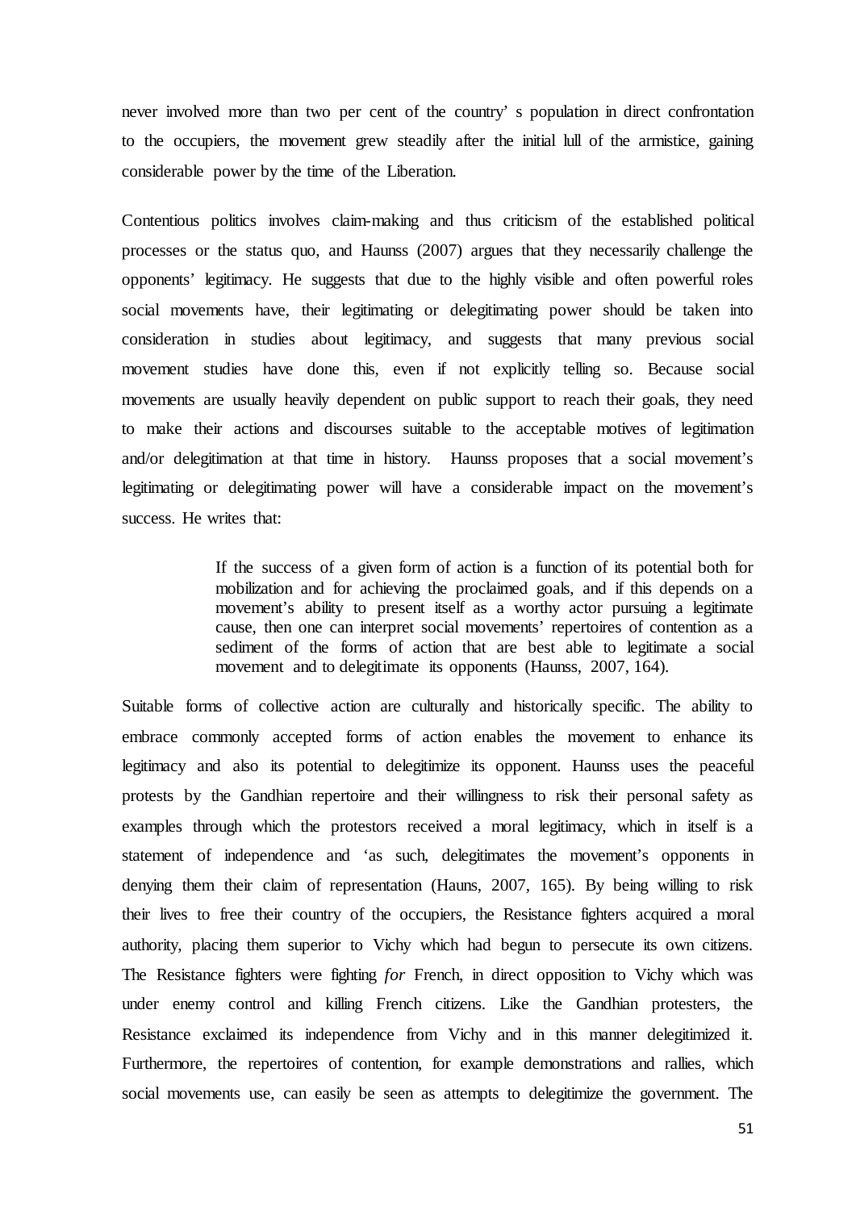never involved more than two per cent of the country' s population in direct confrontation to the occupiers, the movement grew steadily after the initial lull of the armistice, gaining considerable power by the time of the Liberation.

Contentious politics involves claim-making and thus criticism of the established political processes or the status quo, and Haunss (2007) argues that they necessarily challenge the opponents' legitimacy. He suggests that due to the highly visible and often powerful roles social movements have, their legitimating or delegitimating power should be taken into consideration in studies about legitimacy, and suggests that many previous social movement studies have done this, even if not explicitly telling so. Because social movements are usually heavily dependent on public support to reach their goals, they need to make their actions and discourses suitable to the acceptable motives of legitimation and/or delegitimation at that time in history. Haunss proposes that a social movement's legitimating or delegitimating power will have a considerable impact on the movement's success. He writes that:

> If the success of a given form of action is a function of its potential both for mobilization and for achieving the proclaimed goals, and if this depends on a movement's ability to present itself as a worthy actor pursuing a legitimate cause, then one can interpret social movements' repertoires of contention as a sediment of the forms of action that are best able to legitimate a social movement and to delegitimate its opponents (Haunss, 2007, 164).

Suitable forms of collective action are culturally and historically specific. The ability to embrace commonly accepted forms of action enables the movement to enhance its legitimacy and also its potential to delegitimize its opponent. Haunss uses the peaceful protests by the Gandhian repertoire and their willingness to risk their personal safety as examples through which the protestors received a moral legitimacy, which in itself is a statement of independence and 'as such, delegitimates the movement's opponents in denying them their claim of representation (Hauns, 2007, 165). By being willing to risk their lives to free their country of the occupiers, the Resistance fighters acquired a moral authority, placing them superior to Vichy which had begun to persecute its own citizens. The Resistance fighters were fighting *for* French, in direct opposition to Vichy which was under enemy control and killing French citizens. Like the Gandhian protesters, the Resistance exclaimed its independence from Vichy and in this manner delegitimized it. Furthermore, the repertoires of contention, for example demonstrations and rallies, which social movements use, can easily be seen as attempts to delegitimize the government. The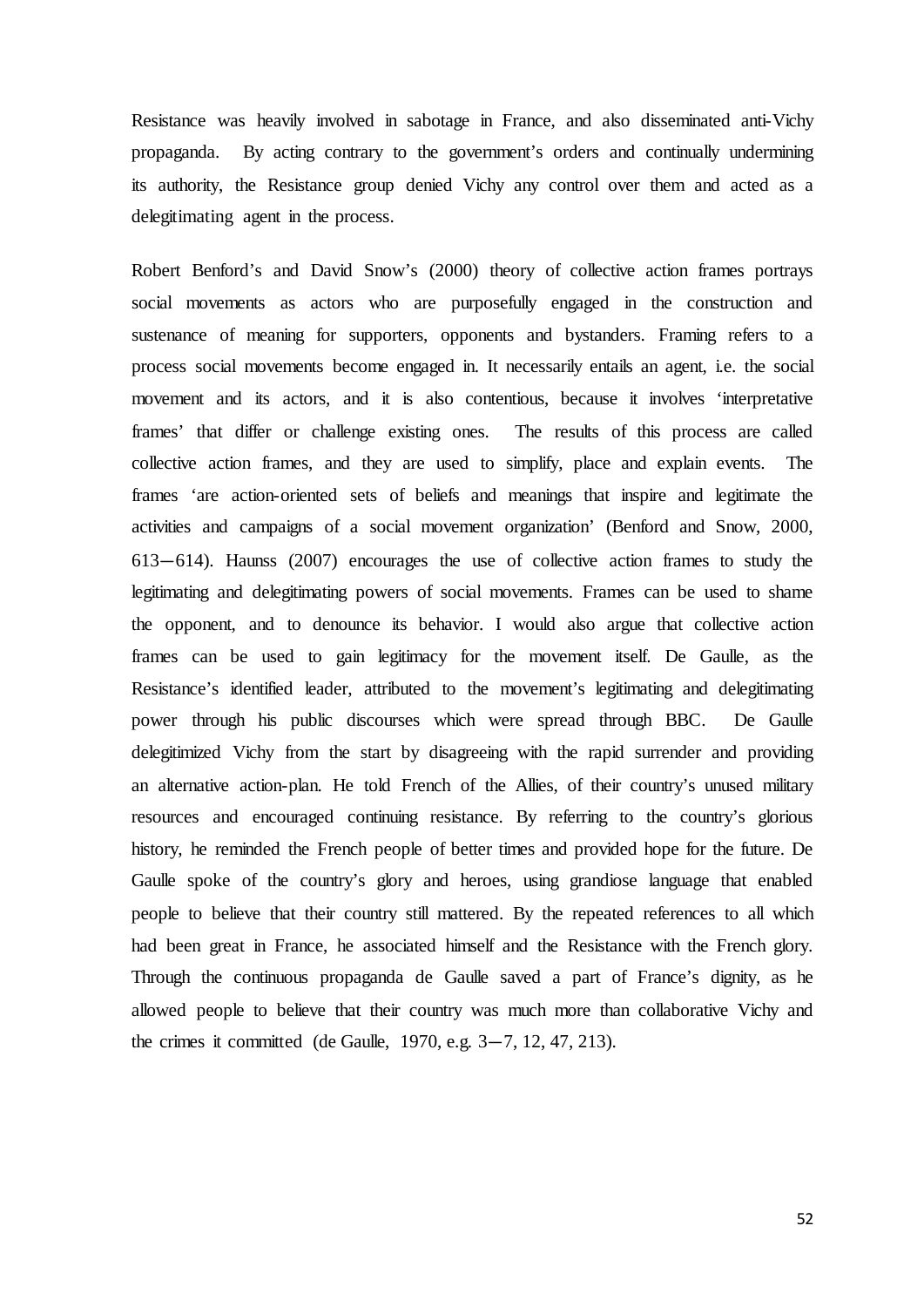Resistance was heavily involved in sabotage in France, and also disseminated anti-Vichy propaganda. By acting contrary to the government's orders and continually undermining its authority, the Resistance group denied Vichy any control over them and acted as a delegitimating agent in the process.

Robert Benford's and David Snow's (2000) theory of collective action frames portrays social movements as actors who are purposefully engaged in the construction and sustenance of meaning for supporters, opponents and bystanders. Framing refers to a process social movements become engaged in. It necessarily entails an agent, i.e. the social movement and its actors, and it is also contentious, because it involves 'interpretative frames' that differ or challenge existing ones. The results of this process are called collective action frames, and they are used to simplify, place and explain events. The frames 'are action-oriented sets of beliefs and meanings that inspire and legitimate the activities and campaigns of a social movement organization' (Benford and Snow, 2000, 613—614). Haunss (2007) encourages the use of collective action frames to study the legitimating and delegitimating powers of social movements. Frames can be used to shame the opponent, and to denounce its behavior. I would also argue that collective action frames can be used to gain legitimacy for the movement itself. De Gaulle, as the Resistance's identified leader, attributed to the movement's legitimating and delegitimating power through his public discourses which were spread through BBC. De Gaulle delegitimized Vichy from the start by disagreeing with the rapid surrender and providing an alternative action-plan. He told French of the Allies, of their country's unused military resources and encouraged continuing resistance. By referring to the country's glorious history, he reminded the French people of better times and provided hope for the future. De Gaulle spoke of the country's glory and heroes, using grandiose language that enabled people to believe that their country still mattered. By the repeated references to all which had been great in France, he associated himself and the Resistance with the French glory. Through the continuous propaganda de Gaulle saved a part of France's dignity, as he allowed people to believe that their country was much more than collaborative Vichy and the crimes it committed (de Gaulle, 1970, e.g. 3—7, 12, 47, 213).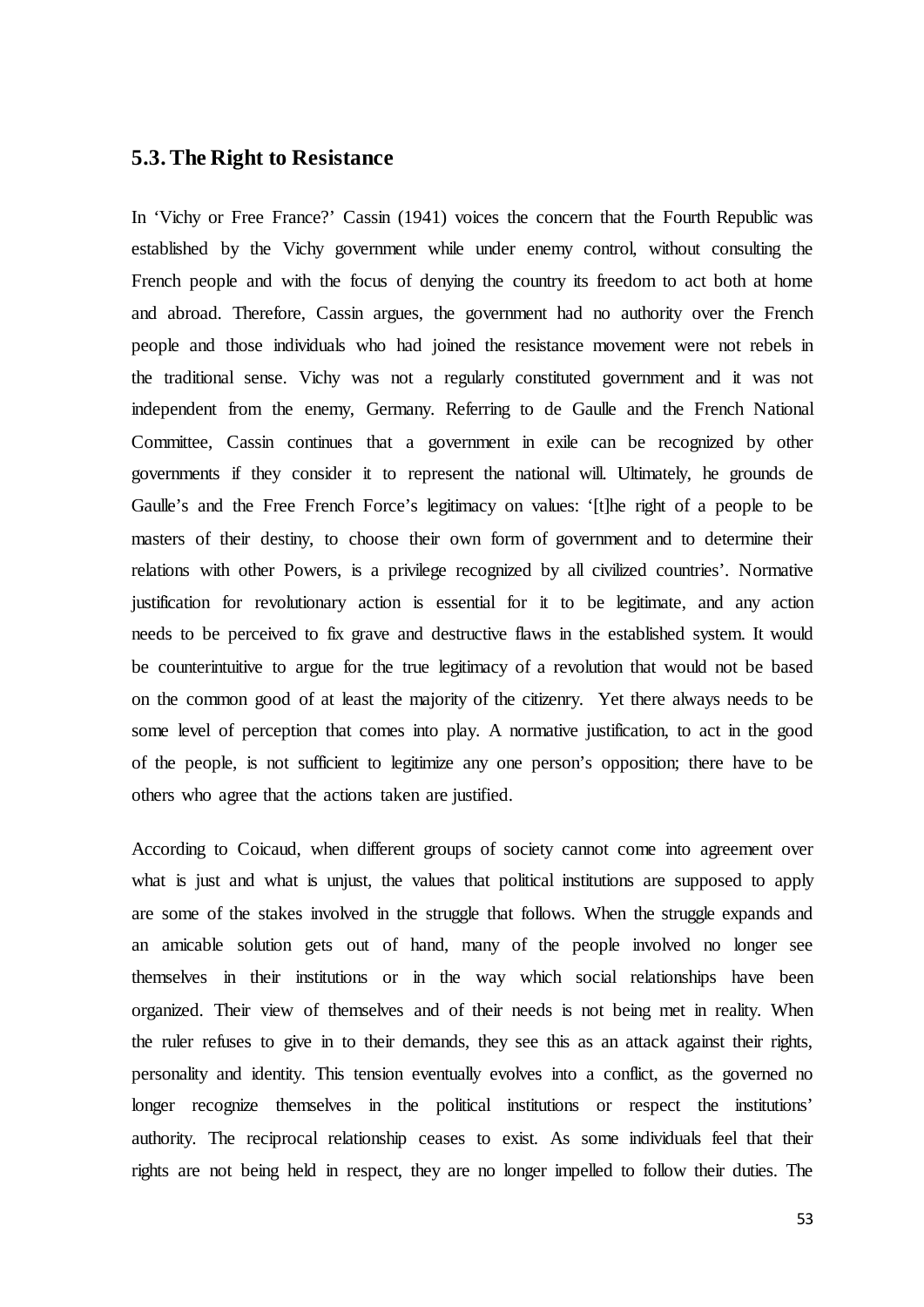## 5.3. The Right to Resistance

In 'Vichy or Free France?' Cassin (1941) voices the concern that the Fourth Republic was established by the Vichy government while under enemy control, without consulting the French people and with the focus of denying the country its freedom to act both at home and abroad. Therefore, Cassin argues, the government had no authority over the French people and those individuals who had joined the resistance movement were not rebels in the traditional sense. Vichy was not a regularly constituted government and it was not independent from the enemy, Germany. Referring to de Gaulle and the French National Committee, Cassin continues that a government in exile can be recognized by other governments if they consider it to represent the national will. Ultimately, he grounds de Gaulle's and the Free French Force's legitimacy on values: '[t]he right of a people to be masters of their destiny, to choose their own form of government and to determine their relations with other Powers, is a privilege recognized by all civilized countries'. Normative justification for revolutionary action is essential for it to be legitimate, and any action needs to be perceived to fix grave and destructive flaws in the established system. It would be counterintuitive to argue for the true legitimacy of a revolution that would not be based on the common good of at least the majority of the citizenry. Yet there always needs to be some level of perception that comes into play. A normative justification, to act in the good of the people, is not sufficient to legitimize any one person's opposition; there have to be others who agree that the actions taken are justified.

According to Coicaud, when different groups of society cannot come into agreement over what is just and what is unjust, the values that political institutions are supposed to apply are some of the stakes involved in the struggle that follows. When the struggle expands and an amicable solution gets out of hand, many of the people involved no longer see themselves in their institutions or in the way which social relationships have been organized. Their view of themselves and of their needs is not being met in reality. When the ruler refuses to give in to their demands, they see this as an attack against their rights, personality and identity. This tension eventually evolves into a conflict, as the governed no longer recognize themselves in the political institutions or respect the institutions' authority. The reciprocal relationship ceases to exist. As some individuals feel that their rights are not being held in respect, they are no longer impelled to follow their duties. The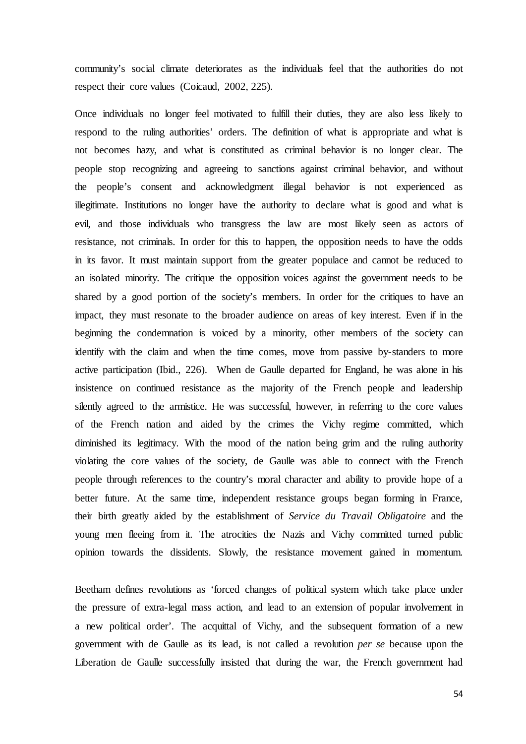community's social climate deteriorates as the individuals feel that the authorities do not respect their core values (Coicaud, 2002, 225).

Once individuals no longer feel motivated to fulfill their duties, they are also less likely to respond to the ruling authorities' orders. The definition of what is appropriate and what is not becomes hazy, and what is constituted as criminal behavior is no longer clear. The people stop recognizing and agreeing to sanctions against criminal behavior, and without the people's consent and acknowledgment illegal behavior is not experienced as illegitimate. Institutions no longer have the authority to declare what is good and what is evil, and those individuals who transgress the law are most likely seen as actors of resistance, not criminals. In order for this to happen, the opposition needs to have the odds in its favor. It must maintain support from the greater populace and cannot be reduced to an isolated minority. The critique the opposition voices against the government needs to be shared by a good portion of the society's members. In order for the critiques to have an impact, they must resonate to the broader audience on areas of key interest. Even if in the beginning the condemnation is voiced by a minority, other members of the society can identify with the claim and when the time comes, move from passive by-standers to more active participation (Ibid., 226). When de Gaulle departed for England, he was alone in his insistence on continued resistance as the majority of the French people and leadership silently agreed to the armistice. He was successful, however, in referring to the core values of the French nation and aided by the crimes the Vichy regime committed, which diminished its legitimacy. With the mood of the nation being grim and the ruling authority violating the core values of the society, de Gaulle was able to connect with the French people through references to the country's moral character and ability to provide hope of a better future. At the same time, independent resistance groups began forming in France, their birth greatly aided by the establishment of *Service du Travail Obligatoire* and the young men fleeing from it. The atrocities the Nazis and Vichy committed turned public opinion towards the dissidents. Slowly, the resistance movement gained in momentum.

Beetham defines revolutions as 'forced changes of political system which take place under the pressure of extra-legal mass action, and lead to an extension of popular involvement in a new political order'. The acquittal of Vichy, and the subsequent formation of a new government with de Gaulle as its lead, is not called a revolution *per se* because upon the Liberation de Gaulle successfully insisted that during the war, the French government had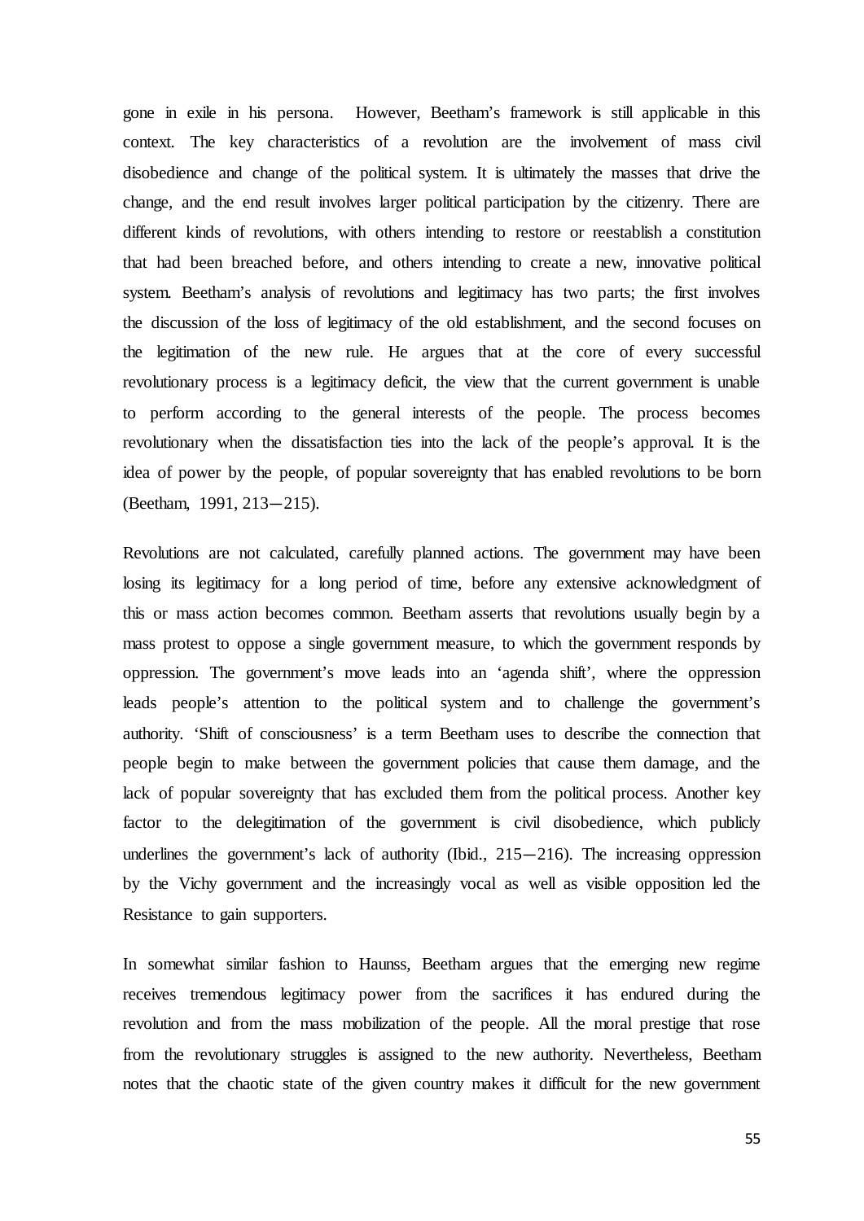gone in exile in his persona. However, Beetham's framework is still applicable in this context. The key characteristics of a revolution are the involvement of mass civil disobedience and change of the political system. It is ultimately the masses that drive the change, and the end result involves larger political participation by the citizenry. There are different kinds of revolutions, with others intending to restore or reestablish a constitution that had been breached before, and others intending to create a new, innovative political system. Beetham's analysis of revolutions and legitimacy has two parts; the first involves the discussion of the loss of legitimacy of the old establishment, and the second focuses on the legitimation of the new rule. He argues that at the core of every successful revolutionary process is a legitimacy deficit, the view that the current government is unable to perform according to the general interests of the people. The process becomes revolutionary when the dissatisfaction ties into the lack of the people's approval. It is the idea of power by the people, of popular sovereignty that has enabled revolutions to be born (Beetham, 1991, 213—215).

Revolutions are not calculated, carefully planned actions. The government may have been losing its legitimacy for a long period of time, before any extensive acknowledgment of this or mass action becomes common. Beetham asserts that revolutions usually begin by a mass protest to oppose a single government measure, to which the government responds by oppression. The government's move leads into an 'agenda shift', where the oppression leads people's attention to the political system and to challenge the government's authority. 'Shift of consciousness' is a term Beetham uses to describe the connection that people begin to make between the government policies that cause them damage, and the lack of popular sovereignty that has excluded them from the political process. Another key factor to the delegitimation of the government is civil disobedience, which publicly underlines the government's lack of authority (Ibid., 215—216). The increasing oppression by the Vichy government and the increasingly vocal as well as visible opposition led the Resistance to gain supporters.

In somewhat similar fashion to Haunss, Beetham argues that the emerging new regime receives tremendous legitimacy power from the sacrifices it has endured during the revolution and from the mass mobilization of the people. All the moral prestige that rose from the revolutionary struggles is assigned to the new authority. Nevertheless, Beetham notes that the chaotic state of the given country makes it difficult for the new government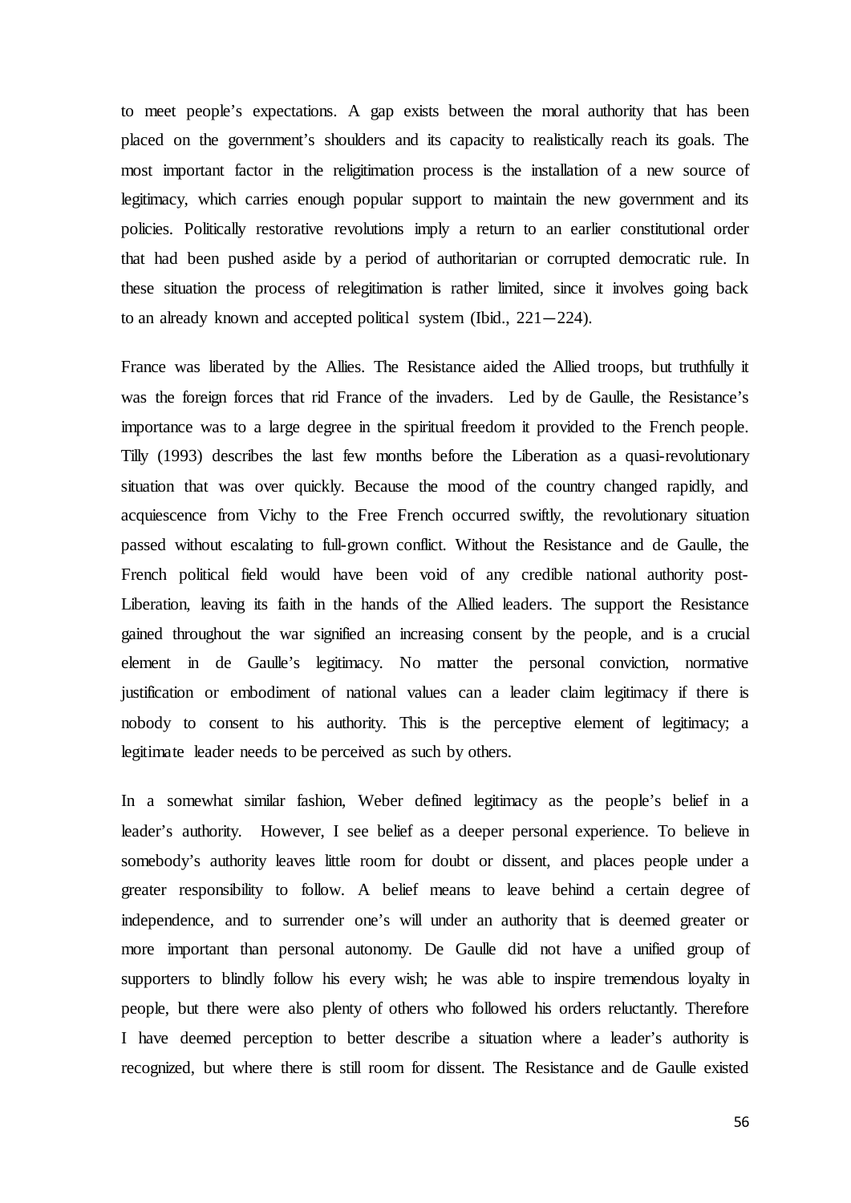to meet people's expectations. A gap exists between the moral authority that has been placed on the government's shoulders and its capacity to realistically reach its goals. The most important factor in the religitimation process is the installation of a new source of legitimacy, which carries enough popular support to maintain the new government and its policies. Politically restorative revolutions imply a return to an earlier constitutional order that had been pushed aside by a period of authoritarian or corrupted democratic rule. In these situation the process of relegitimation is rather limited, since it involves going back to an already known and accepted political system (Ibid., 221—224).

France was liberated by the Allies. The Resistance aided the Allied troops, but truthfully it was the foreign forces that rid France of the invaders. Led by de Gaulle, the Resistance's importance was to a large degree in the spiritual freedom it provided to the French people. Tilly (1993) describes the last few months before the Liberation as a quasi-revolutionary situation that was over quickly. Because the mood of the country changed rapidly, and acquiescence from Vichy to the Free French occurred swiftly, the revolutionary situation passed without escalating to full-grown conflict. Without the Resistance and de Gaulle, the French political field would have been void of any credible national authority post-Liberation, leaving its faith in the hands of the Allied leaders. The support the Resistance gained throughout the war signified an increasing consent by the people, and is a crucial element in de Gaulle's legitimacy. No matter the personal conviction, normative justification or embodiment of national values can a leader claim legitimacy if there is nobody to consent to his authority. This is the perceptive element of legitimacy; a legitimate leader needs to be perceived as such by others.

In a somewhat similar fashion, Weber defined legitimacy as the people's belief in a leader's authority. However, I see belief as a deeper personal experience. To believe in somebody's authority leaves little room for doubt or dissent, and places people under a greater responsibility to follow. A belief means to leave behind a certain degree of independence, and to surrender one's will under an authority that is deemed greater or more important than personal autonomy. De Gaulle did not have a unified group of supporters to blindly follow his every wish; he was able to inspire tremendous loyalty in people, but there were also plenty of others who followed his orders reluctantly. Therefore I have deemed perception to better describe a situation where a leader's authority is recognized, but where there is still room for dissent. The Resistance and de Gaulle existed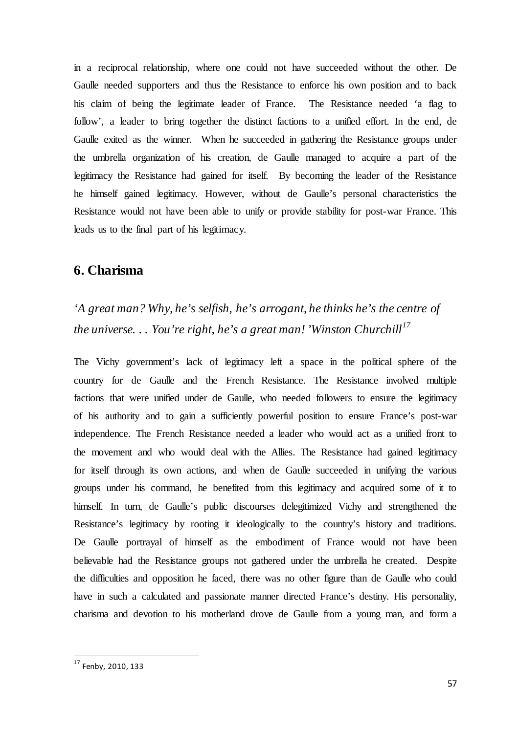in a reciprocal relationship, where one could not have succeeded without the other. De Gaulle needed supporters and thus the Resistance to enforce his own position and to back his claim of being the legitimate leader of France. The Resistance needed 'a flag to follow', a leader to bring together the distinct factions to a unified effort. In the end, de Gaulle exited as the winner. When he succeeded in gathering the Resistance groups under the umbrella organization of his creation, de Gaulle managed to acquire a part of the legitimacy the Resistance had gained for itself. By becoming the leader of the Resistance he himself gained legitimacy. However, without de Gaulle's personal characteristics the Resistance would not have been able to unify or provide stability for post-war France. This leads us to the final part of his legitimacy.

## 6. Charisma

*'A great man? Why, he's selfish, he's arrogant, he thinks he's the centre of the universe. . . You're right, he's a great man! 'Winston Churchill*[17]

The Vichy government's lack of legitimacy left a space in the political sphere of the country for de Gaulle and the French Resistance. The Resistance involved multiple factions that were unified under de Gaulle, who needed followers to ensure the legitimacy of his authority and to gain a sufficiently powerful position to ensure France's post-war independence. The French Resistance needed a leader who would act as a unified front to the movement and who would deal with the Allies. The Resistance had gained legitimacy for itself through its own actions, and when de Gaulle succeeded in unifying the various groups under his command, he benefited from this legitimacy and acquired some of it to himself. In turn, de Gaulle's public discourses delegitimized Vichy and strengthened the Resistance's legitimacy by rooting it ideologically to the country's history and traditions. De Gaulle portrayal of himself as the embodiment of France would not have been believable had the Resistance groups not gathered under the umbrella he created. Despite the difficulties and opposition he faced, there was no other figure than de Gaulle who could have in such a calculated and passionate manner directed France's destiny. His personality, charisma and devotion to his motherland drove de Gaulle from a young man, and form a

[17] Fenby, 2010, 133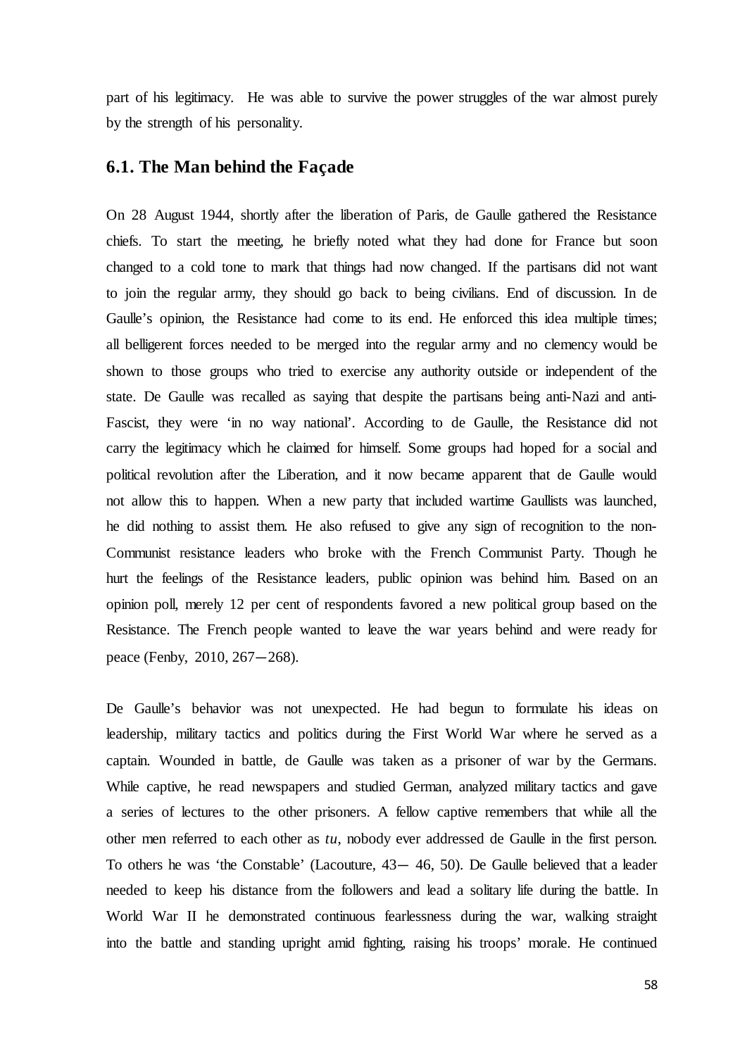part of his legitimacy. He was able to survive the power struggles of the war almost purely by the strength of his personality.

## 6.1. The Man behind the Façade

On 28 August 1944, shortly after the liberation of Paris, de Gaulle gathered the Resistance chiefs. To start the meeting, he briefly noted what they had done for France but soon changed to a cold tone to mark that things had now changed. If the partisans did not want to join the regular army, they should go back to being civilians. End of discussion. In de Gaulle's opinion, the Resistance had come to its end. He enforced this idea multiple times; all belligerent forces needed to be merged into the regular army and no clemency would be shown to those groups who tried to exercise any authority outside or independent of the state. De Gaulle was recalled as saying that despite the partisans being anti-Nazi and anti-Fascist, they were 'in no way national'. According to de Gaulle, the Resistance did not carry the legitimacy which he claimed for himself. Some groups had hoped for a social and political revolution after the Liberation, and it now became apparent that de Gaulle would not allow this to happen. When a new party that included wartime Gaullists was launched, he did nothing to assist them. He also refused to give any sign of recognition to the non-Communist resistance leaders who broke with the French Communist Party. Though he hurt the feelings of the Resistance leaders, public opinion was behind him. Based on an opinion poll, merely 12 per cent of respondents favored a new political group based on the Resistance. The French people wanted to leave the war years behind and were ready for peace (Fenby, 2010, 267–268).

De Gaulle's behavior was not unexpected. He had begun to formulate his ideas on leadership, military tactics and politics during the First World War where he served as a captain. Wounded in battle, de Gaulle was taken as a prisoner of war by the Germans. While captive, he read newspapers and studied German, analyzed military tactics and gave a series of lectures to the other prisoners. A fellow captive remembers that while all the other men referred to each other as *tu*, nobody ever addressed de Gaulle in the first person. To others he was 'the Constable' (Lacouture, 43– 46, 50). De Gaulle believed that a leader needed to keep his distance from the followers and lead a solitary life during the battle. In World War II he demonstrated continuous fearlessness during the war, walking straight into the battle and standing upright amid fighting, raising his troops' morale. He continued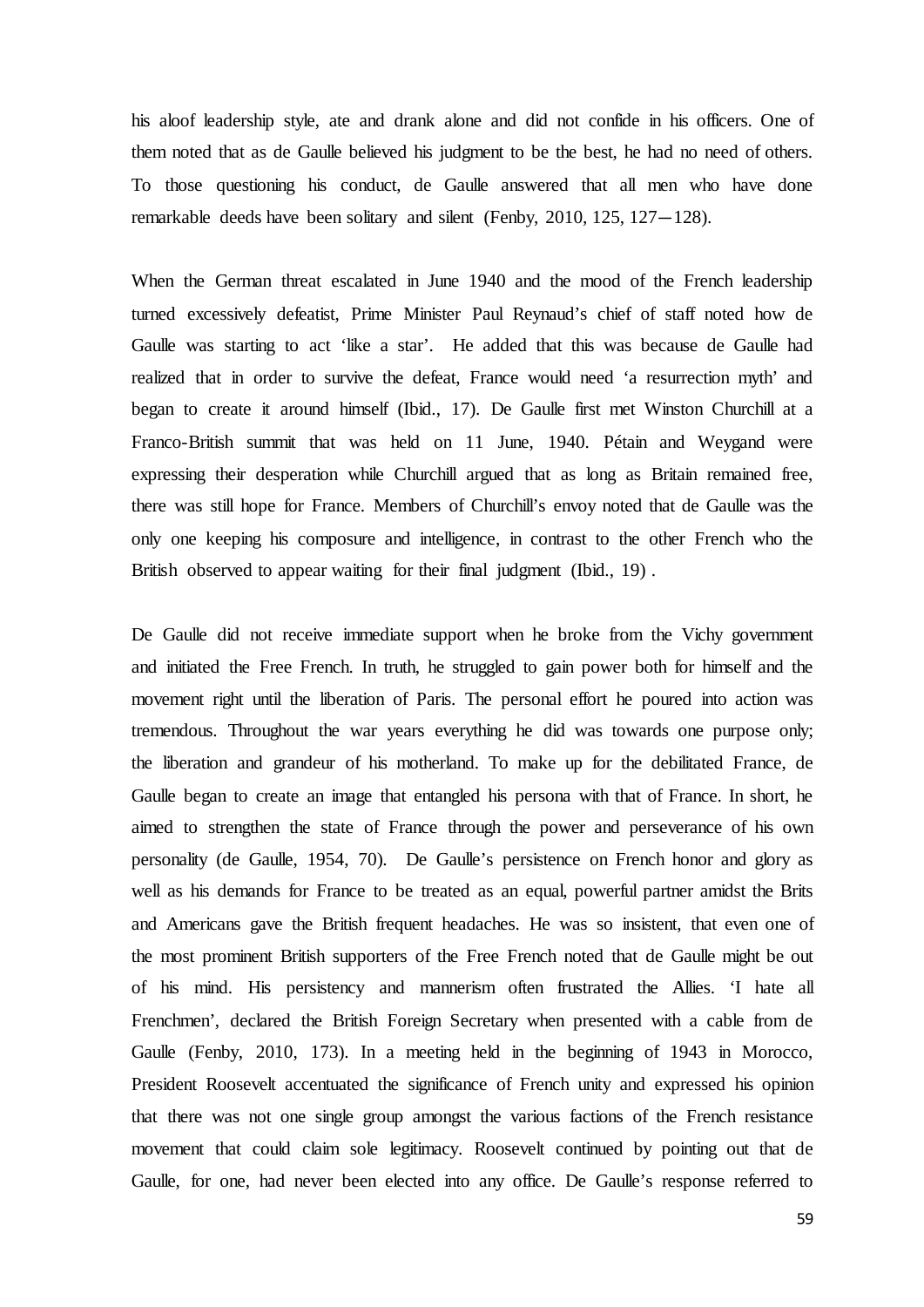his aloof leadership style, ate and drank alone and did not confide in his officers. One of them noted that as de Gaulle believed his judgment to be the best, he had no need of others. To those questioning his conduct, de Gaulle answered that all men who have done remarkable deeds have been solitary and silent (Fenby, 2010, 125, 127—128).

When the German threat escalated in June 1940 and the mood of the French leadership turned excessively defeatist, Prime Minister Paul Reynaud's chief of staff noted how de Gaulle was starting to act 'like a star'. He added that this was because de Gaulle had realized that in order to survive the defeat, France would need 'a resurrection myth' and began to create it around himself (Ibid., 17). De Gaulle first met Winston Churchill at a Franco-British summit that was held on 11 June, 1940. Pétain and Weygand were expressing their desperation while Churchill argued that as long as Britain remained free, there was still hope for France. Members of Churchill's envoy noted that de Gaulle was the only one keeping his composure and intelligence, in contrast to the other French who the British observed to appear waiting for their final judgment (Ibid., 19) .

De Gaulle did not receive immediate support when he broke from the Vichy government and initiated the Free French. In truth, he struggled to gain power both for himself and the movement right until the liberation of Paris. The personal effort he poured into action was tremendous. Throughout the war years everything he did was towards one purpose only; the liberation and grandeur of his motherland. To make up for the debilitated France, de Gaulle began to create an image that entangled his persona with that of France. In short, he aimed to strengthen the state of France through the power and perseverance of his own personality (de Gaulle, 1954, 70). De Gaulle's persistence on French honor and glory as well as his demands for France to be treated as an equal, powerful partner amidst the Brits and Americans gave the British frequent headaches. He was so insistent, that even one of the most prominent British supporters of the Free French noted that de Gaulle might be out of his mind. His persistency and mannerism often frustrated the Allies. 'I hate all Frenchmen', declared the British Foreign Secretary when presented with a cable from de Gaulle (Fenby, 2010, 173). In a meeting held in the beginning of 1943 in Morocco, President Roosevelt accentuated the significance of French unity and expressed his opinion that there was not one single group amongst the various factions of the French resistance movement that could claim sole legitimacy. Roosevelt continued by pointing out that de Gaulle, for one, had never been elected into any office. De Gaulle's response referred to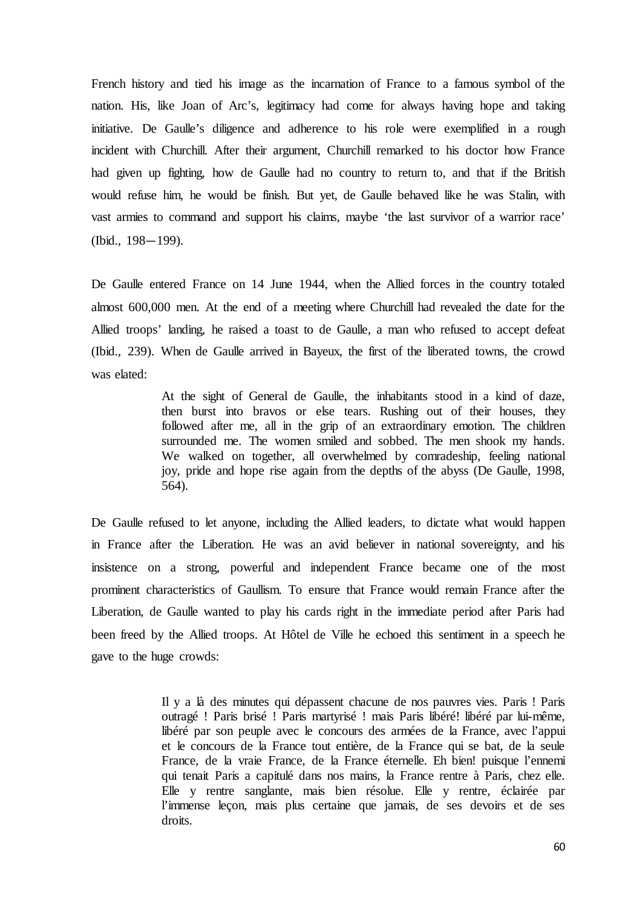French history and tied his image as the incarnation of France to a famous symbol of the nation. His, like Joan of Arc's, legitimacy had come for always having hope and taking initiative. De Gaulle's diligence and adherence to his role were exemplified in a rough incident with Churchill. After their argument, Churchill remarked to his doctor how France had given up fighting, how de Gaulle had no country to return to, and that if the British would refuse him, he would be finish. But yet, de Gaulle behaved like he was Stalin, with vast armies to command and support his claims, maybe 'the last survivor of a warrior race' (Ibid., 198—199).

De Gaulle entered France on 14 June 1944, when the Allied forces in the country totaled almost 600,000 men. At the end of a meeting where Churchill had revealed the date for the Allied troops' landing, he raised a toast to de Gaulle, a man who refused to accept defeat (Ibid., 239). When de Gaulle arrived in Bayeux, the first of the liberated towns, the crowd was elated:

> At the sight of General de Gaulle, the inhabitants stood in a kind of daze, then burst into bravos or else tears. Rushing out of their houses, they followed after me, all in the grip of an extraordinary emotion. The children surrounded me. The women smiled and sobbed. The men shook my hands. We walked on together, all overwhelmed by comradeship, feeling national joy, pride and hope rise again from the depths of the abyss (De Gaulle, 1998, 564).

De Gaulle refused to let anyone, including the Allied leaders, to dictate what would happen in France after the Liberation. He was an avid believer in national sovereignty, and his insistence on a strong, powerful and independent France became one of the most prominent characteristics of Gaullism. To ensure that France would remain France after the Liberation, de Gaulle wanted to play his cards right in the immediate period after Paris had been freed by the Allied troops. At Hôtel de Ville he echoed this sentiment in a speech he gave to the huge crowds:

> Il y a là des minutes qui dépassent chacune de nos pauvres vies. Paris ! Paris outragé ! Paris brisé ! Paris martyrisé ! mais Paris libéré! libéré par lui-même, libéré par son peuple avec le concours des armées de la France, avec l'appui et le concours de la France tout entière, de la France qui se bat, de la seule France, de la vraie France, de la France éternelle. Eh bien! puisque l'ennemi qui tenait Paris a capitulé dans nos mains, la France rentre à Paris, chez elle. Elle y rentre sanglante, mais bien résolue. Elle y rentre, éclairée par l'immense leçon, mais plus certaine que jamais, de ses devoirs et de ses droits.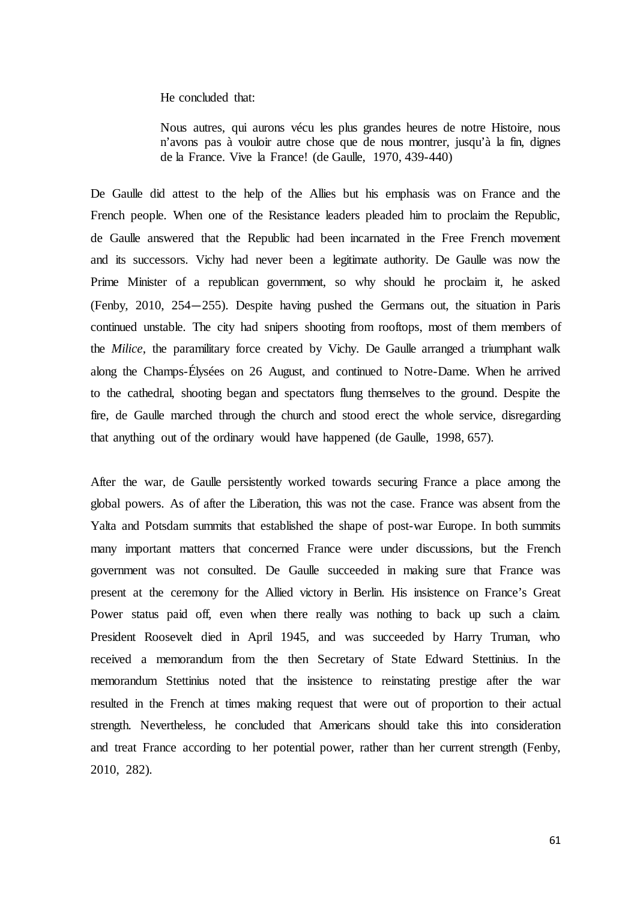He concluded that:

> Nous autres, qui aurons vécu les plus grandes heures de notre Histoire, nous n'avons pas à vouloir autre chose que de nous montrer, jusqu'à la fin, dignes de la France. Vive la France! (de Gaulle, 1970, 439-440)

De Gaulle did attest to the help of the Allies but his emphasis was on France and the French people. When one of the Resistance leaders pleaded him to proclaim the Republic, de Gaulle answered that the Republic had been incarnated in the Free French movement and its successors. Vichy had never been a legitimate authority. De Gaulle was now the Prime Minister of a republican government, so why should he proclaim it, he asked (Fenby, 2010, 254—255). Despite having pushed the Germans out, the situation in Paris continued unstable. The city had snipers shooting from rooftops, most of them members of the *Milice*, the paramilitary force created by Vichy. De Gaulle arranged a triumphant walk along the Champs-Élysées on 26 August, and continued to Notre-Dame. When he arrived to the cathedral, shooting began and spectators flung themselves to the ground. Despite the fire, de Gaulle marched through the church and stood erect the whole service, disregarding that anything out of the ordinary would have happened (de Gaulle, 1998, 657).

After the war, de Gaulle persistently worked towards securing France a place among the global powers. As of after the Liberation, this was not the case. France was absent from the Yalta and Potsdam summits that established the shape of post-war Europe. In both summits many important matters that concerned France were under discussions, but the French government was not consulted. De Gaulle succeeded in making sure that France was present at the ceremony for the Allied victory in Berlin. His insistence on France's Great Power status paid off, even when there really was nothing to back up such a claim. President Roosevelt died in April 1945, and was succeeded by Harry Truman, who received a memorandum from the then Secretary of State Edward Stettinius. In the memorandum Stettinius noted that the insistence to reinstating prestige after the war resulted in the French at times making request that were out of proportion to their actual strength. Nevertheless, he concluded that Americans should take this into consideration and treat France according to her potential power, rather than her current strength (Fenby, 2010, 282).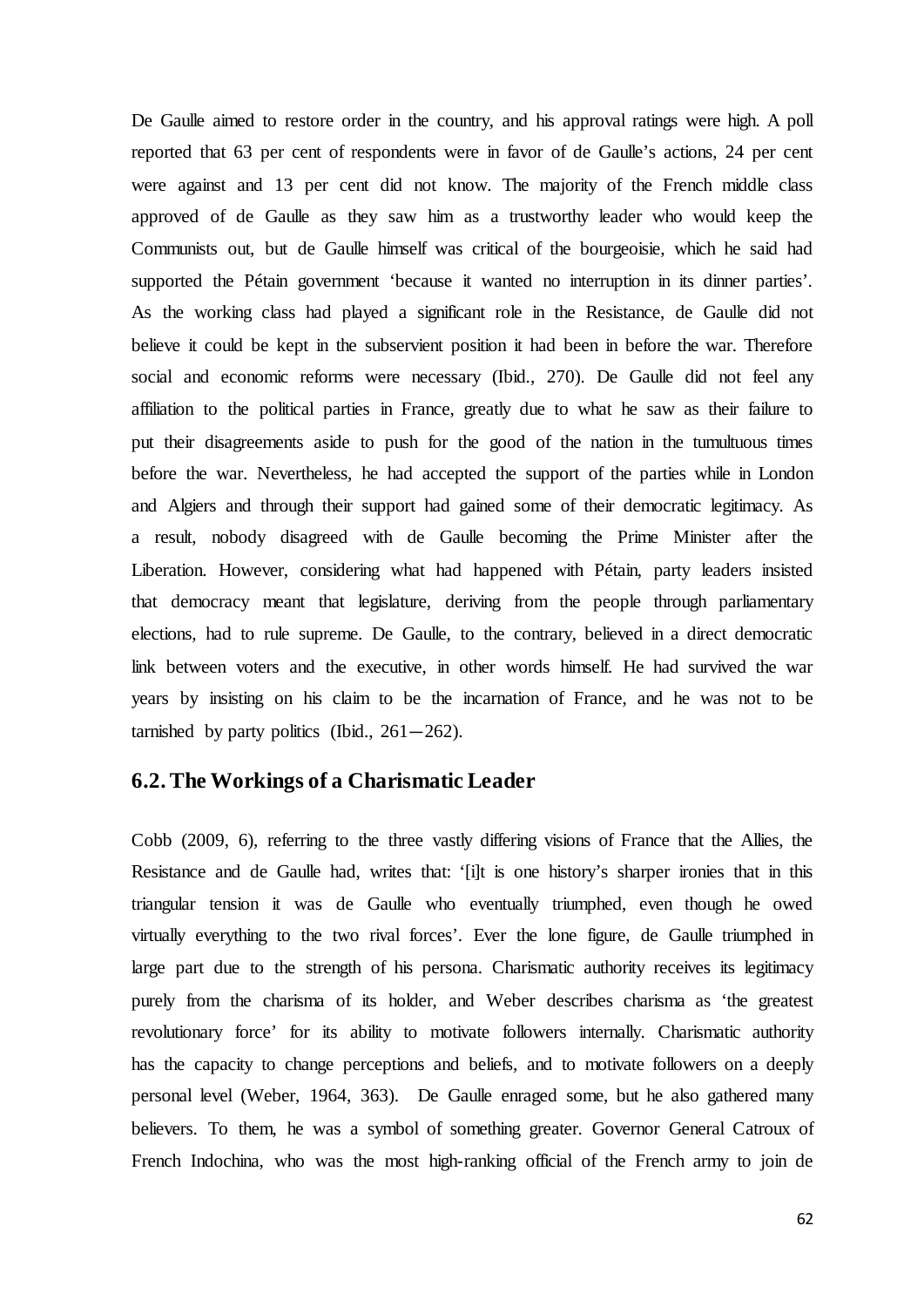De Gaulle aimed to restore order in the country, and his approval ratings were high. A poll reported that 63 per cent of respondents were in favor of de Gaulle's actions, 24 per cent were against and 13 per cent did not know. The majority of the French middle class approved of de Gaulle as they saw him as a trustworthy leader who would keep the Communists out, but de Gaulle himself was critical of the bourgeoisie, which he said had supported the Pétain government 'because it wanted no interruption in its dinner parties'. As the working class had played a significant role in the Resistance, de Gaulle did not believe it could be kept in the subservient position it had been in before the war. Therefore social and economic reforms were necessary (Ibid., 270). De Gaulle did not feel any affiliation to the political parties in France, greatly due to what he saw as their failure to put their disagreements aside to push for the good of the nation in the tumultuous times before the war. Nevertheless, he had accepted the support of the parties while in London and Algiers and through their support had gained some of their democratic legitimacy. As a result, nobody disagreed with de Gaulle becoming the Prime Minister after the Liberation. However, considering what had happened with Pétain, party leaders insisted that democracy meant that legislature, deriving from the people through parliamentary elections, had to rule supreme. De Gaulle, to the contrary, believed in a direct democratic link between voters and the executive, in other words himself. He had survived the war years by insisting on his claim to be the incarnation of France, and he was not to be tarnished by party politics (Ibid., 261—262).

## 6.2. The Workings of a Charismatic Leader

Cobb (2009, 6), referring to the three vastly differing visions of France that the Allies, the Resistance and de Gaulle had, writes that: '[i]t is one history's sharper ironies that in this triangular tension it was de Gaulle who eventually triumphed, even though he owed virtually everything to the two rival forces'. Ever the lone figure, de Gaulle triumphed in large part due to the strength of his persona. Charismatic authority receives its legitimacy purely from the charisma of its holder, and Weber describes charisma as 'the greatest revolutionary force' for its ability to motivate followers internally. Charismatic authority has the capacity to change perceptions and beliefs, and to motivate followers on a deeply personal level (Weber, 1964, 363). De Gaulle enraged some, but he also gathered many believers. To them, he was a symbol of something greater. Governor General Catroux of French Indochina, who was the most high-ranking official of the French army to join de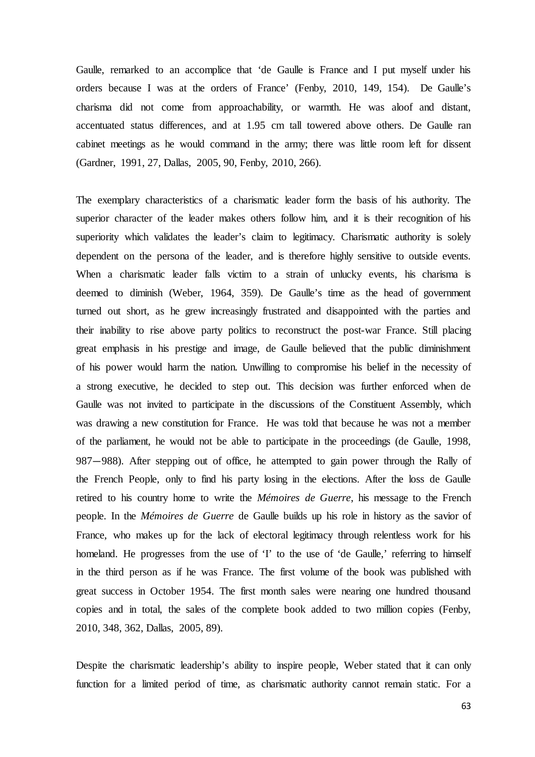Gaulle, remarked to an accomplice that 'de Gaulle is France and I put myself under his orders because I was at the orders of France' (Fenby, 2010, 149, 154). De Gaulle's charisma did not come from approachability, or warmth. He was aloof and distant, accentuated status differences, and at 1.95 cm tall towered above others. De Gaulle ran cabinet meetings as he would command in the army; there was little room left for dissent (Gardner, 1991, 27, Dallas, 2005, 90, Fenby, 2010, 266).

The exemplary characteristics of a charismatic leader form the basis of his authority. The superior character of the leader makes others follow him, and it is their recognition of his superiority which validates the leader's claim to legitimacy. Charismatic authority is solely dependent on the persona of the leader, and is therefore highly sensitive to outside events. When a charismatic leader falls victim to a strain of unlucky events, his charisma is deemed to diminish (Weber, 1964, 359). De Gaulle's time as the head of government turned out short, as he grew increasingly frustrated and disappointed with the parties and their inability to rise above party politics to reconstruct the post-war France. Still placing great emphasis in his prestige and image, de Gaulle believed that the public diminishment of his power would harm the nation. Unwilling to compromise his belief in the necessity of a strong executive, he decided to step out. This decision was further enforced when de Gaulle was not invited to participate in the discussions of the Constituent Assembly, which was drawing a new constitution for France. He was told that because he was not a member of the parliament, he would not be able to participate in the proceedings (de Gaulle, 1998, 987—988). After stepping out of office, he attempted to gain power through the Rally of the French People, only to find his party losing in the elections. After the loss de Gaulle retired to his country home to write the *Mémoires de Guerre*, his message to the French people. In the *Mémoires de Guerre* de Gaulle builds up his role in history as the savior of France, who makes up for the lack of electoral legitimacy through relentless work for his homeland. He progresses from the use of 'I' to the use of 'de Gaulle,' referring to himself in the third person as if he was France. The first volume of the book was published with great success in October 1954. The first month sales were nearing one hundred thousand copies and in total, the sales of the complete book added to two million copies (Fenby, 2010, 348, 362, Dallas, 2005, 89).

Despite the charismatic leadership's ability to inspire people, Weber stated that it can only function for a limited period of time, as charismatic authority cannot remain static. For a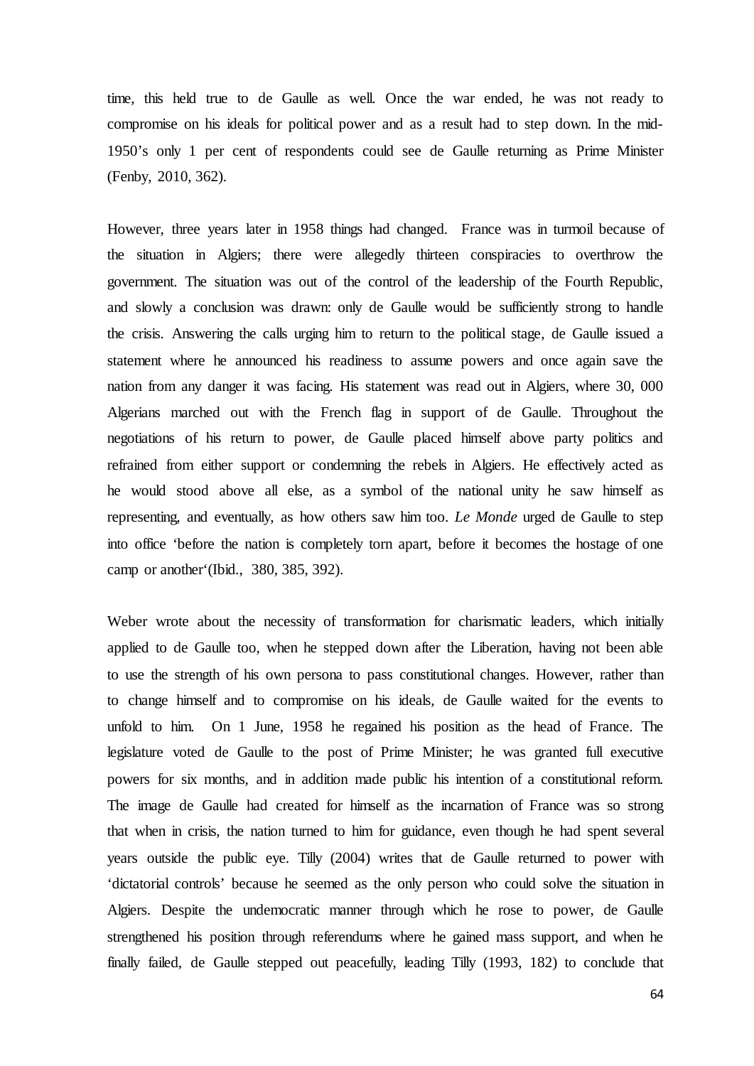time, this held true to de Gaulle as well. Once the war ended, he was not ready to compromise on his ideals for political power and as a result had to step down. In the mid-1950's only 1 per cent of respondents could see de Gaulle returning as Prime Minister (Fenby, 2010, 362).

However, three years later in 1958 things had changed. France was in turmoil because of the situation in Algiers; there were allegedly thirteen conspiracies to overthrow the government. The situation was out of the control of the leadership of the Fourth Republic, and slowly a conclusion was drawn: only de Gaulle would be sufficiently strong to handle the crisis. Answering the calls urging him to return to the political stage, de Gaulle issued a statement where he announced his readiness to assume powers and once again save the nation from any danger it was facing. His statement was read out in Algiers, where 30, 000 Algerians marched out with the French flag in support of de Gaulle. Throughout the negotiations of his return to power, de Gaulle placed himself above party politics and refrained from either support or condemning the rebels in Algiers. He effectively acted as he would stood above all else, as a symbol of the national unity he saw himself as representing, and eventually, as how others saw him too. *Le Monde* urged de Gaulle to step into office 'before the nation is completely torn apart, before it becomes the hostage of one camp or another'(Ibid., 380, 385, 392).

Weber wrote about the necessity of transformation for charismatic leaders, which initially applied to de Gaulle too, when he stepped down after the Liberation, having not been able to use the strength of his own persona to pass constitutional changes. However, rather than to change himself and to compromise on his ideals, de Gaulle waited for the events to unfold to him. On 1 June, 1958 he regained his position as the head of France. The legislature voted de Gaulle to the post of Prime Minister; he was granted full executive powers for six months, and in addition made public his intention of a constitutional reform. The image de Gaulle had created for himself as the incarnation of France was so strong that when in crisis, the nation turned to him for guidance, even though he had spent several years outside the public eye. Tilly (2004) writes that de Gaulle returned to power with 'dictatorial controls' because he seemed as the only person who could solve the situation in Algiers. Despite the undemocratic manner through which he rose to power, de Gaulle strengthened his position through referendums where he gained mass support, and when he finally failed, de Gaulle stepped out peacefully, leading Tilly (1993, 182) to conclude that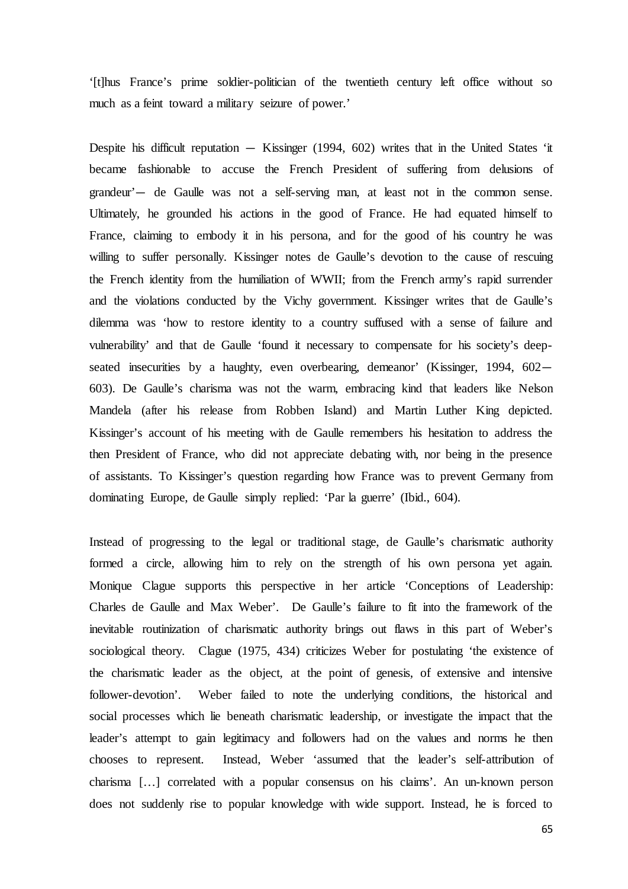'[t]hus France's prime soldier-politician of the twentieth century left office without so much as a feint toward a military seizure of power.'

Despite his difficult reputation — Kissinger (1994, 602) writes that in the United States 'it became fashionable to accuse the French President of suffering from delusions of grandeur'— de Gaulle was not a self-serving man, at least not in the common sense. Ultimately, he grounded his actions in the good of France. He had equated himself to France, claiming to embody it in his persona, and for the good of his country he was willing to suffer personally. Kissinger notes de Gaulle's devotion to the cause of rescuing the French identity from the humiliation of WWII; from the French army's rapid surrender and the violations conducted by the Vichy government. Kissinger writes that de Gaulle's dilemma was 'how to restore identity to a country suffused with a sense of failure and vulnerability' and that de Gaulle 'found it necessary to compensate for his society's deep-seated insecurities by a haughty, even overbearing, demeanor' (Kissinger, 1994, 602—603). De Gaulle's charisma was not the warm, embracing kind that leaders like Nelson Mandela (after his release from Robben Island) and Martin Luther King depicted. Kissinger's account of his meeting with de Gaulle remembers his hesitation to address the then President of France, who did not appreciate debating with, nor being in the presence of assistants. To Kissinger's question regarding how France was to prevent Germany from dominating Europe, de Gaulle simply replied: 'Par la guerre' (Ibid., 604).

Instead of progressing to the legal or traditional stage, de Gaulle's charismatic authority formed a circle, allowing him to rely on the strength of his own persona yet again. Monique Clague supports this perspective in her article 'Conceptions of Leadership: Charles de Gaulle and Max Weber'. De Gaulle's failure to fit into the framework of the inevitable routinization of charismatic authority brings out flaws in this part of Weber's sociological theory. Clague (1975, 434) criticizes Weber for postulating 'the existence of the charismatic leader as the object, at the point of genesis, of extensive and intensive follower-devotion'. Weber failed to note the underlying conditions, the historical and social processes which lie beneath charismatic leadership, or investigate the impact that the leader's attempt to gain legitimacy and followers had on the values and norms he then chooses to represent. Instead, Weber 'assumed that the leader's self-attribution of charisma [...] correlated with a popular consensus on his claims'. An un-known person does not suddenly rise to popular knowledge with wide support. Instead, he is forced to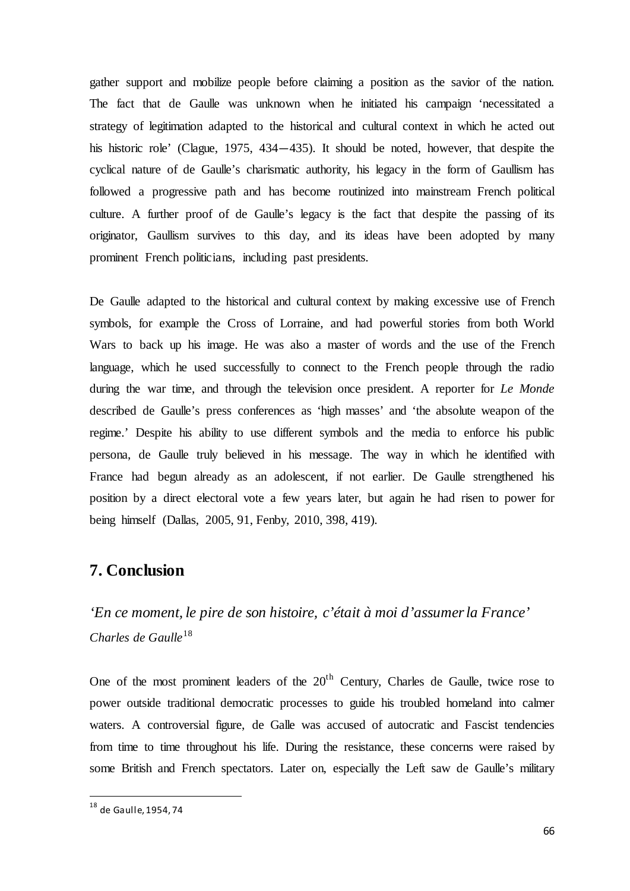gather support and mobilize people before claiming a position as the savior of the nation. The fact that de Gaulle was unknown when he initiated his campaign 'necessitated a strategy of legitimation adapted to the historical and cultural context in which he acted out his historic role' (Clague, 1975, 434—435). It should be noted, however, that despite the cyclical nature of de Gaulle's charismatic authority, his legacy in the form of Gaullism has followed a progressive path and has become routinized into mainstream French political culture. A further proof of de Gaulle's legacy is the fact that despite the passing of its originator, Gaullism survives to this day, and its ideas have been adopted by many prominent French politicians, including past presidents.

De Gaulle adapted to the historical and cultural context by making excessive use of French symbols, for example the Cross of Lorraine, and had powerful stories from both World Wars to back up his image. He was also a master of words and the use of the French language, which he used successfully to connect to the French people through the radio during the war time, and through the television once president. A reporter for *Le Monde* described de Gaulle's press conferences as 'high masses' and 'the absolute weapon of the regime.' Despite his ability to use different symbols and the media to enforce his public persona, de Gaulle truly believed in his message. The way in which he identified with France had begun already as an adolescent, if not earlier. De Gaulle strengthened his position by a direct electoral vote a few years later, but again he had risen to power for being himself (Dallas, 2005, 91, Fenby, 2010, 398, 419).

## 7. Conclusion

*'En ce moment, le pire de son histoire, c'était à moi d'assumer la France'*
*Charles de Gaulle*[18]

One of the most prominent leaders of the 20th Century, Charles de Gaulle, twice rose to power outside traditional democratic processes to guide his troubled homeland into calmer waters. A controversial figure, de Galle was accused of autocratic and Fascist tendencies from time to time throughout his life. During the resistance, these concerns were raised by some British and French spectators. Later on, especially the Left saw de Gaulle's military

[18] de Gaulle, 1954, 74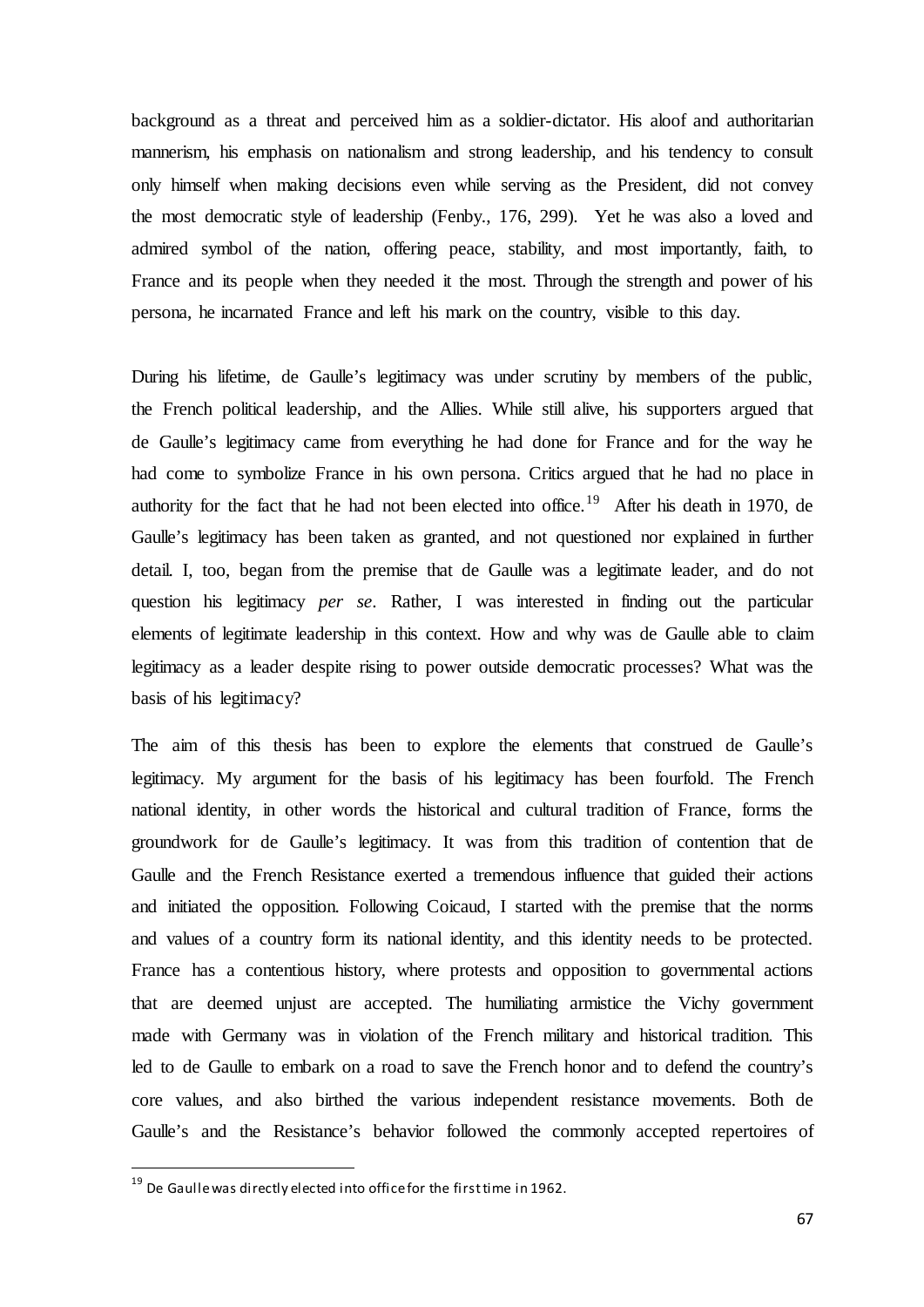background as a threat and perceived him as a soldier-dictator. His aloof and authoritarian mannerism, his emphasis on nationalism and strong leadership, and his tendency to consult only himself when making decisions even while serving as the President, did not convey the most democratic style of leadership (Fenby., 176, 299). Yet he was also a loved and admired symbol of the nation, offering peace, stability, and most importantly, faith, to France and its people when they needed it the most. Through the strength and power of his persona, he incarnated France and left his mark on the country, visible to this day.

During his lifetime, de Gaulle's legitimacy was under scrutiny by members of the public, the French political leadership, and the Allies. While still alive, his supporters argued that de Gaulle's legitimacy came from everything he had done for France and for the way he had come to symbolize France in his own persona. Critics argued that he had no place in authority for the fact that he had not been elected into office.[19] After his death in 1970, de Gaulle's legitimacy has been taken as granted, and not questioned nor explained in further detail. I, too, began from the premise that de Gaulle was a legitimate leader, and do not question his legitimacy *per se*. Rather, I was interested in finding out the particular elements of legitimate leadership in this context. How and why was de Gaulle able to claim legitimacy as a leader despite rising to power outside democratic processes? What was the basis of his legitimacy?

The aim of this thesis has been to explore the elements that construed de Gaulle's legitimacy. My argument for the basis of his legitimacy has been fourfold. The French national identity, in other words the historical and cultural tradition of France, forms the groundwork for de Gaulle's legitimacy. It was from this tradition of contention that de Gaulle and the French Resistance exerted a tremendous influence that guided their actions and initiated the opposition. Following Coicaud, I started with the premise that the norms and values of a country form its national identity, and this identity needs to be protected. France has a contentious history, where protests and opposition to governmental actions that are deemed unjust are accepted. The humiliating armistice the Vichy government made with Germany was in violation of the French military and historical tradition. This led to de Gaulle to embark on a road to save the French honor and to defend the country's core values, and also birthed the various independent resistance movements. Both de Gaulle's and the Resistance's behavior followed the commonly accepted repertoires of

[19] De Gaulle was directly elected into office for the first time in 1962.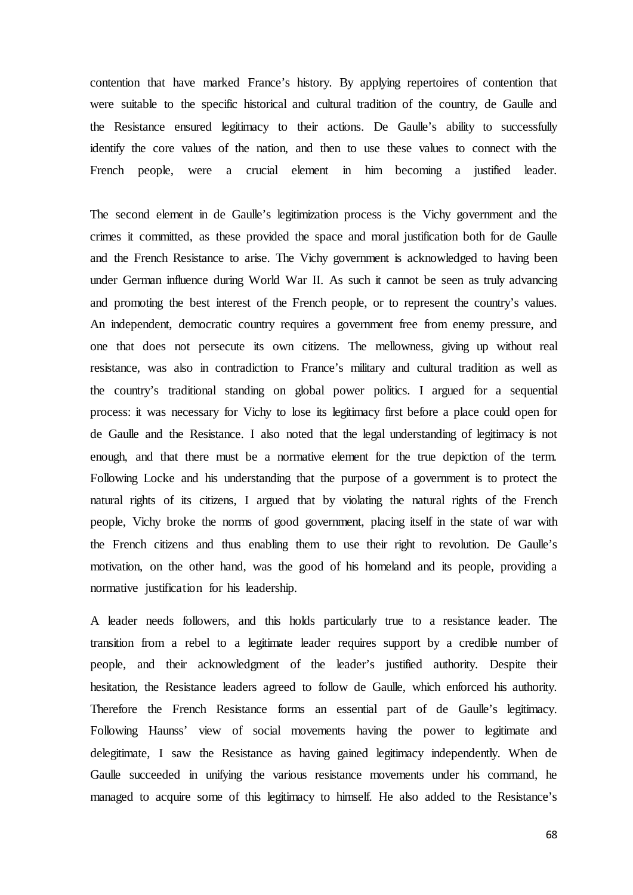contention that have marked France's history. By applying repertoires of contention that were suitable to the specific historical and cultural tradition of the country, de Gaulle and the Resistance ensured legitimacy to their actions. De Gaulle's ability to successfully identify the core values of the nation, and then to use these values to connect with the French people, were a crucial element in him becoming a justified leader.

The second element in de Gaulle's legitimization process is the Vichy government and the crimes it committed, as these provided the space and moral justification both for de Gaulle and the French Resistance to arise. The Vichy government is acknowledged to having been under German influence during World War II. As such it cannot be seen as truly advancing and promoting the best interest of the French people, or to represent the country's values. An independent, democratic country requires a government free from enemy pressure, and one that does not persecute its own citizens. The mellowness, giving up without real resistance, was also in contradiction to France's military and cultural tradition as well as the country's traditional standing on global power politics. I argued for a sequential process: it was necessary for Vichy to lose its legitimacy first before a place could open for de Gaulle and the Resistance. I also noted that the legal understanding of legitimacy is not enough, and that there must be a normative element for the true depiction of the term. Following Locke and his understanding that the purpose of a government is to protect the natural rights of its citizens, I argued that by violating the natural rights of the French people, Vichy broke the norms of good government, placing itself in the state of war with the French citizens and thus enabling them to use their right to revolution. De Gaulle's motivation, on the other hand, was the good of his homeland and its people, providing a normative justification for his leadership.

A leader needs followers, and this holds particularly true to a resistance leader. The transition from a rebel to a legitimate leader requires support by a credible number of people, and their acknowledgment of the leader's justified authority. Despite their hesitation, the Resistance leaders agreed to follow de Gaulle, which enforced his authority. Therefore the French Resistance forms an essential part of de Gaulle's legitimacy. Following Haunss' view of social movements having the power to legitimate and delegitimate, I saw the Resistance as having gained legitimacy independently. When de Gaulle succeeded in unifying the various resistance movements under his command, he managed to acquire some of this legitimacy to himself. He also added to the Resistance's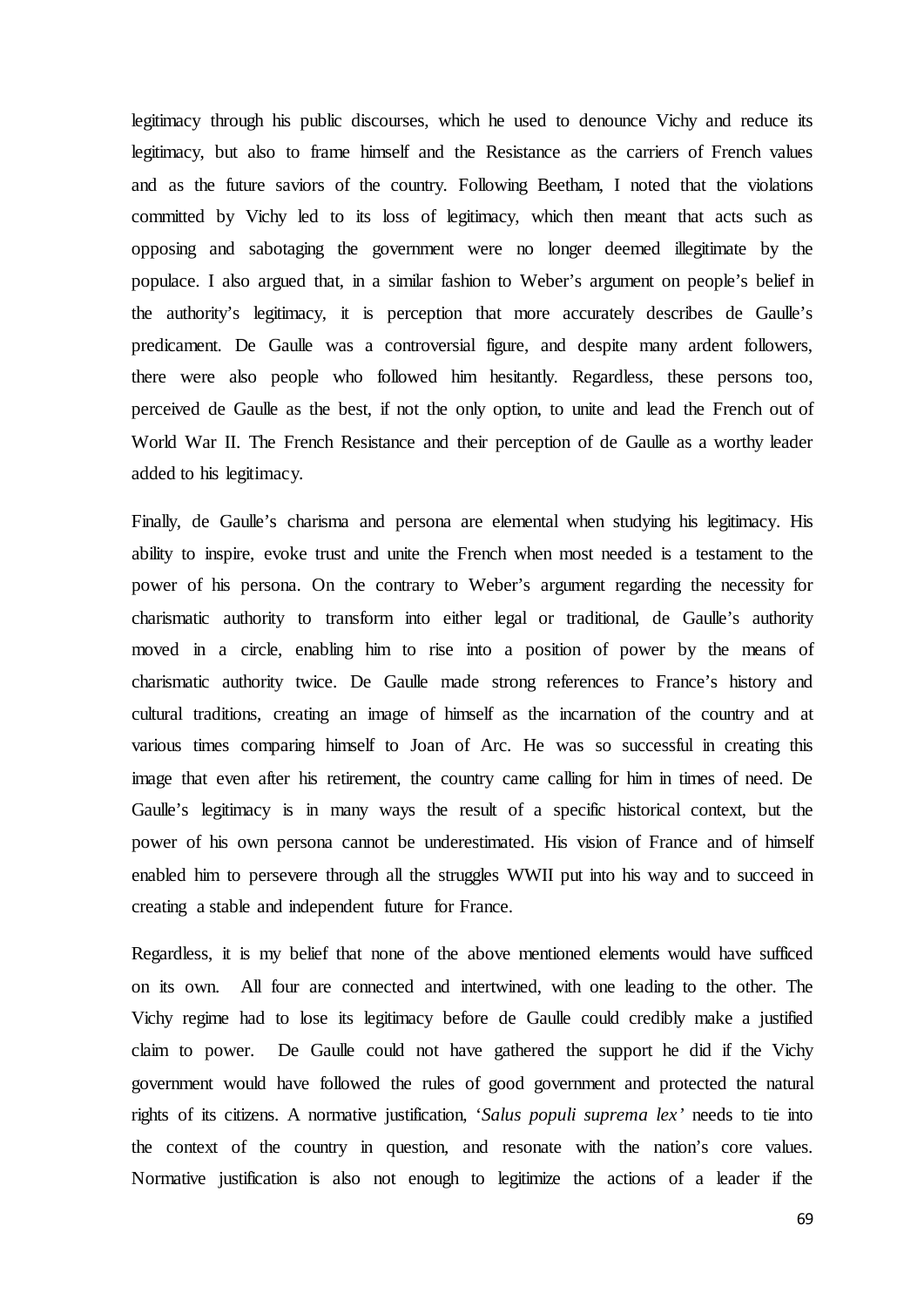legitimacy through his public discourses, which he used to denounce Vichy and reduce its legitimacy, but also to frame himself and the Resistance as the carriers of French values and as the future saviors of the country. Following Beetham, I noted that the violations committed by Vichy led to its loss of legitimacy, which then meant that acts such as opposing and sabotaging the government were no longer deemed illegitimate by the populace. I also argued that, in a similar fashion to Weber's argument on people's belief in the authority's legitimacy, it is perception that more accurately describes de Gaulle's predicament. De Gaulle was a controversial figure, and despite many ardent followers, there were also people who followed him hesitantly. Regardless, these persons too, perceived de Gaulle as the best, if not the only option, to unite and lead the French out of World War II. The French Resistance and their perception of de Gaulle as a worthy leader added to his legitimacy.

Finally, de Gaulle's charisma and persona are elemental when studying his legitimacy. His ability to inspire, evoke trust and unite the French when most needed is a testament to the power of his persona. On the contrary to Weber's argument regarding the necessity for charismatic authority to transform into either legal or traditional, de Gaulle's authority moved in a circle, enabling him to rise into a position of power by the means of charismatic authority twice. De Gaulle made strong references to France's history and cultural traditions, creating an image of himself as the incarnation of the country and at various times comparing himself to Joan of Arc. He was so successful in creating this image that even after his retirement, the country came calling for him in times of need. De Gaulle's legitimacy is in many ways the result of a specific historical context, but the power of his own persona cannot be underestimated. His vision of France and of himself enabled him to persevere through all the struggles WWII put into his way and to succeed in creating a stable and independent future for France.

Regardless, it is my belief that none of the above mentioned elements would have sufficed on its own. All four are connected and intertwined, with one leading to the other. The Vichy regime had to lose its legitimacy before de Gaulle could credibly make a justified claim to power. De Gaulle could not have gathered the support he did if the Vichy government would have followed the rules of good government and protected the natural rights of its citizens. A normative justification, '*Salus populi suprema lex'* needs to tie into the context of the country in question, and resonate with the nation's core values. Normative justification is also not enough to legitimize the actions of a leader if the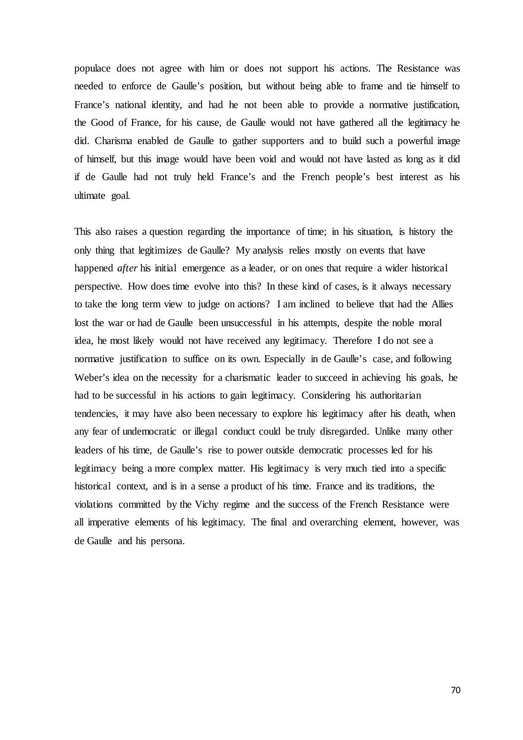populace does not agree with him or does not support his actions. The Resistance was needed to enforce de Gaulle's position, but without being able to frame and tie himself to France's national identity, and had he not been able to provide a normative justification, the Good of France, for his cause, de Gaulle would not have gathered all the legitimacy he did. Charisma enabled de Gaulle to gather supporters and to build such a powerful image of himself, but this image would have been void and would not have lasted as long as it did if de Gaulle had not truly held France's and the French people's best interest as his ultimate goal.

This also raises a question regarding the importance of time; in his situation, is history the only thing that legitimizes de Gaulle? My analysis relies mostly on events that have happened *after* his initial emergence as a leader, or on ones that require a wider historical perspective. How does time evolve into this? In these kind of cases, is it always necessary to take the long term view to judge on actions? I am inclined to believe that had the Allies lost the war or had de Gaulle been unsuccessful in his attempts, despite the noble moral idea, he most likely would not have received any legitimacy. Therefore I do not see a normative justification to suffice on its own. Especially in de Gaulle's case, and following Weber's idea on the necessity for a charismatic leader to succeed in achieving his goals, he had to be successful in his actions to gain legitimacy. Considering his authoritarian tendencies, it may have also been necessary to explore his legitimacy after his death, when any fear of undemocratic or illegal conduct could be truly disregarded. Unlike many other leaders of his time, de Gaulle's rise to power outside democratic processes led for his legitimacy being a more complex matter. His legitimacy is very much tied into a specific historical context, and is in a sense a product of his time. France and its traditions, the violations committed by the Vichy regime and the success of the French Resistance were all imperative elements of his legitimacy. The final and overarching element, however, was de Gaulle and his persona.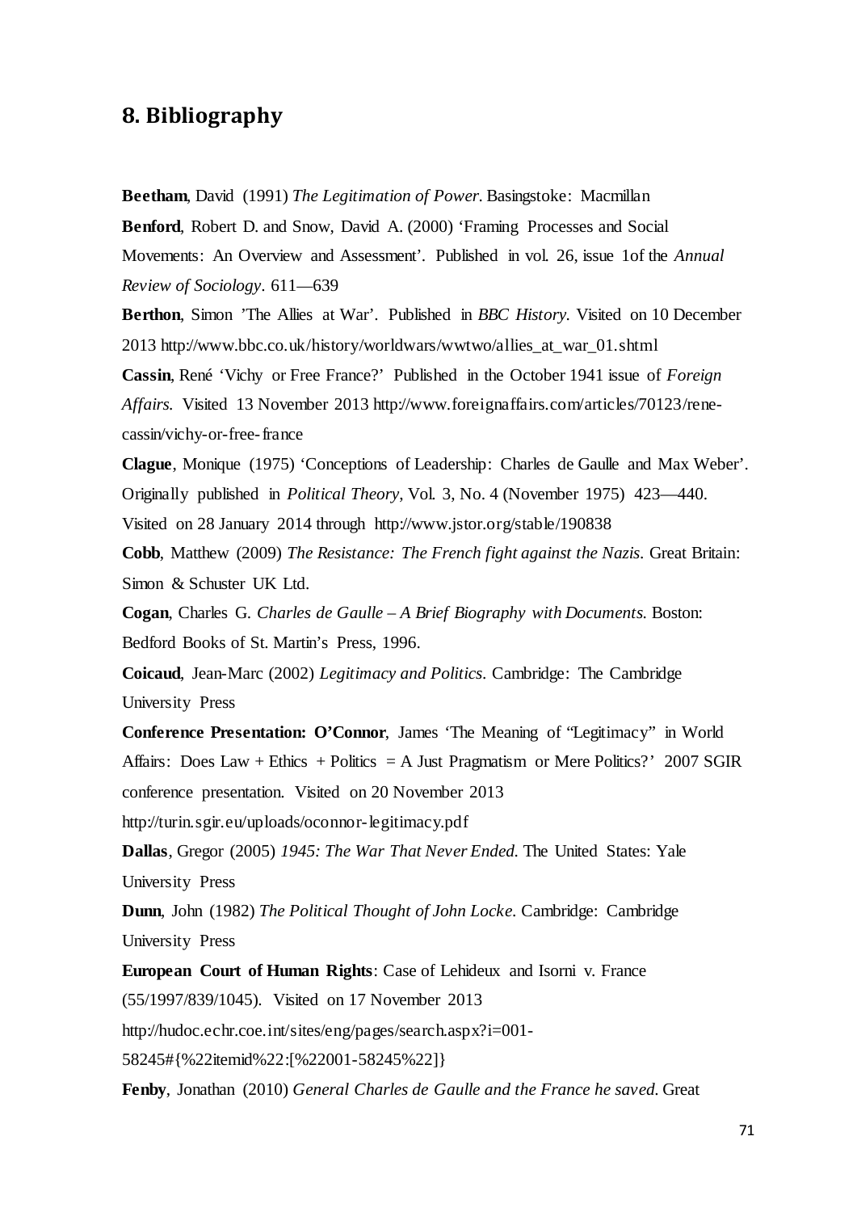## 8. Bibliography

**Beetham**, David (1991) *The Legitimation of Power*. Basingstoke: Macmillan

**Benford**, Robert D. and Snow, David A. (2000) 'Framing Processes and Social Movements: An Overview and Assessment'. Published in vol. 26, issue 1of the *Annual Review of Sociology*. 611—639

**Berthon**, Simon 'The Allies at War'. Published in *BBC History*. Visited on 10 December 2013 http://www.bbc.co.uk/history/worldwars/wwtwo/allies_at_war_01.shtml

**Cassin**, René 'Vichy or Free France?' Published in the October 1941 issue of *Foreign Affairs*. Visited 13 November 2013 http://www.foreignaffairs.com/articles/70123/rene-cassin/vichy-or-free-france

**Clague**, Monique (1975) 'Conceptions of Leadership: Charles de Gaulle and Max Weber'. Originally published in *Political Theory*, Vol. 3, No. 4 (November 1975) 423—440. Visited on 28 January 2014 through http://www.jstor.org/stable/190838

**Cobb**, Matthew (2009) *The Resistance: The French fight against the Nazis*. Great Britain: Simon & Schuster UK Ltd.

**Cogan**, Charles G. *Charles de Gaulle – A Brief Biography with Documents*. Boston: Bedford Books of St. Martin's Press, 1996.

**Coicaud**, Jean-Marc (2002) *Legitimacy and Politics*. Cambridge: The Cambridge University Press

**Conference Presentation: O'Connor**, James 'The Meaning of "Legitimacy" in World Affairs: Does Law + Ethics + Politics = A Just Pragmatism or Mere Politics?' 2007 SGIR conference presentation. Visited on 20 November 2013 http://turin.sgir.eu/uploads/oconnor-legitimacy.pdf

**Dallas**, Gregor (2005) *1945: The War That Never Ended*. The United States: Yale University Press

**Dunn**, John (1982) *The Political Thought of John Locke*. Cambridge: Cambridge University Press

**European Court of Human Rights**: Case of Lehideux and Isorni v. France (55/1997/839/1045). Visited on 17 November 2013 http://hudoc.echr.coe.int/sites/eng/pages/search.aspx?i=001-58245#{%22itemid%22:[%22001-58245%22]}

**Fenby**, Jonathan (2010) *General Charles de Gaulle and the France he saved*. Great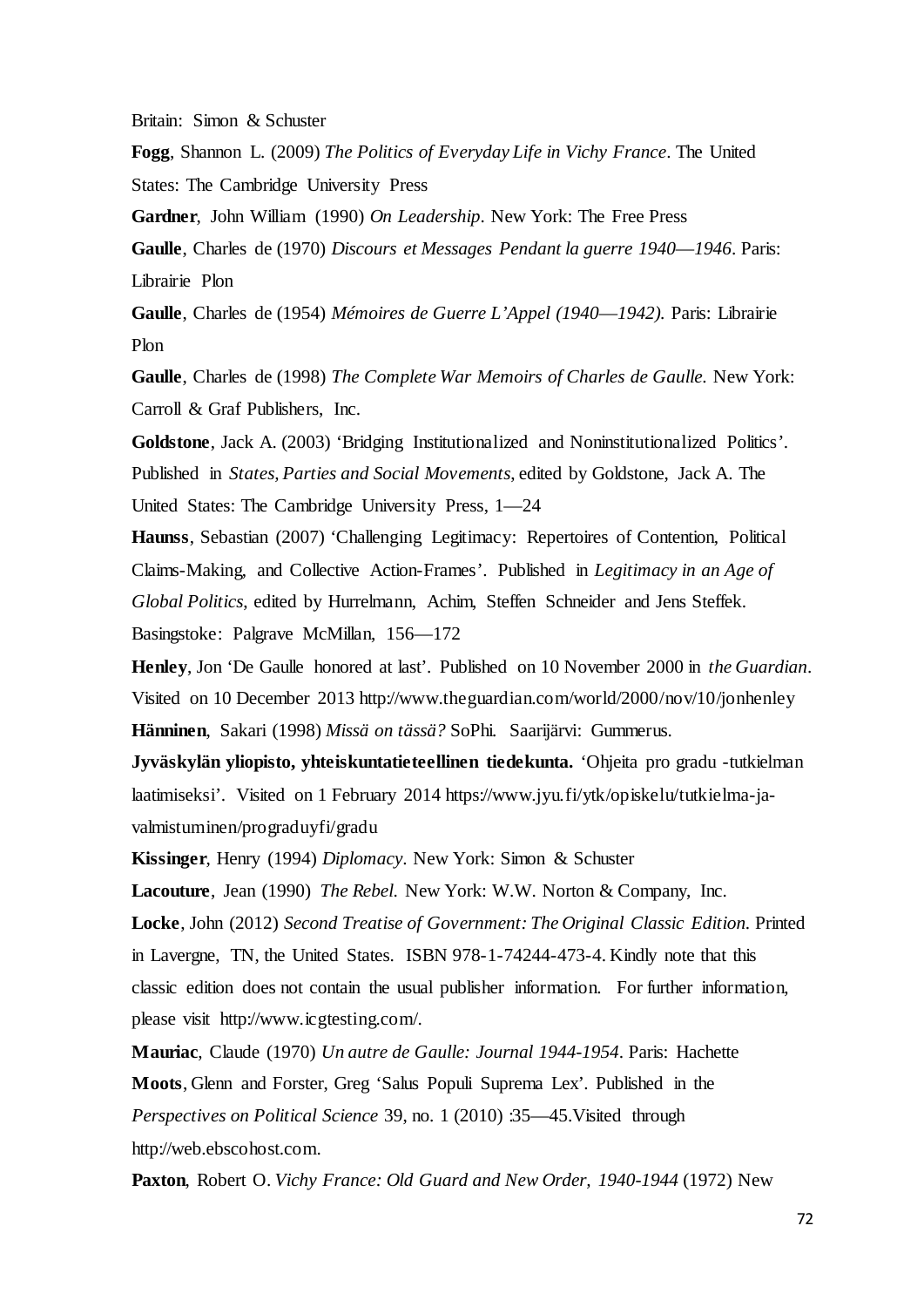Britain: Simon & Schuster

**Fogg**, Shannon L. (2009) *The Politics of Everyday Life in Vichy France*. The United States: The Cambridge University Press

**Gardner**, John William (1990) *On Leadership*. New York: The Free Press

**Gaulle**, Charles de (1970) *Discours et Messages Pendant la guerre 1940—1946*. Paris: Librairie Plon

**Gaulle**, Charles de (1954) *Mémoires de Guerre L'Appel (1940—1942).* Paris: Librairie Plon

**Gaulle**, Charles de (1998) *The Complete War Memoirs of Charles de Gaulle.* New York: Carroll & Graf Publishers, Inc.

**Goldstone**, Jack A. (2003) 'Bridging Institutionalized and Noninstitutionalized Politics'. Published in *States, Parties and Social Movements*, edited by Goldstone, Jack A. The United States: The Cambridge University Press, 1—24

**Haunss**, Sebastian (2007) 'Challenging Legitimacy: Repertoires of Contention, Political Claims-Making, and Collective Action-Frames'. Published in *Legitimacy in an Age of Global Politics*, edited by Hurrelmann, Achim, Steffen Schneider and Jens Steffek. Basingstoke: Palgrave McMillan, 156—172

**Henley**, Jon 'De Gaulle honored at last'. Published on 10 November 2000 in *the Guardian*. Visited on 10 December 2013 http://www.theguardian.com/world/2000/nov/10/jonhenley

**Hänninen**, Sakari (1998) *Missä on tässä?* SoPhi. Saarijärvi: Gummerus.

**Jyväskylän yliopisto, yhteiskuntatieteellinen tiedekunta.** 'Ohjeita pro gradu -tutkielman laatimiseksi'. Visited on 1 February 2014 https://www.jyu.fi/ytk/opiskelu/tutkielma-ja-valmistuminen/prograduyfi/gradu

**Kissinger**, Henry (1994) *Diplomacy*. New York: Simon & Schuster

**Lacouture**, Jean (1990) *The Rebel.* New York: W.W. Norton & Company, Inc.

**Locke**, John (2012) *Second Treatise of Government: The Original Classic Edition*. Printed in Lavergne, TN, the United States. ISBN 978-1-74244-473-4. Kindly note that this classic edition does not contain the usual publisher information. For further information, please visit http://www.icgtesting.com/.

**Mauriac**, Claude (1970) *Un autre de Gaulle: Journal 1944-1954*. Paris: Hachette

**Moots**, Glenn and Forster, Greg 'Salus Populi Suprema Lex'. Published in the *Perspectives on Political Science* 39, no. 1 (2010) :35—45.Visited through http://web.ebscohost.com.

**Paxton**, Robert O. *Vichy France: Old Guard and New Order, 1940-1944* (1972) New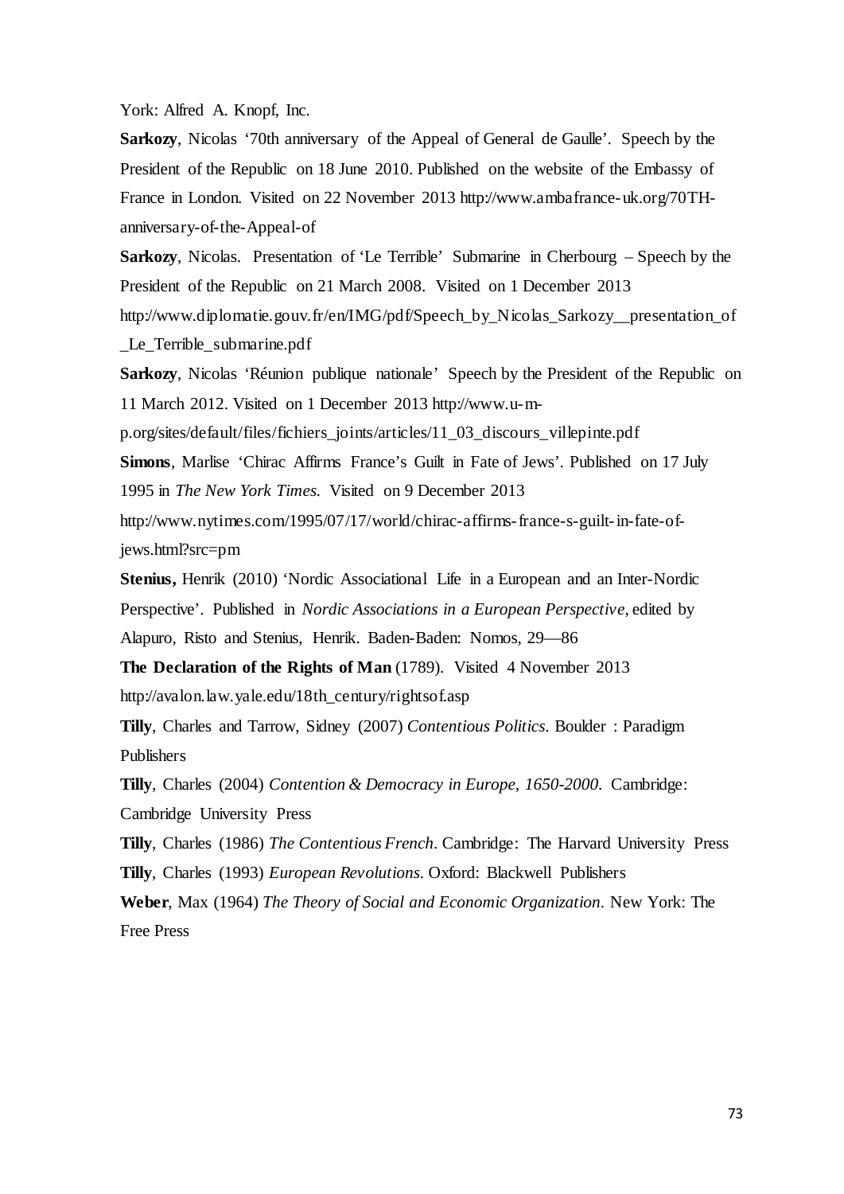York: Alfred A. Knopf, Inc.

**Sarkozy**, Nicolas '70th anniversary of the Appeal of General de Gaulle'. Speech by the President of the Republic on 18 June 2010. Published on the website of the Embassy of France in London. Visited on 22 November 2013 http://www.ambafrance-uk.org/70TH-anniversary-of-the-Appeal-of

**Sarkozy**, Nicolas. Presentation of 'Le Terrible' Submarine in Cherbourg – Speech by the President of the Republic on 21 March 2008. Visited on 1 December 2013 http://www.diplomatie.gouv.fr/en/IMG/pdf/Speech_by_Nicolas_Sarkozy__presentation_of_Le_Terrible_submarine.pdf

**Sarkozy**, Nicolas 'Réunion publique nationale' Speech by the President of the Republic on 11 March 2012. Visited on 1 December 2013 http://www.u-m-p.org/sites/default/files/fichiers_joints/articles/11_03_discours_villepinte.pdf

**Simons**, Marlise 'Chirac Affirms France's Guilt in Fate of Jews'. Published on 17 July 1995 in *The New York Times*. Visited on 9 December 2013 http://www.nytimes.com/1995/07/17/world/chirac-affirms-france-s-guilt-in-fate-of-jews.html?src=pm

**Stenius,** Henrik (2010) 'Nordic Associational Life in a European and an Inter-Nordic Perspective'. Published in *Nordic Associations in a European Perspective*, edited by Alapuro, Risto and Stenius, Henrik. Baden-Baden: Nomos, 29—86

**The Declaration of the Rights of Man** (1789). Visited 4 November 2013 http://avalon.law.yale.edu/18th_century/rightsof.asp

**Tilly**, Charles and Tarrow, Sidney (2007) *Contentious Politics*. Boulder : Paradigm Publishers

**Tilly**, Charles (2004) *Contention & Democracy in Europe, 1650-2000*. Cambridge: Cambridge University Press

**Tilly**, Charles (1986) *The Contentious French*. Cambridge: The Harvard University Press

**Tilly**, Charles (1993) *European Revolutions*. Oxford: Blackwell Publishers

**Weber**, Max (1964) *The Theory of Social and Economic Organization*. New York: The Free Press